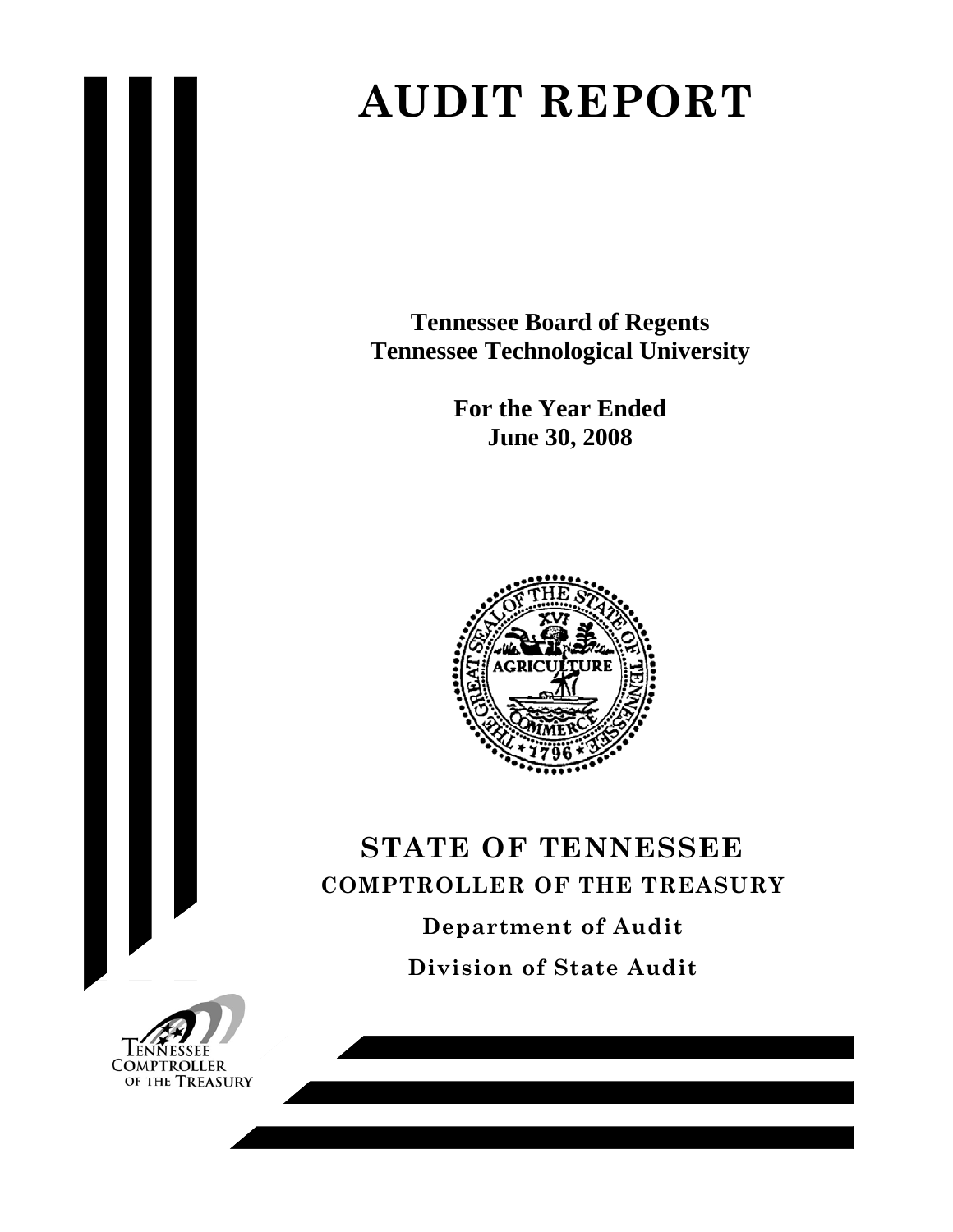# AUDIT REPORT

**Tennessee Board of Regents**
**Tennessee Technological University**

**For the Year Ended**
**June 30, 2008**

## STATE OF TENNESSEE

**COMPTROLLER OF THE TREASURY**

**Department of Audit**

**Division of State Audit**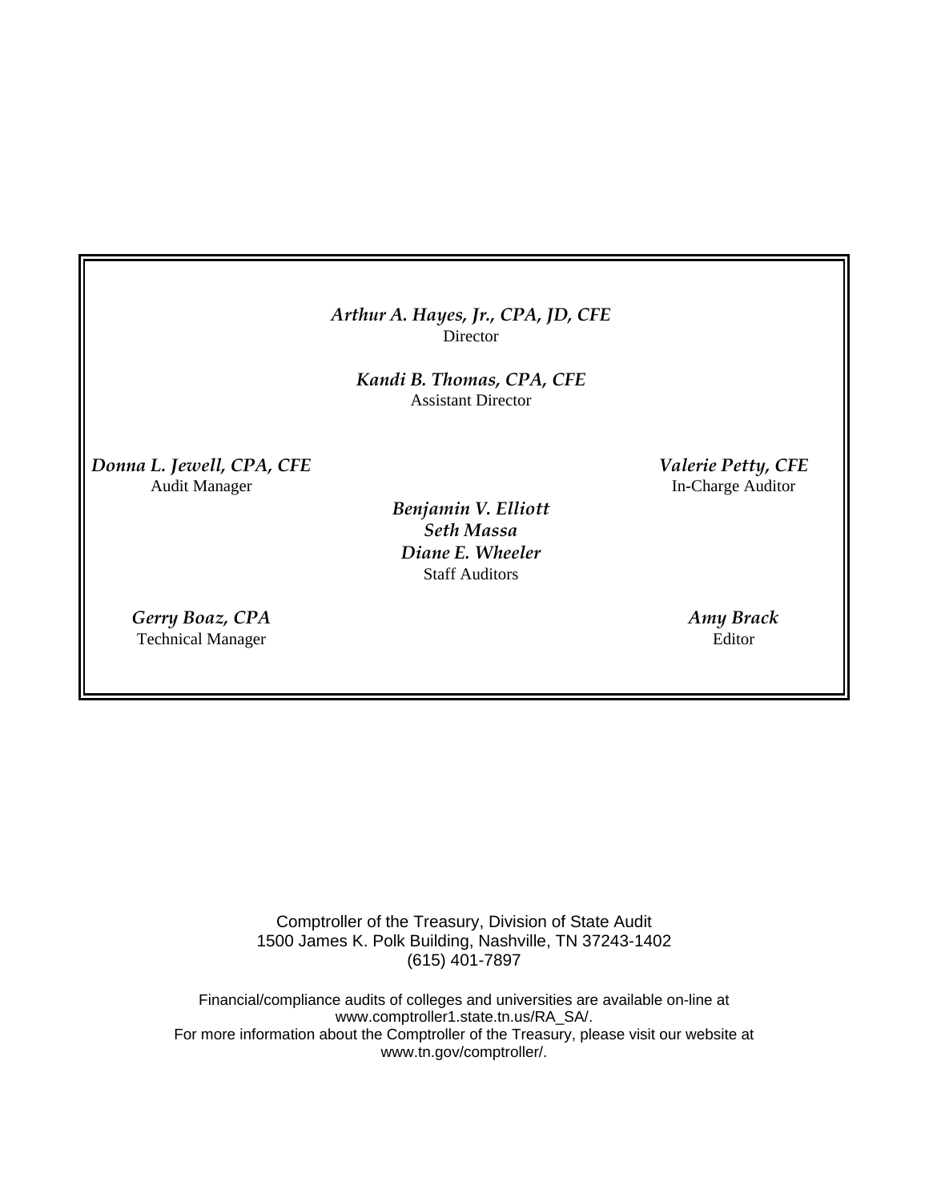*Arthur A. Hayes, Jr., CPA, JD, CFE*
Director

*Kandi B. Thomas, CPA, CFE*
Assistant Director

*Donna L. Jewell, CPA, CFE*
Audit Manager

*Valerie Petty, CFE*
In-Charge Auditor

*Benjamin V. Elliott*
*Seth Massa*
*Diane E. Wheeler*
Staff Auditors

*Gerry Boaz, CPA*
Technical Manager

*Amy Brack*
Editor

Comptroller of the Treasury, Division of State Audit
1500 James K. Polk Building, Nashville, TN 37243-1402
(615) 401-7897

Financial/compliance audits of colleges and universities are available on-line at
www.comptroller1.state.tn.us/RA_SA/.
For more information about the Comptroller of the Treasury, please visit our website at
www.tn.gov/comptroller/.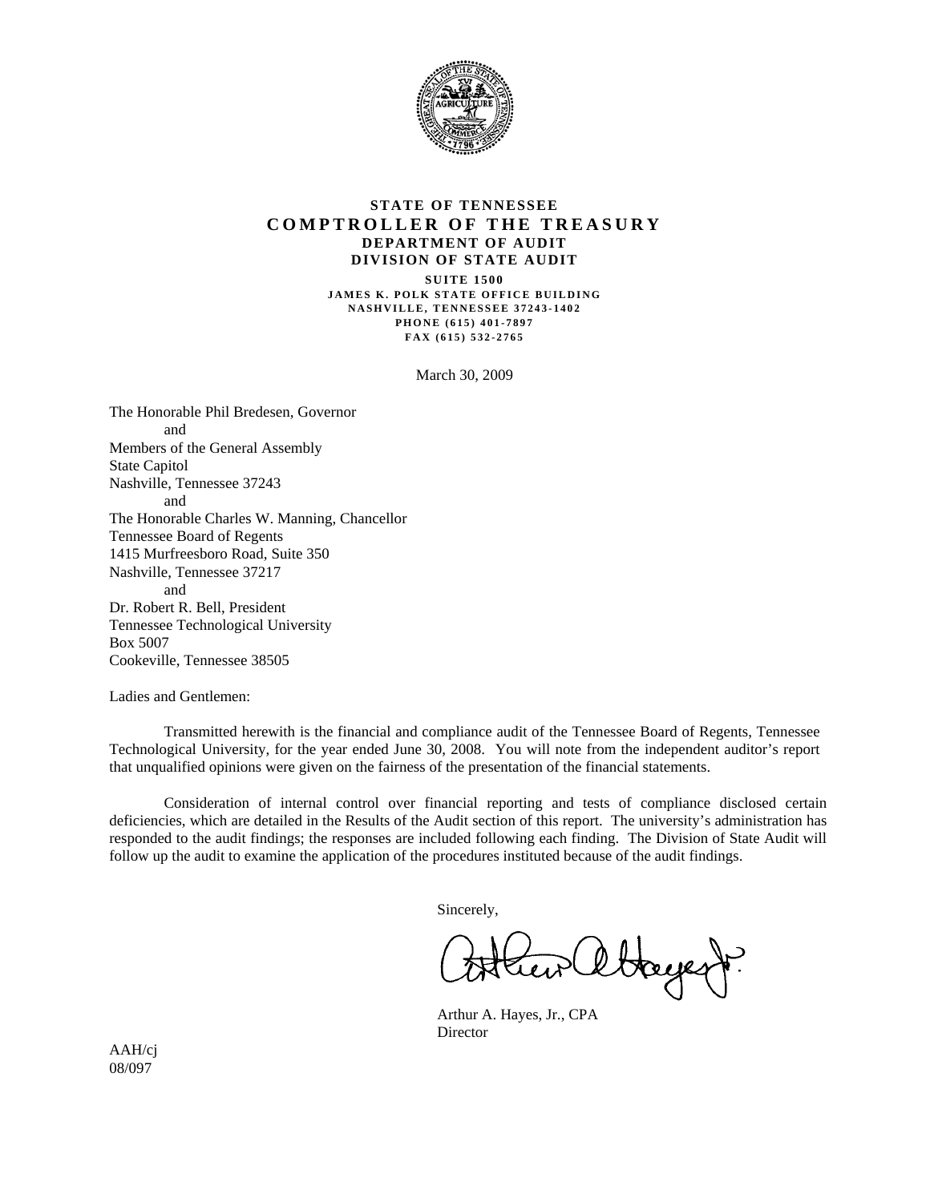**STATE OF TENNESSEE**
# COMPTROLLER OF THE TREASURY
**DEPARTMENT OF AUDIT**
**DIVISION OF STATE AUDIT**

SUITE 1500
JAMES K. POLK STATE OFFICE BUILDING
NASHVILLE, TENNESSEE 37243-1402
PHONE (615) 401-7897
FAX (615) 532-2765

March 30, 2009

The Honorable Phil Bredesen, Governor
and
Members of the General Assembly
State Capitol
Nashville, Tennessee 37243
and
The Honorable Charles W. Manning, Chancellor
Tennessee Board of Regents
1415 Murfreesboro Road, Suite 350
Nashville, Tennessee 37217
and
Dr. Robert R. Bell, President
Tennessee Technological University
Box 5007
Cookeville, Tennessee 38505

Ladies and Gentlemen:

Transmitted herewith is the financial and compliance audit of the Tennessee Board of Regents, Tennessee Technological University, for the year ended June 30, 2008. You will note from the independent auditor's report that unqualified opinions were given on the fairness of the presentation of the financial statements.

Consideration of internal control over financial reporting and tests of compliance disclosed certain deficiencies, which are detailed in the Results of the Audit section of this report. The university's administration has responded to the audit findings; the responses are included following each finding. The Division of State Audit will follow up the audit to examine the application of the procedures instituted because of the audit findings.

Sincerely,

Arthur A. Hayes, Jr., CPA
Director

AAH/cj
08/097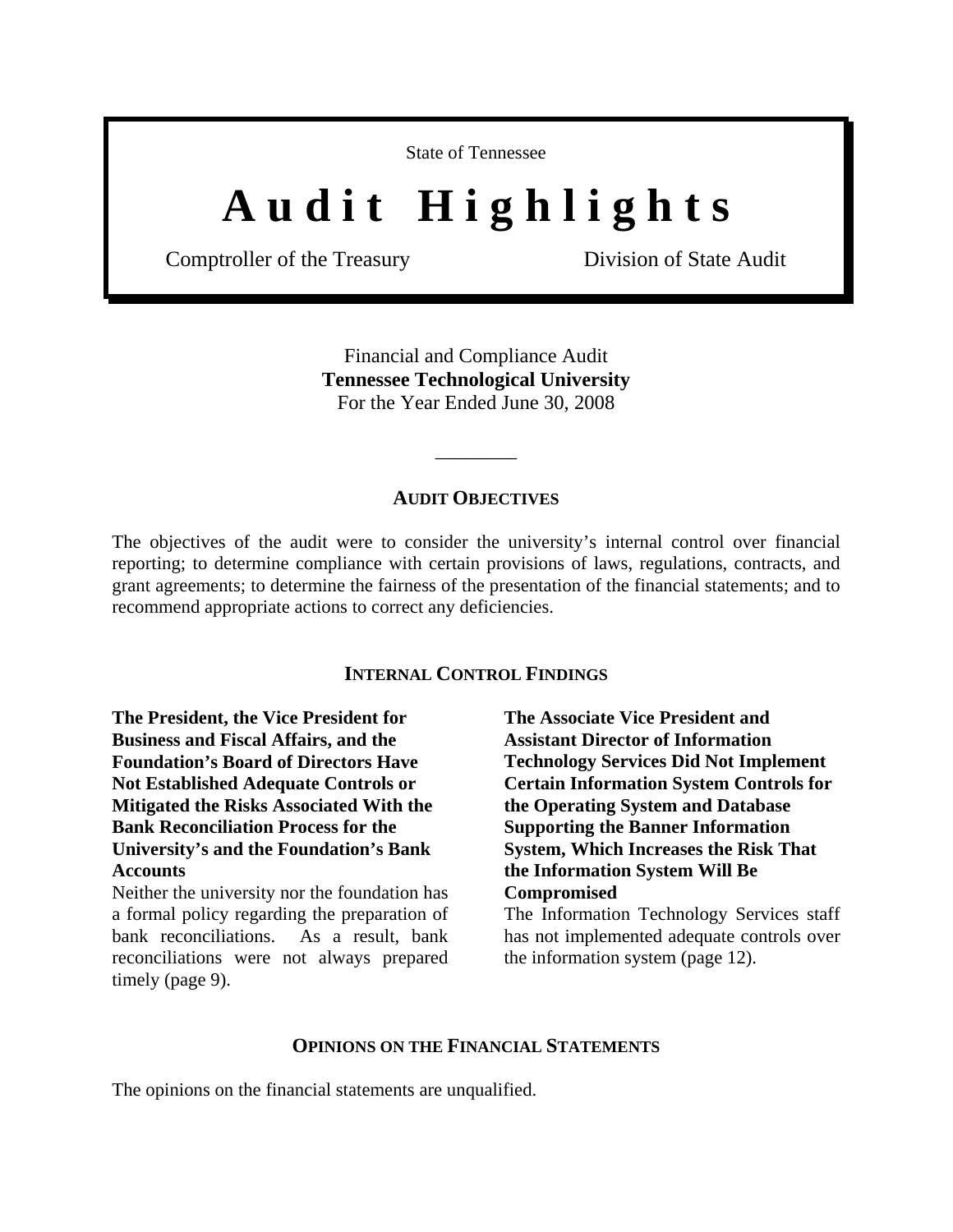State of Tennessee

# Audit Highlights

Comptroller of the Treasury — Division of State Audit

Financial and Compliance Audit
**Tennessee Technological University**
For the Year Ended June 30, 2008

---

## AUDIT OBJECTIVES

The objectives of the audit were to consider the university's internal control over financial reporting; to determine compliance with certain provisions of laws, regulations, contracts, and grant agreements; to determine the fairness of the presentation of the financial statements; and to recommend appropriate actions to correct any deficiencies.

## INTERNAL CONTROL FINDINGS

**The President, the Vice President for Business and Fiscal Affairs, and the Foundation's Board of Directors Have Not Established Adequate Controls or Mitigated the Risks Associated With the Bank Reconciliation Process for the University's and the Foundation's Bank Accounts**

Neither the university nor the foundation has a formal policy regarding the preparation of bank reconciliations. As a result, bank reconciliations were not always prepared timely (page 9).

**The Associate Vice President and Assistant Director of Information Technology Services Did Not Implement Certain Information System Controls for the Operating System and Database Supporting the Banner Information System, Which Increases the Risk That the Information System Will Be Compromised**

The Information Technology Services staff has not implemented adequate controls over the information system (page 12).

## OPINIONS ON THE FINANCIAL STATEMENTS

The opinions on the financial statements are unqualified.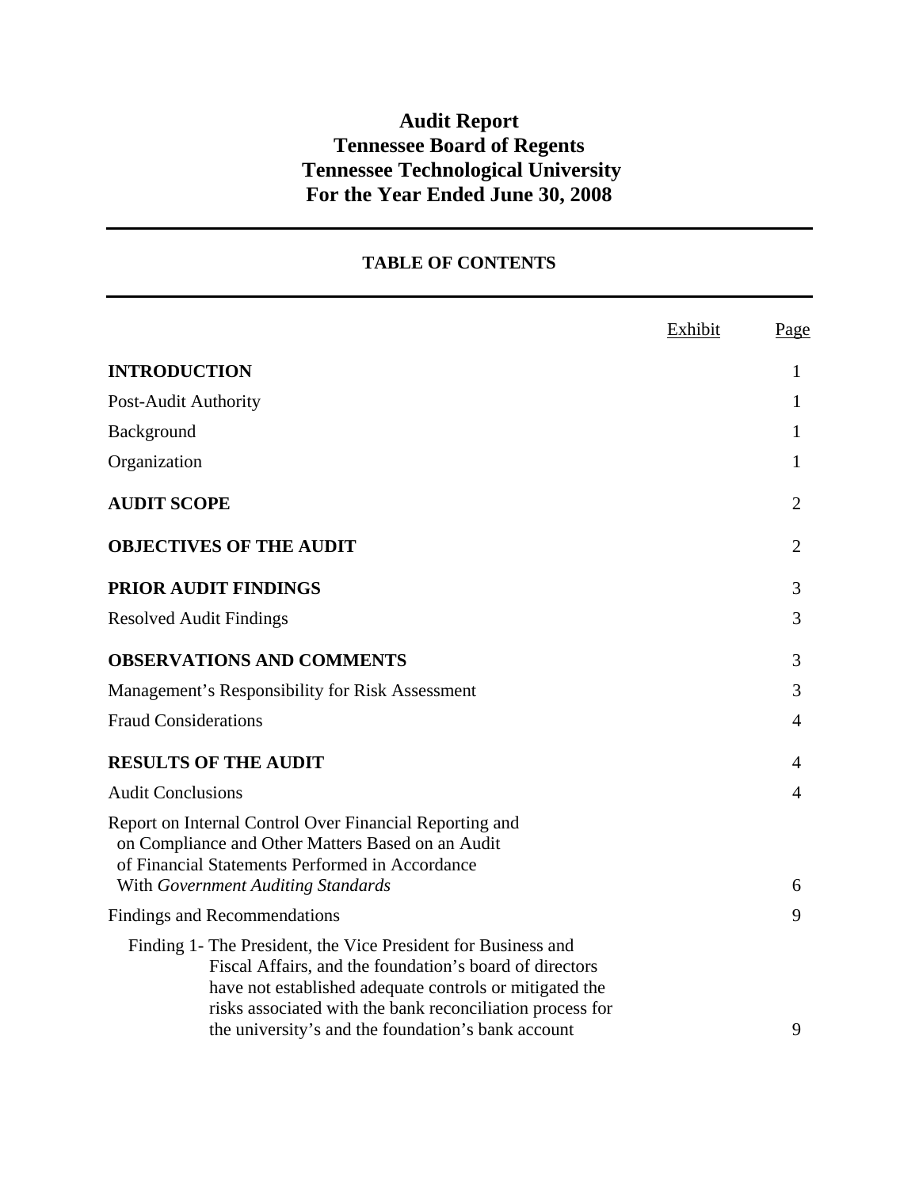# Audit Report
# Tennessee Board of Regents
# Tennessee Technological University
# For the Year Ended June 30, 2008

---

## TABLE OF CONTENTS

---

| | Exhibit | Page |
|---|---|---|
| **INTRODUCTION** | | 1 |
| Post-Audit Authority | | 1 |
| Background | | 1 |
| Organization | | 1 |
| **AUDIT SCOPE** | | 2 |
| **OBJECTIVES OF THE AUDIT** | | 2 |
| **PRIOR AUDIT FINDINGS** | | 3 |
| Resolved Audit Findings | | 3 |
| **OBSERVATIONS AND COMMENTS** | | 3 |
| Management's Responsibility for Risk Assessment | | 3 |
| Fraud Considerations | | 4 |
| **RESULTS OF THE AUDIT** | | 4 |
| Audit Conclusions | | 4 |
| Report on Internal Control Over Financial Reporting and on Compliance and Other Matters Based on an Audit of Financial Statements Performed in Accordance With *Government Auditing Standards* | | 6 |
| Findings and Recommendations | | 9 |
| Finding 1 - The President, the Vice President for Business and Fiscal Affairs, and the foundation's board of directors have not established adequate controls or mitigated the risks associated with the bank reconciliation process for the university's and the foundation's bank account | | 9 |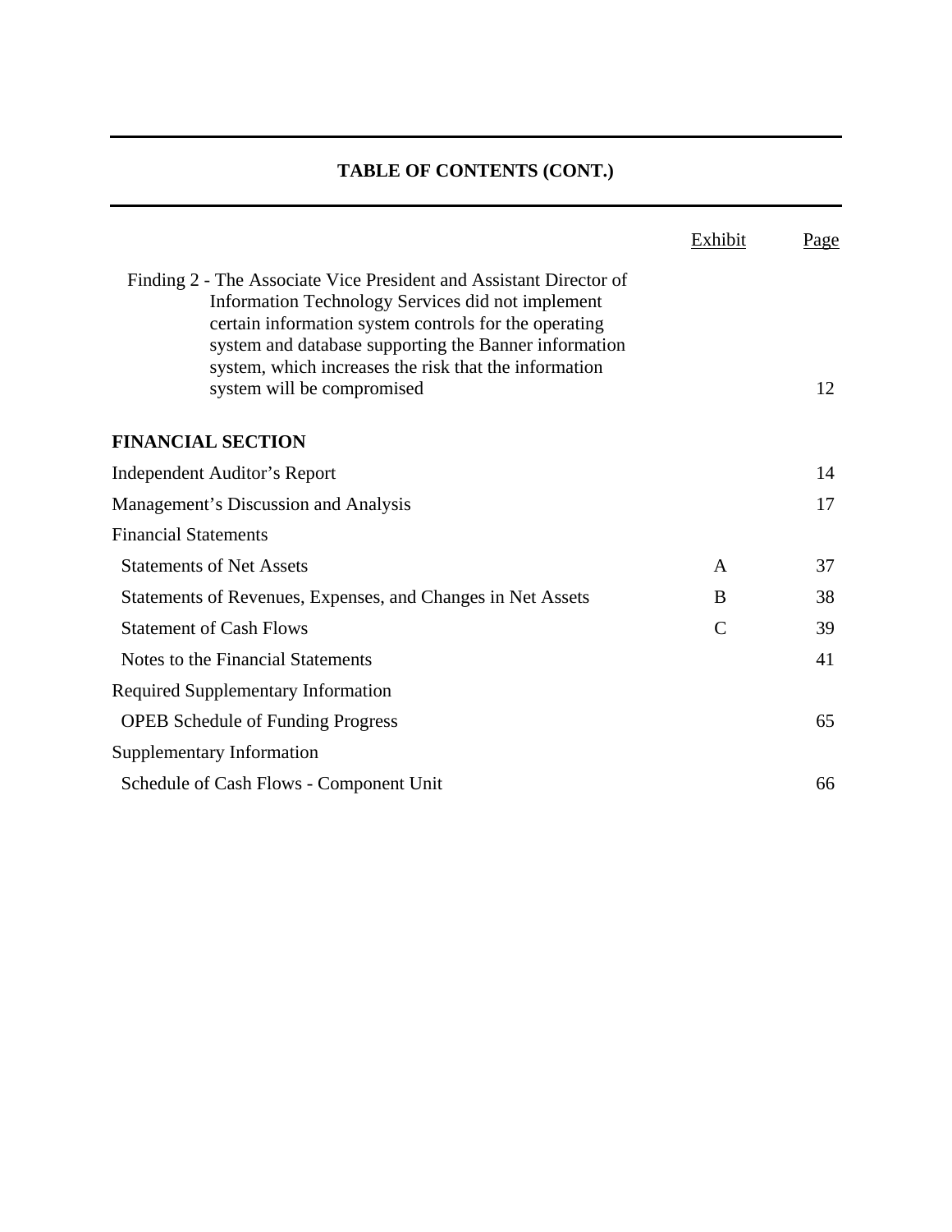## TABLE OF CONTENTS (CONT.)

| | Exhibit | Page |
|---|---|---|
| Finding 2 - The Associate Vice President and Assistant Director of Information Technology Services did not implement certain information system controls for the operating system and database supporting the Banner information system, which increases the risk that the information system will be compromised | | 12 |
| **FINANCIAL SECTION** | | |
| Independent Auditor's Report | | 14 |
| Management's Discussion and Analysis | | 17 |
| Financial Statements | | |
| Statements of Net Assets | A | 37 |
| Statements of Revenues, Expenses, and Changes in Net Assets | B | 38 |
| Statement of Cash Flows | C | 39 |
| Notes to the Financial Statements | | 41 |
| Required Supplementary Information | | |
| OPEB Schedule of Funding Progress | | 65 |
| Supplementary Information | | |
| Schedule of Cash Flows - Component Unit | | 66 |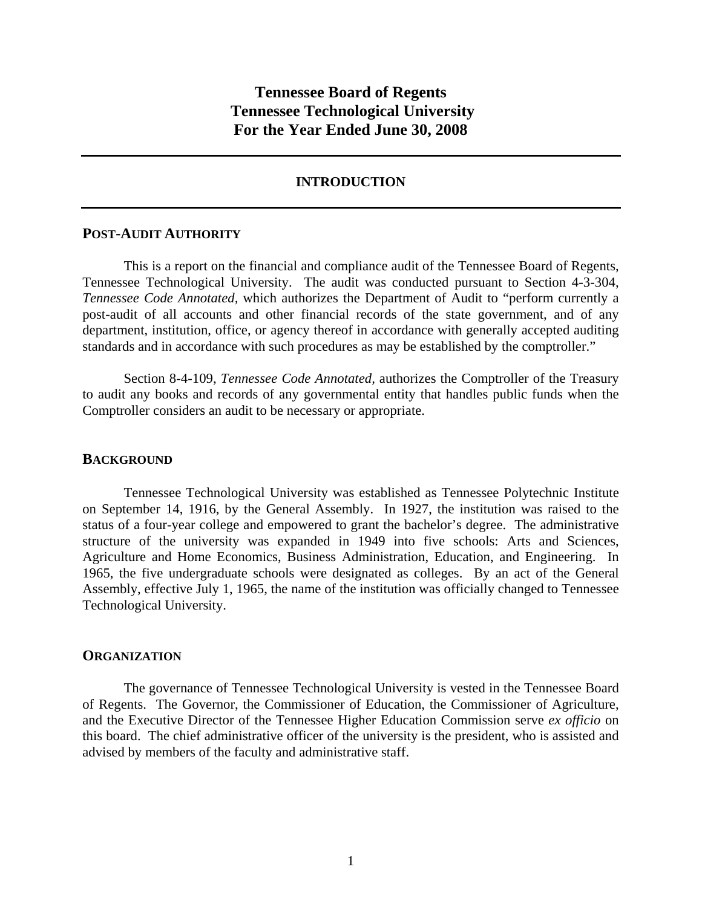# Tennessee Board of Regents
# Tennessee Technological University
# For the Year Ended June 30, 2008

## INTRODUCTION

### POST-AUDIT AUTHORITY

This is a report on the financial and compliance audit of the Tennessee Board of Regents, Tennessee Technological University. The audit was conducted pursuant to Section 4-3-304, *Tennessee Code Annotated*, which authorizes the Department of Audit to "perform currently a post-audit of all accounts and other financial records of the state government, and of any department, institution, office, or agency thereof in accordance with generally accepted auditing standards and in accordance with such procedures as may be established by the comptroller."

Section 8-4-109, *Tennessee Code Annotated*, authorizes the Comptroller of the Treasury to audit any books and records of any governmental entity that handles public funds when the Comptroller considers an audit to be necessary or appropriate.

### BACKGROUND

Tennessee Technological University was established as Tennessee Polytechnic Institute on September 14, 1916, by the General Assembly. In 1927, the institution was raised to the status of a four-year college and empowered to grant the bachelor's degree. The administrative structure of the university was expanded in 1949 into five schools: Arts and Sciences, Agriculture and Home Economics, Business Administration, Education, and Engineering. In 1965, the five undergraduate schools were designated as colleges. By an act of the General Assembly, effective July 1, 1965, the name of the institution was officially changed to Tennessee Technological University.

### ORGANIZATION

The governance of Tennessee Technological University is vested in the Tennessee Board of Regents. The Governor, the Commissioner of Education, the Commissioner of Agriculture, and the Executive Director of the Tennessee Higher Education Commission serve *ex officio* on this board. The chief administrative officer of the university is the president, who is assisted and advised by members of the faculty and administrative staff.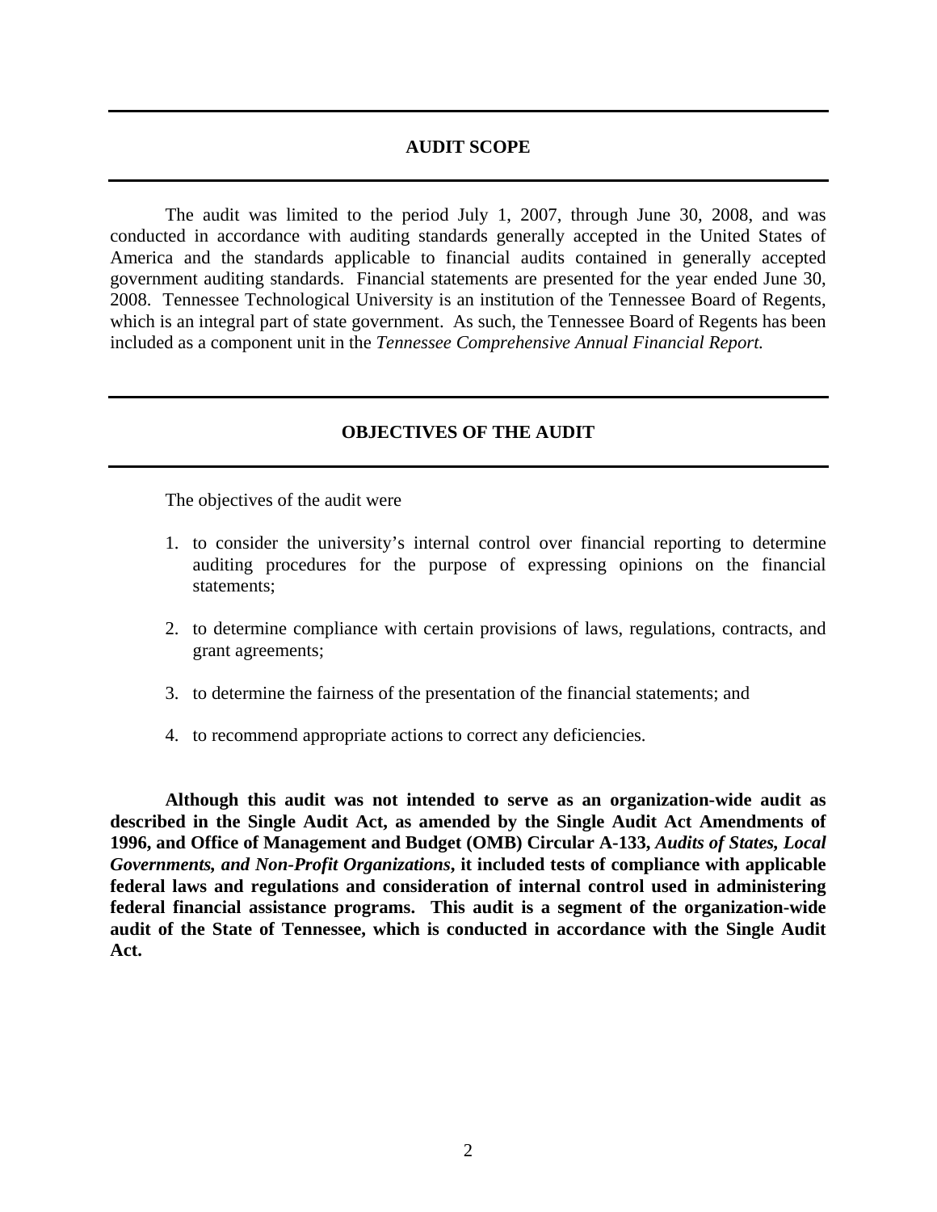## AUDIT SCOPE

The audit was limited to the period July 1, 2007, through June 30, 2008, and was conducted in accordance with auditing standards generally accepted in the United States of America and the standards applicable to financial audits contained in generally accepted government auditing standards. Financial statements are presented for the year ended June 30, 2008. Tennessee Technological University is an institution of the Tennessee Board of Regents, which is an integral part of state government. As such, the Tennessee Board of Regents has been included as a component unit in the *Tennessee Comprehensive Annual Financial Report.*

## OBJECTIVES OF THE AUDIT

The objectives of the audit were

1. to consider the university's internal control over financial reporting to determine auditing procedures for the purpose of expressing opinions on the financial statements;
2. to determine compliance with certain provisions of laws, regulations, contracts, and grant agreements;
3. to determine the fairness of the presentation of the financial statements; and
4. to recommend appropriate actions to correct any deficiencies.

**Although this audit was not intended to serve as an organization-wide audit as described in the Single Audit Act, as amended by the Single Audit Act Amendments of 1996, and Office of Management and Budget (OMB) Circular A-133, *Audits of States, Local Governments, and Non-Profit Organizations*, it included tests of compliance with applicable federal laws and regulations and consideration of internal control used in administering federal financial assistance programs. This audit is a segment of the organization-wide audit of the State of Tennessee, which is conducted in accordance with the Single Audit Act.**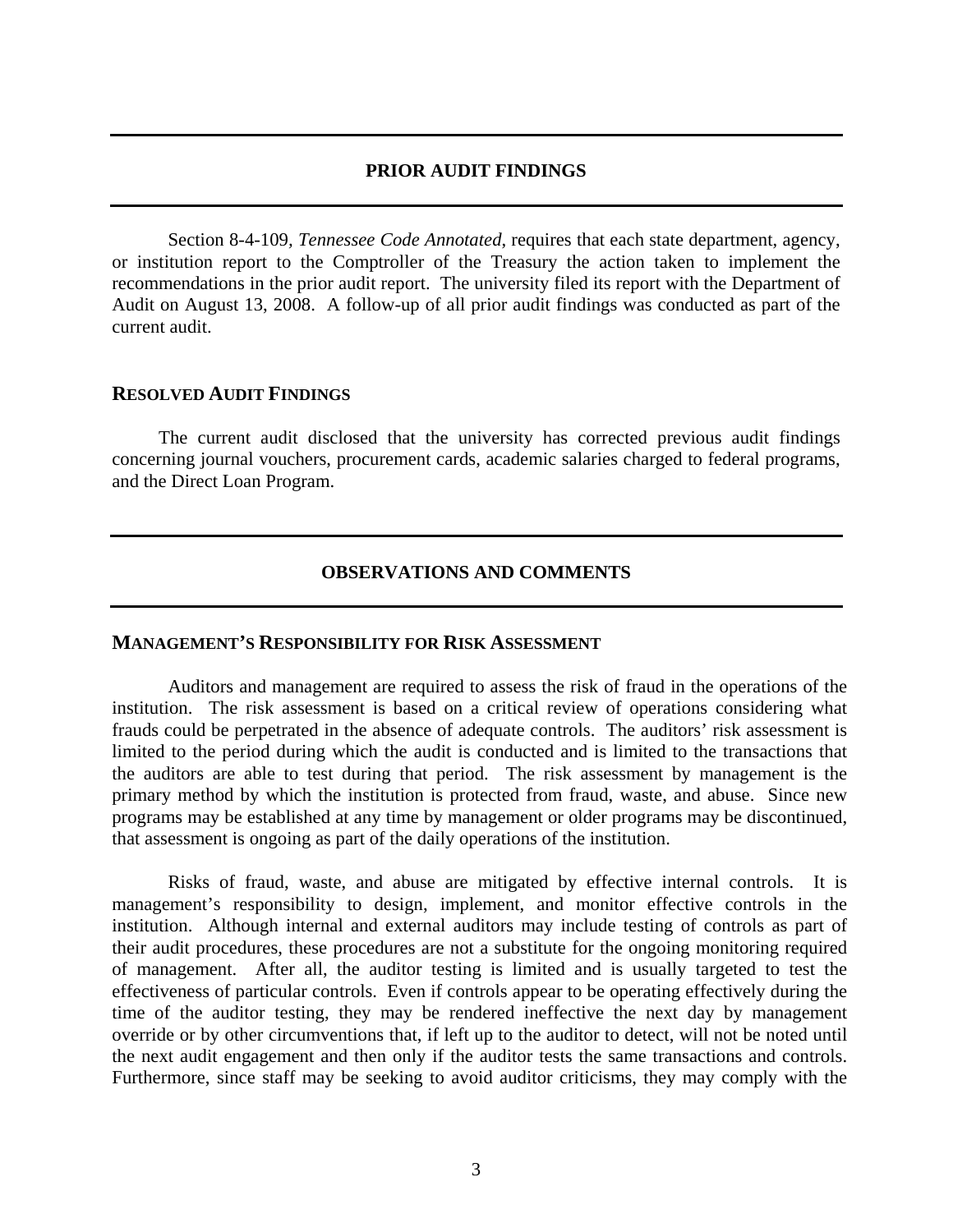## PRIOR AUDIT FINDINGS

Section 8-4-109, *Tennessee Code Annotated*, requires that each state department, agency, or institution report to the Comptroller of the Treasury the action taken to implement the recommendations in the prior audit report. The university filed its report with the Department of Audit on August 13, 2008. A follow-up of all prior audit findings was conducted as part of the current audit.

### RESOLVED AUDIT FINDINGS

The current audit disclosed that the university has corrected previous audit findings concerning journal vouchers, procurement cards, academic salaries charged to federal programs, and the Direct Loan Program.

## OBSERVATIONS AND COMMENTS

### MANAGEMENT'S RESPONSIBILITY FOR RISK ASSESSMENT

Auditors and management are required to assess the risk of fraud in the operations of the institution. The risk assessment is based on a critical review of operations considering what frauds could be perpetrated in the absence of adequate controls. The auditors' risk assessment is limited to the period during which the audit is conducted and is limited to the transactions that the auditors are able to test during that period. The risk assessment by management is the primary method by which the institution is protected from fraud, waste, and abuse. Since new programs may be established at any time by management or older programs may be discontinued, that assessment is ongoing as part of the daily operations of the institution.

Risks of fraud, waste, and abuse are mitigated by effective internal controls. It is management's responsibility to design, implement, and monitor effective controls in the institution. Although internal and external auditors may include testing of controls as part of their audit procedures, these procedures are not a substitute for the ongoing monitoring required of management. After all, the auditor testing is limited and is usually targeted to test the effectiveness of particular controls. Even if controls appear to be operating effectively during the time of the auditor testing, they may be rendered ineffective the next day by management override or by other circumventions that, if left up to the auditor to detect, will not be noted until the next audit engagement and then only if the auditor tests the same transactions and controls. Furthermore, since staff may be seeking to avoid auditor criticisms, they may comply with the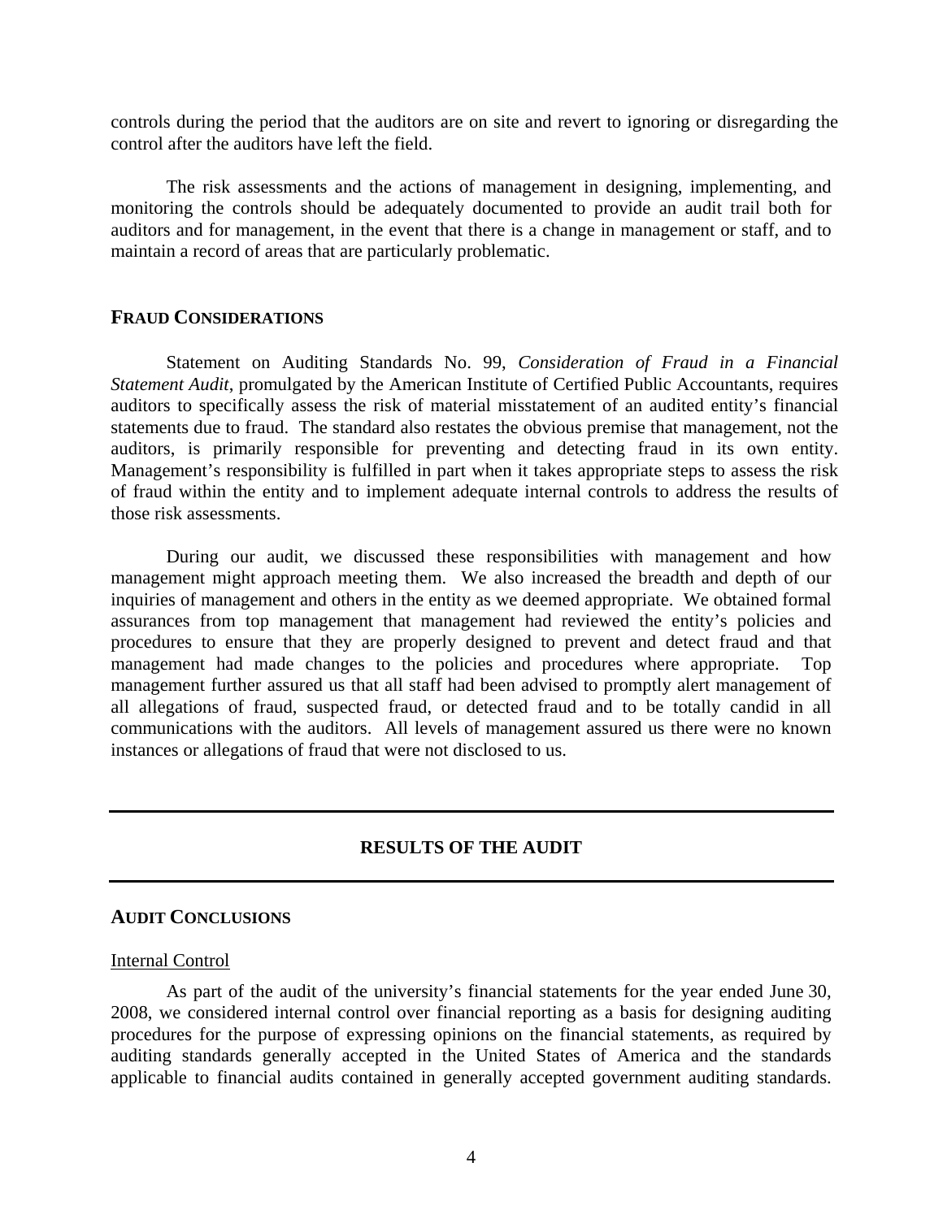controls during the period that the auditors are on site and revert to ignoring or disregarding the control after the auditors have left the field.

The risk assessments and the actions of management in designing, implementing, and monitoring the controls should be adequately documented to provide an audit trail both for auditors and for management, in the event that there is a change in management or staff, and to maintain a record of areas that are particularly problematic.

## FRAUD CONSIDERATIONS

Statement on Auditing Standards No. 99, *Consideration of Fraud in a Financial Statement Audit*, promulgated by the American Institute of Certified Public Accountants, requires auditors to specifically assess the risk of material misstatement of an audited entity's financial statements due to fraud. The standard also restates the obvious premise that management, not the auditors, is primarily responsible for preventing and detecting fraud in its own entity. Management's responsibility is fulfilled in part when it takes appropriate steps to assess the risk of fraud within the entity and to implement adequate internal controls to address the results of those risk assessments.

During our audit, we discussed these responsibilities with management and how management might approach meeting them. We also increased the breadth and depth of our inquiries of management and others in the entity as we deemed appropriate. We obtained formal assurances from top management that management had reviewed the entity's policies and procedures to ensure that they are properly designed to prevent and detect fraud and that management had made changes to the policies and procedures where appropriate. Top management further assured us that all staff had been advised to promptly alert management of all allegations of fraud, suspected fraud, or detected fraud and to be totally candid in all communications with the auditors. All levels of management assured us there were no known instances or allegations of fraud that were not disclosed to us.

# RESULTS OF THE AUDIT

## AUDIT CONCLUSIONS

### Internal Control

As part of the audit of the university's financial statements for the year ended June 30, 2008, we considered internal control over financial reporting as a basis for designing auditing procedures for the purpose of expressing opinions on the financial statements, as required by auditing standards generally accepted in the United States of America and the standards applicable to financial audits contained in generally accepted government auditing standards.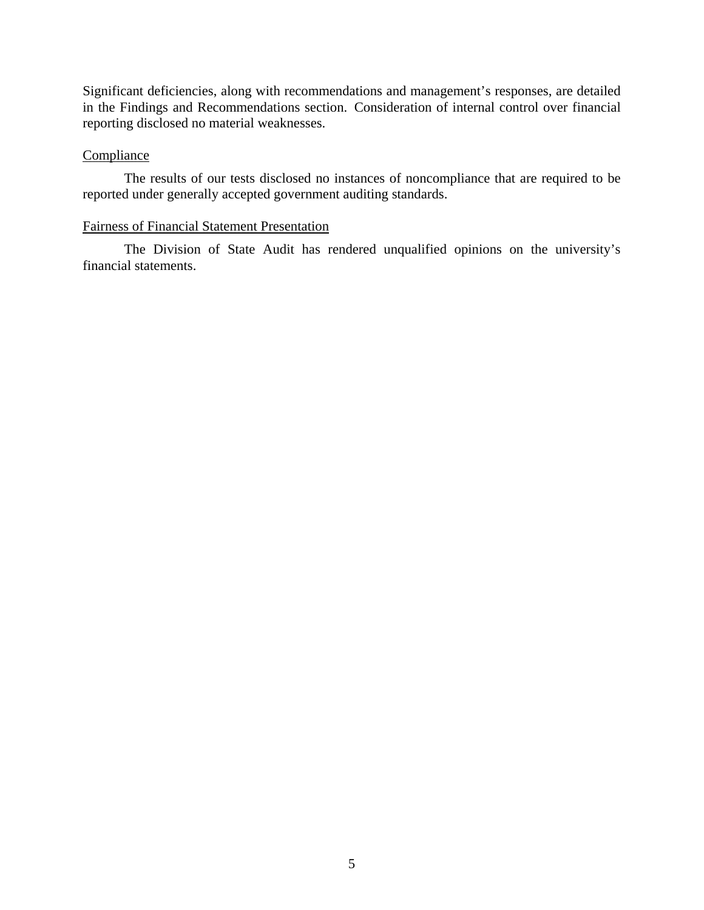Significant deficiencies, along with recommendations and management's responses, are detailed in the Findings and Recommendations section. Consideration of internal control over financial reporting disclosed no material weaknesses.

<u>Compliance</u>

The results of our tests disclosed no instances of noncompliance that are required to be reported under generally accepted government auditing standards.

<u>Fairness of Financial Statement Presentation</u>

The Division of State Audit has rendered unqualified opinions on the university's financial statements.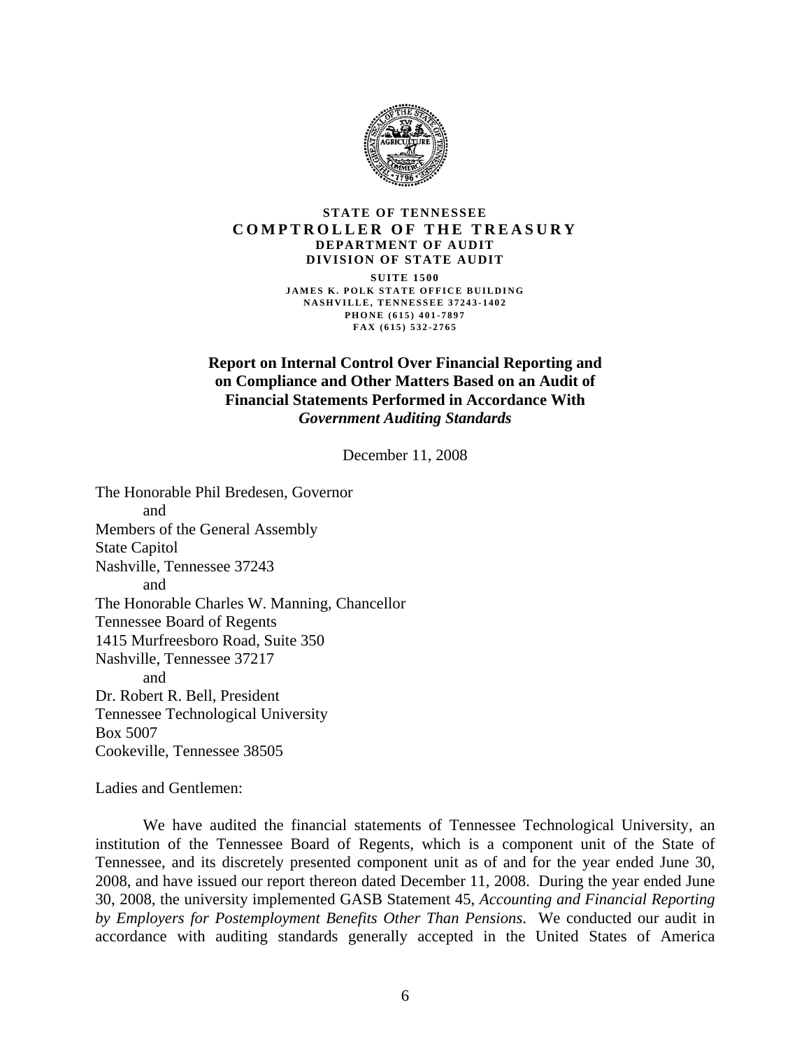**STATE OF TENNESSEE**
**COMPTROLLER OF THE TREASURY**
**DEPARTMENT OF AUDIT**
**DIVISION OF STATE AUDIT**

SUITE 1500
JAMES K. POLK STATE OFFICE BUILDING
NASHVILLE, TENNESSEE 37243-1402
PHONE (615) 401-7897
FAX (615) 532-2765

## Report on Internal Control Over Financial Reporting and on Compliance and Other Matters Based on an Audit of Financial Statements Performed in Accordance With *Government Auditing Standards*

December 11, 2008

The Honorable Phil Bredesen, Governor
and
Members of the General Assembly
State Capitol
Nashville, Tennessee 37243
and
The Honorable Charles W. Manning, Chancellor
Tennessee Board of Regents
1415 Murfreesboro Road, Suite 350
Nashville, Tennessee 37217
and
Dr. Robert R. Bell, President
Tennessee Technological University
Box 5007
Cookeville, Tennessee 38505

Ladies and Gentlemen:

We have audited the financial statements of Tennessee Technological University, an institution of the Tennessee Board of Regents, which is a component unit of the State of Tennessee, and its discretely presented component unit as of and for the year ended June 30, 2008, and have issued our report thereon dated December 11, 2008. During the year ended June 30, 2008, the university implemented GASB Statement 45, *Accounting and Financial Reporting by Employers for Postemployment Benefits Other Than Pensions*. We conducted our audit in accordance with auditing standards generally accepted in the United States of America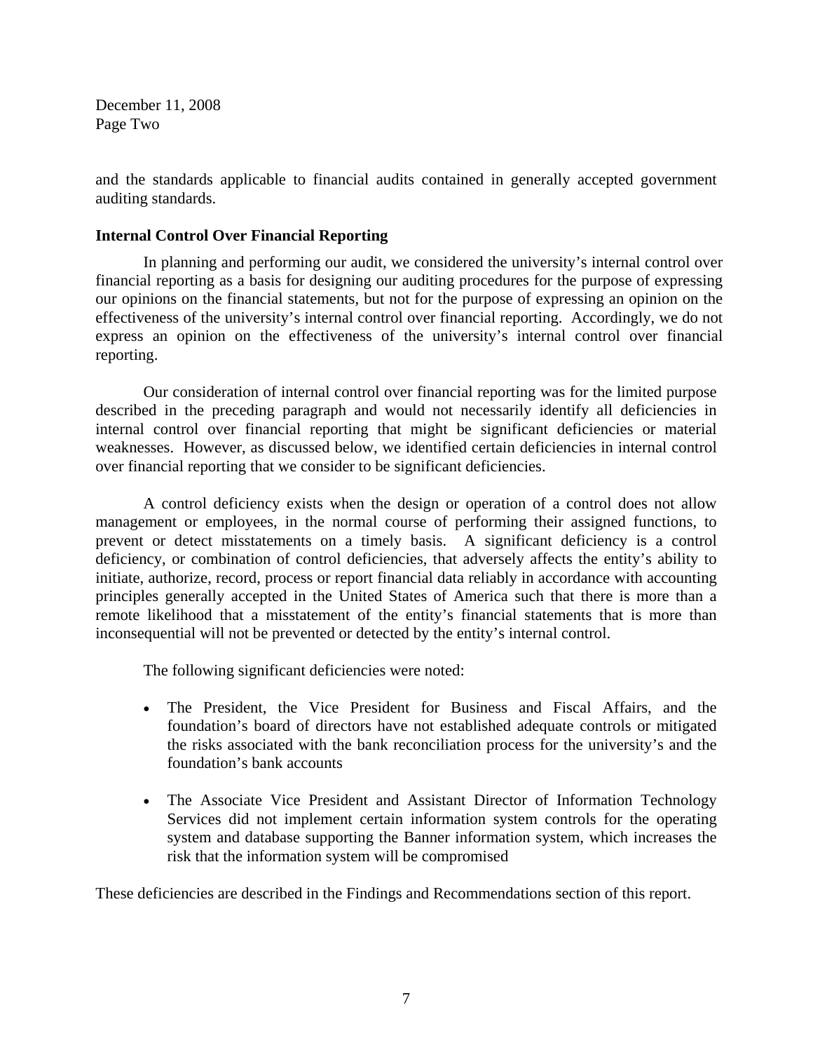December 11, 2008
Page Two

and the standards applicable to financial audits contained in generally accepted government auditing standards.

**Internal Control Over Financial Reporting**

In planning and performing our audit, we considered the university's internal control over financial reporting as a basis for designing our auditing procedures for the purpose of expressing our opinions on the financial statements, but not for the purpose of expressing an opinion on the effectiveness of the university's internal control over financial reporting. Accordingly, we do not express an opinion on the effectiveness of the university's internal control over financial reporting.

Our consideration of internal control over financial reporting was for the limited purpose described in the preceding paragraph and would not necessarily identify all deficiencies in internal control over financial reporting that might be significant deficiencies or material weaknesses. However, as discussed below, we identified certain deficiencies in internal control over financial reporting that we consider to be significant deficiencies.

A control deficiency exists when the design or operation of a control does not allow management or employees, in the normal course of performing their assigned functions, to prevent or detect misstatements on a timely basis. A significant deficiency is a control deficiency, or combination of control deficiencies, that adversely affects the entity's ability to initiate, authorize, record, process or report financial data reliably in accordance with accounting principles generally accepted in the United States of America such that there is more than a remote likelihood that a misstatement of the entity's financial statements that is more than inconsequential will not be prevented or detected by the entity's internal control.

The following significant deficiencies were noted:

- The President, the Vice President for Business and Fiscal Affairs, and the foundation's board of directors have not established adequate controls or mitigated the risks associated with the bank reconciliation process for the university's and the foundation's bank accounts
- The Associate Vice President and Assistant Director of Information Technology Services did not implement certain information system controls for the operating system and database supporting the Banner information system, which increases the risk that the information system will be compromised

These deficiencies are described in the Findings and Recommendations section of this report.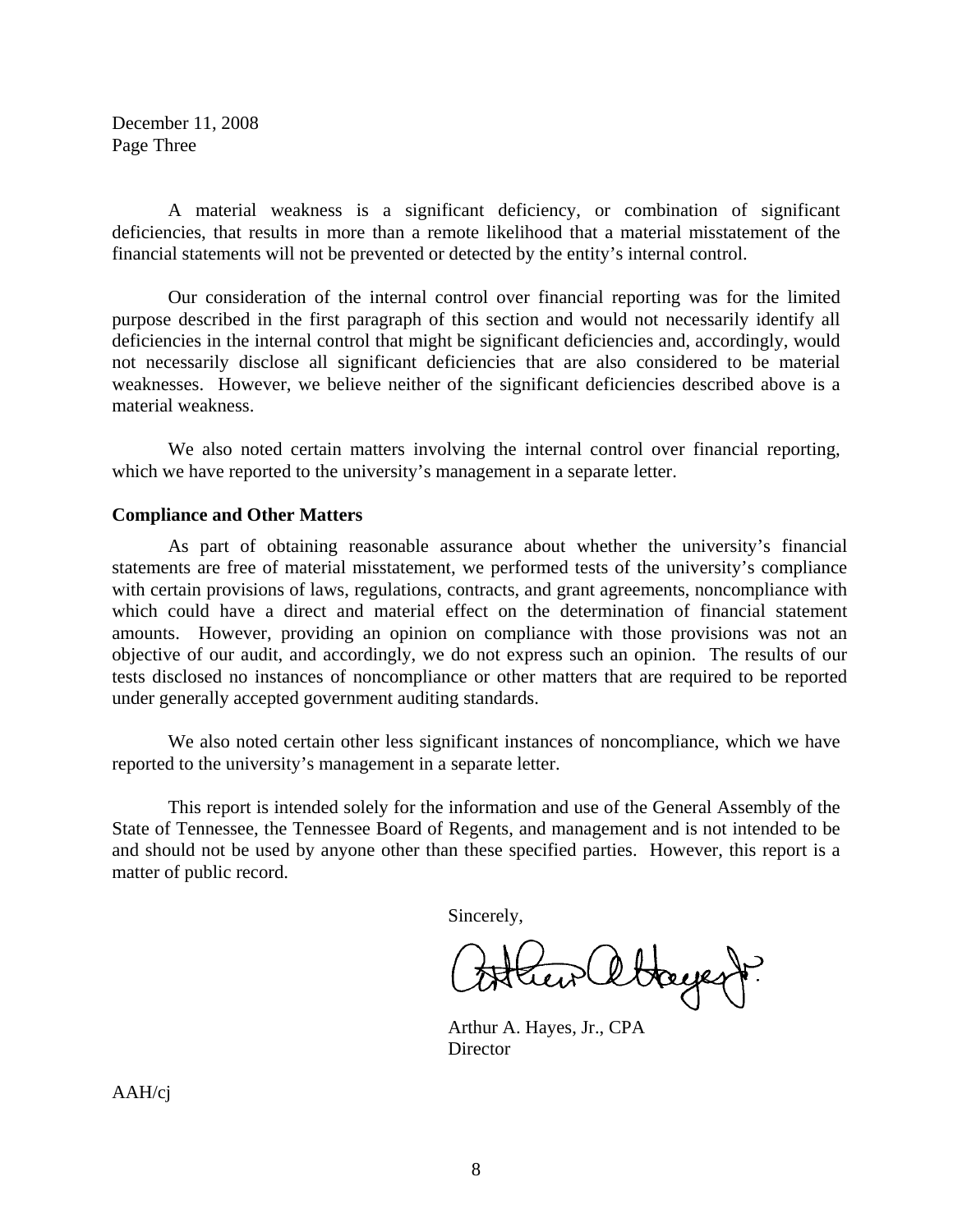December 11, 2008
Page Three

A material weakness is a significant deficiency, or combination of significant deficiencies, that results in more than a remote likelihood that a material misstatement of the financial statements will not be prevented or detected by the entity's internal control.

Our consideration of the internal control over financial reporting was for the limited purpose described in the first paragraph of this section and would not necessarily identify all deficiencies in the internal control that might be significant deficiencies and, accordingly, would not necessarily disclose all significant deficiencies that are also considered to be material weaknesses. However, we believe neither of the significant deficiencies described above is a material weakness.

We also noted certain matters involving the internal control over financial reporting, which we have reported to the university's management in a separate letter.

**Compliance and Other Matters**

As part of obtaining reasonable assurance about whether the university's financial statements are free of material misstatement, we performed tests of the university's compliance with certain provisions of laws, regulations, contracts, and grant agreements, noncompliance with which could have a direct and material effect on the determination of financial statement amounts. However, providing an opinion on compliance with those provisions was not an objective of our audit, and accordingly, we do not express such an opinion. The results of our tests disclosed no instances of noncompliance or other matters that are required to be reported under generally accepted government auditing standards.

We also noted certain other less significant instances of noncompliance, which we have reported to the university's management in a separate letter.

This report is intended solely for the information and use of the General Assembly of the State of Tennessee, the Tennessee Board of Regents, and management and is not intended to be and should not be used by anyone other than these specified parties. However, this report is a matter of public record.

Sincerely,

Arthur A. Hayes, Jr., CPA
Director

AAH/cj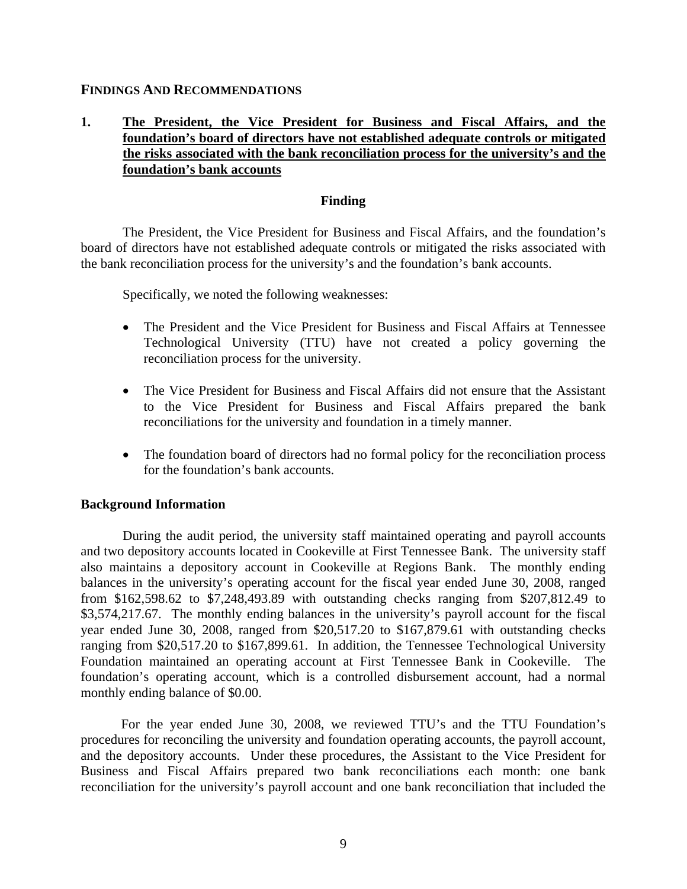## FINDINGS AND RECOMMENDATIONS

### 1. The President, the Vice President for Business and Fiscal Affairs, and the foundation's board of directors have not established adequate controls or mitigated the risks associated with the bank reconciliation process for the university's and the foundation's bank accounts

#### Finding

The President, the Vice President for Business and Fiscal Affairs, and the foundation's board of directors have not established adequate controls or mitigated the risks associated with the bank reconciliation process for the university's and the foundation's bank accounts.

Specifically, we noted the following weaknesses:

- The President and the Vice President for Business and Fiscal Affairs at Tennessee Technological University (TTU) have not created a policy governing the reconciliation process for the university.
- The Vice President for Business and Fiscal Affairs did not ensure that the Assistant to the Vice President for Business and Fiscal Affairs prepared the bank reconciliations for the university and foundation in a timely manner.
- The foundation board of directors had no formal policy for the reconciliation process for the foundation's bank accounts.

**Background Information**

During the audit period, the university staff maintained operating and payroll accounts and two depository accounts located in Cookeville at First Tennessee Bank. The university staff also maintains a depository account in Cookeville at Regions Bank. The monthly ending balances in the university's operating account for the fiscal year ended June 30, 2008, ranged from $162,598.62 to $7,248,493.89 with outstanding checks ranging from $207,812.49 to $3,574,217.67. The monthly ending balances in the university's payroll account for the fiscal year ended June 30, 2008, ranged from $20,517.20 to $167,879.61 with outstanding checks ranging from $20,517.20 to $167,899.61. In addition, the Tennessee Technological University Foundation maintained an operating account at First Tennessee Bank in Cookeville. The foundation's operating account, which is a controlled disbursement account, had a normal monthly ending balance of $0.00.

For the year ended June 30, 2008, we reviewed TTU's and the TTU Foundation's procedures for reconciling the university and foundation operating accounts, the payroll account, and the depository accounts. Under these procedures, the Assistant to the Vice President for Business and Fiscal Affairs prepared two bank reconciliations each month: one bank reconciliation for the university's payroll account and one bank reconciliation that included the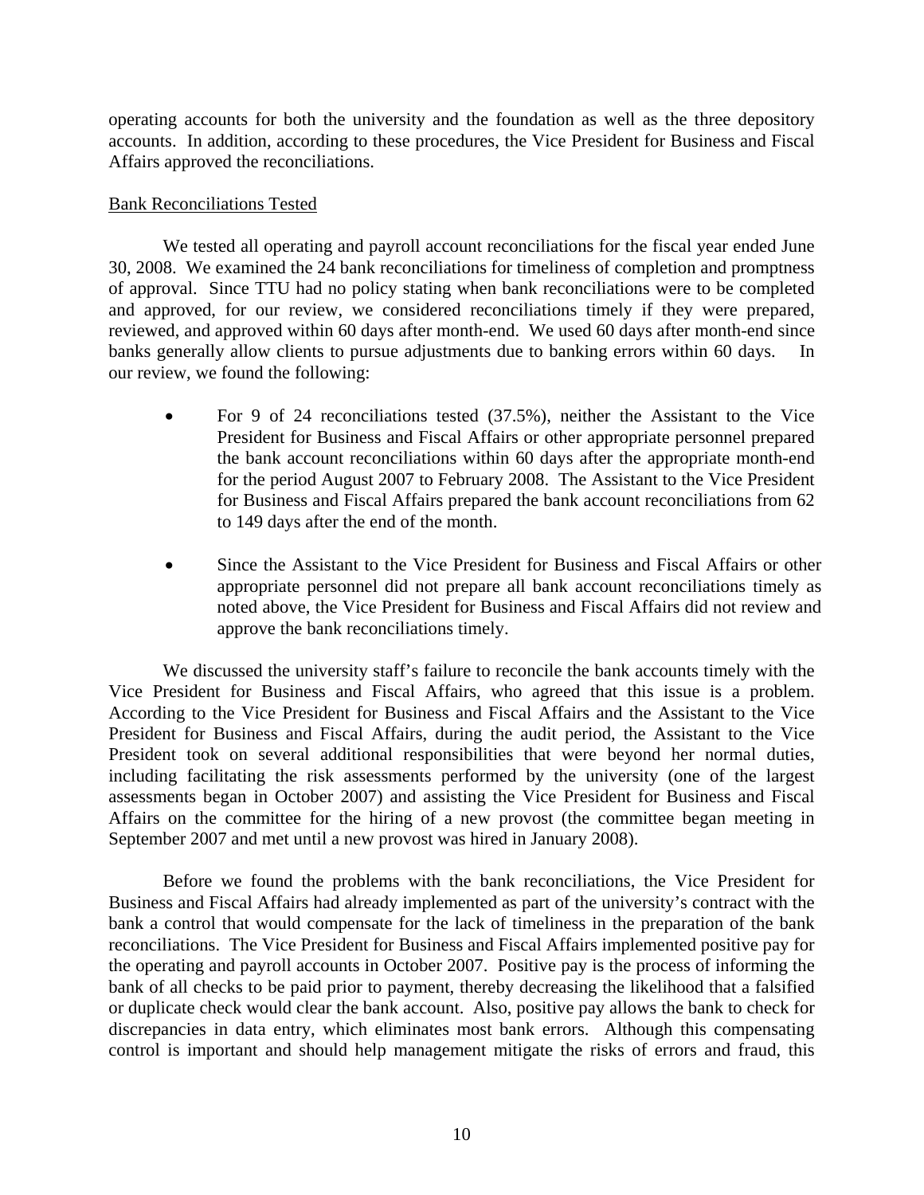operating accounts for both the university and the foundation as well as the three depository accounts. In addition, according to these procedures, the Vice President for Business and Fiscal Affairs approved the reconciliations.

Bank Reconciliations Tested

We tested all operating and payroll account reconciliations for the fiscal year ended June 30, 2008. We examined the 24 bank reconciliations for timeliness of completion and promptness of approval. Since TTU had no policy stating when bank reconciliations were to be completed and approved, for our review, we considered reconciliations timely if they were prepared, reviewed, and approved within 60 days after month-end. We used 60 days after month-end since banks generally allow clients to pursue adjustments due to banking errors within 60 days. In our review, we found the following:

- For 9 of 24 reconciliations tested (37.5%), neither the Assistant to the Vice President for Business and Fiscal Affairs or other appropriate personnel prepared the bank account reconciliations within 60 days after the appropriate month-end for the period August 2007 to February 2008. The Assistant to the Vice President for Business and Fiscal Affairs prepared the bank account reconciliations from 62 to 149 days after the end of the month.

- Since the Assistant to the Vice President for Business and Fiscal Affairs or other appropriate personnel did not prepare all bank account reconciliations timely as noted above, the Vice President for Business and Fiscal Affairs did not review and approve the bank reconciliations timely.

We discussed the university staff's failure to reconcile the bank accounts timely with the Vice President for Business and Fiscal Affairs, who agreed that this issue is a problem. According to the Vice President for Business and Fiscal Affairs and the Assistant to the Vice President for Business and Fiscal Affairs, during the audit period, the Assistant to the Vice President took on several additional responsibilities that were beyond her normal duties, including facilitating the risk assessments performed by the university (one of the largest assessments began in October 2007) and assisting the Vice President for Business and Fiscal Affairs on the committee for the hiring of a new provost (the committee began meeting in September 2007 and met until a new provost was hired in January 2008).

Before we found the problems with the bank reconciliations, the Vice President for Business and Fiscal Affairs had already implemented as part of the university's contract with the bank a control that would compensate for the lack of timeliness in the preparation of the bank reconciliations. The Vice President for Business and Fiscal Affairs implemented positive pay for the operating and payroll accounts in October 2007. Positive pay is the process of informing the bank of all checks to be paid prior to payment, thereby decreasing the likelihood that a falsified or duplicate check would clear the bank account. Also, positive pay allows the bank to check for discrepancies in data entry, which eliminates most bank errors. Although this compensating control is important and should help management mitigate the risks of errors and fraud, this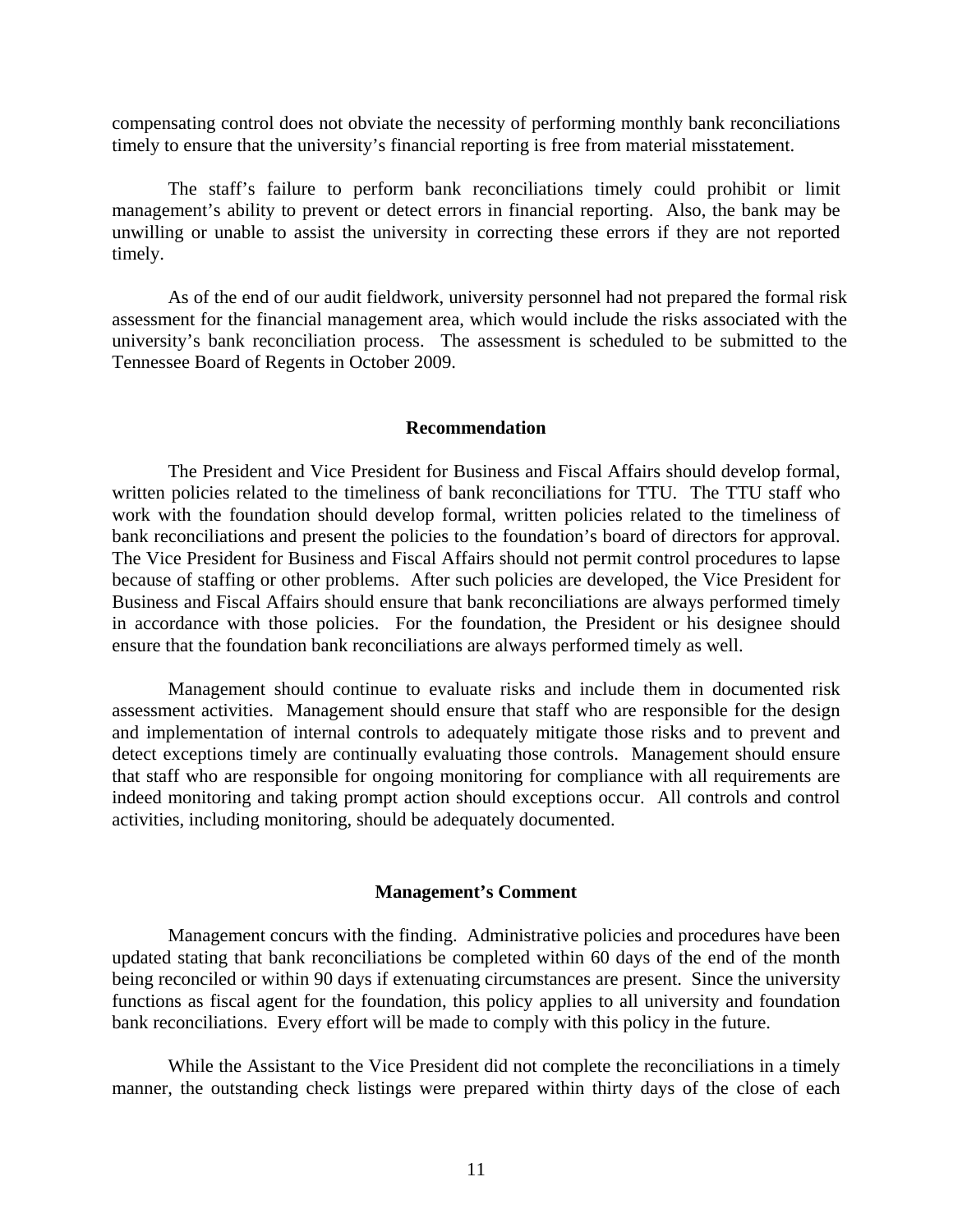compensating control does not obviate the necessity of performing monthly bank reconciliations timely to ensure that the university's financial reporting is free from material misstatement.

The staff's failure to perform bank reconciliations timely could prohibit or limit management's ability to prevent or detect errors in financial reporting. Also, the bank may be unwilling or unable to assist the university in correcting these errors if they are not reported timely.

As of the end of our audit fieldwork, university personnel had not prepared the formal risk assessment for the financial management area, which would include the risks associated with the university's bank reconciliation process. The assessment is scheduled to be submitted to the Tennessee Board of Regents in October 2009.

#### Recommendation

The President and Vice President for Business and Fiscal Affairs should develop formal, written policies related to the timeliness of bank reconciliations for TTU. The TTU staff who work with the foundation should develop formal, written policies related to the timeliness of bank reconciliations and present the policies to the foundation's board of directors for approval. The Vice President for Business and Fiscal Affairs should not permit control procedures to lapse because of staffing or other problems. After such policies are developed, the Vice President for Business and Fiscal Affairs should ensure that bank reconciliations are always performed timely in accordance with those policies. For the foundation, the President or his designee should ensure that the foundation bank reconciliations are always performed timely as well.

Management should continue to evaluate risks and include them in documented risk assessment activities. Management should ensure that staff who are responsible for the design and implementation of internal controls to adequately mitigate those risks and to prevent and detect exceptions timely are continually evaluating those controls. Management should ensure that staff who are responsible for ongoing monitoring for compliance with all requirements are indeed monitoring and taking prompt action should exceptions occur. All controls and control activities, including monitoring, should be adequately documented.

#### Management's Comment

Management concurs with the finding. Administrative policies and procedures have been updated stating that bank reconciliations be completed within 60 days of the end of the month being reconciled or within 90 days if extenuating circumstances are present. Since the university functions as fiscal agent for the foundation, this policy applies to all university and foundation bank reconciliations. Every effort will be made to comply with this policy in the future.

While the Assistant to the Vice President did not complete the reconciliations in a timely manner, the outstanding check listings were prepared within thirty days of the close of each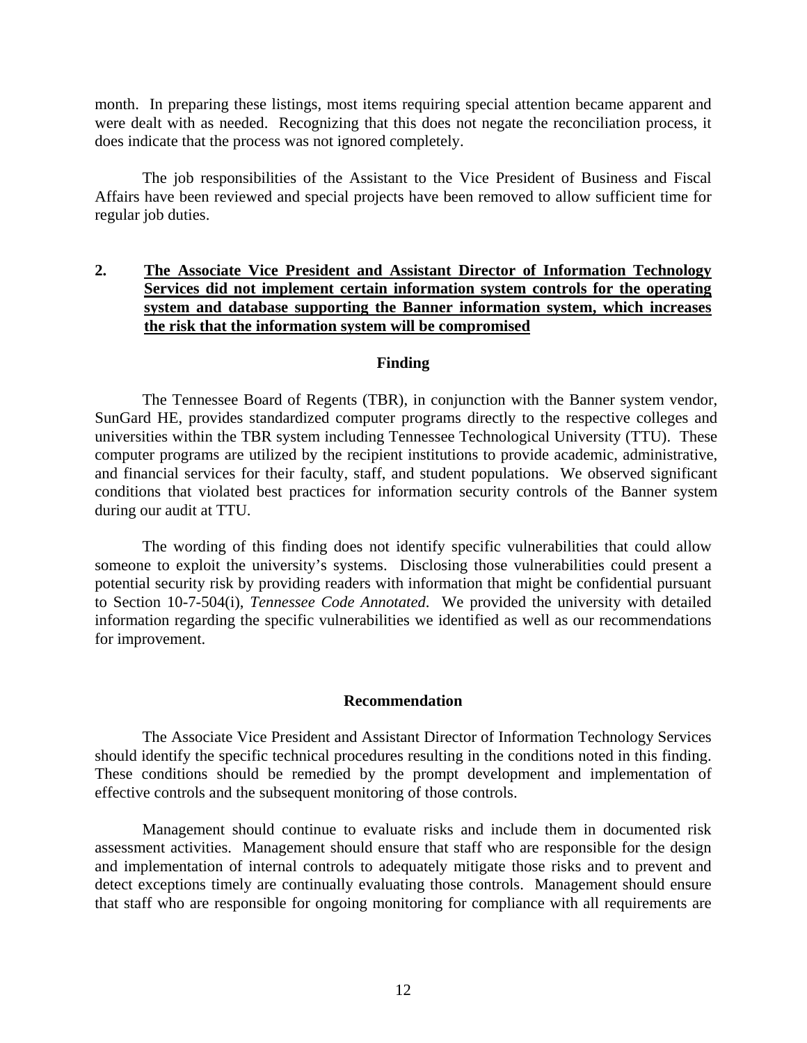month. In preparing these listings, most items requiring special attention became apparent and were dealt with as needed. Recognizing that this does not negate the reconciliation process, it does indicate that the process was not ignored completely.

The job responsibilities of the Assistant to the Vice President of Business and Fiscal Affairs have been reviewed and special projects have been removed to allow sufficient time for regular job duties.

**2. The Associate Vice President and Assistant Director of Information Technology Services did not implement certain information system controls for the operating system and database supporting the Banner information system, which increases the risk that the information system will be compromised**

**Finding**

The Tennessee Board of Regents (TBR), in conjunction with the Banner system vendor, SunGard HE, provides standardized computer programs directly to the respective colleges and universities within the TBR system including Tennessee Technological University (TTU). These computer programs are utilized by the recipient institutions to provide academic, administrative, and financial services for their faculty, staff, and student populations. We observed significant conditions that violated best practices for information security controls of the Banner system during our audit at TTU.

The wording of this finding does not identify specific vulnerabilities that could allow someone to exploit the university's systems. Disclosing those vulnerabilities could present a potential security risk by providing readers with information that might be confidential pursuant to Section 10-7-504(i), *Tennessee Code Annotated*. We provided the university with detailed information regarding the specific vulnerabilities we identified as well as our recommendations for improvement.

**Recommendation**

The Associate Vice President and Assistant Director of Information Technology Services should identify the specific technical procedures resulting in the conditions noted in this finding. These conditions should be remedied by the prompt development and implementation of effective controls and the subsequent monitoring of those controls.

Management should continue to evaluate risks and include them in documented risk assessment activities. Management should ensure that staff who are responsible for the design and implementation of internal controls to adequately mitigate those risks and to prevent and detect exceptions timely are continually evaluating those controls. Management should ensure that staff who are responsible for ongoing monitoring for compliance with all requirements are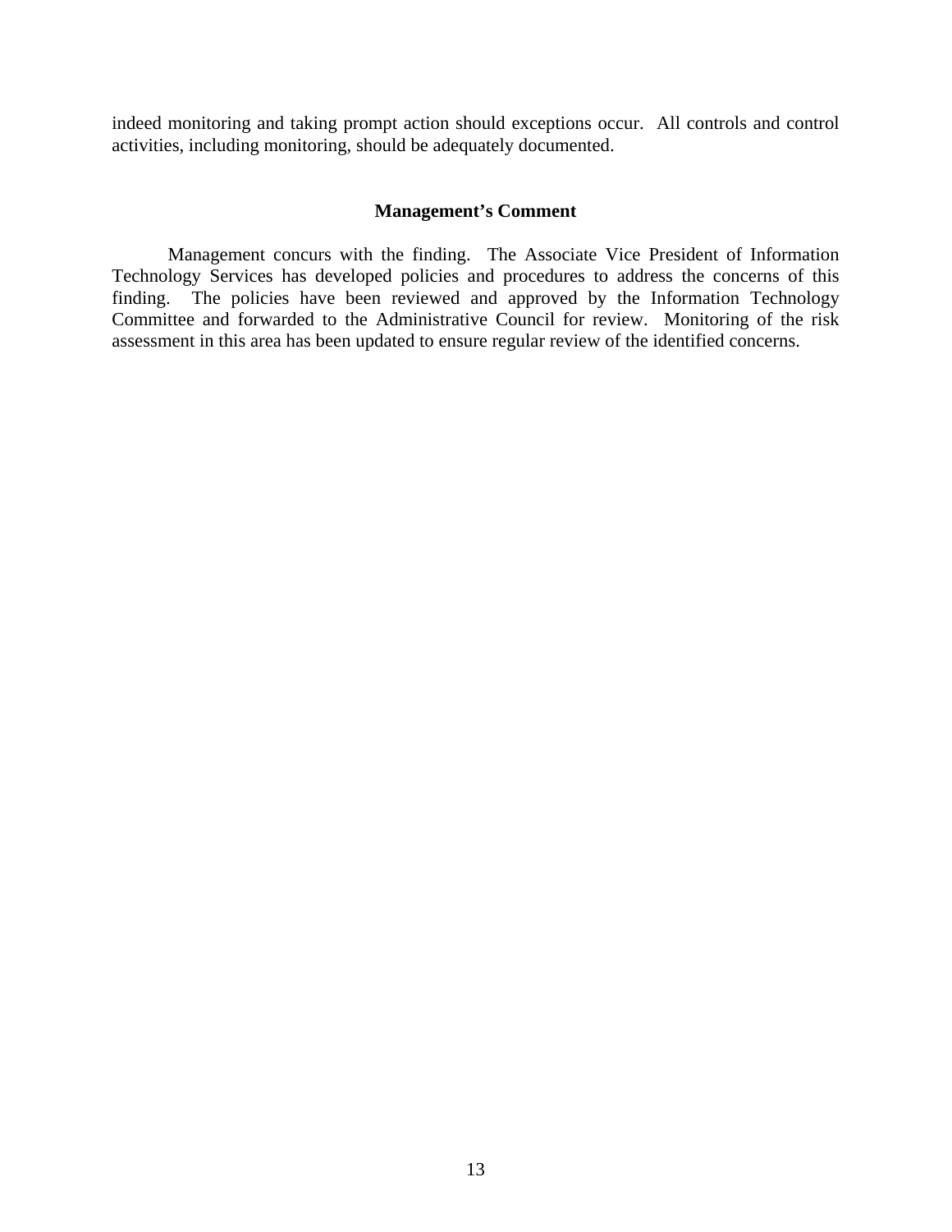indeed monitoring and taking prompt action should exceptions occur. All controls and control activities, including monitoring, should be adequately documented.

### Management's Comment

Management concurs with the finding. The Associate Vice President of Information Technology Services has developed policies and procedures to address the concerns of this finding. The policies have been reviewed and approved by the Information Technology Committee and forwarded to the Administrative Council for review. Monitoring of the risk assessment in this area has been updated to ensure regular review of the identified concerns.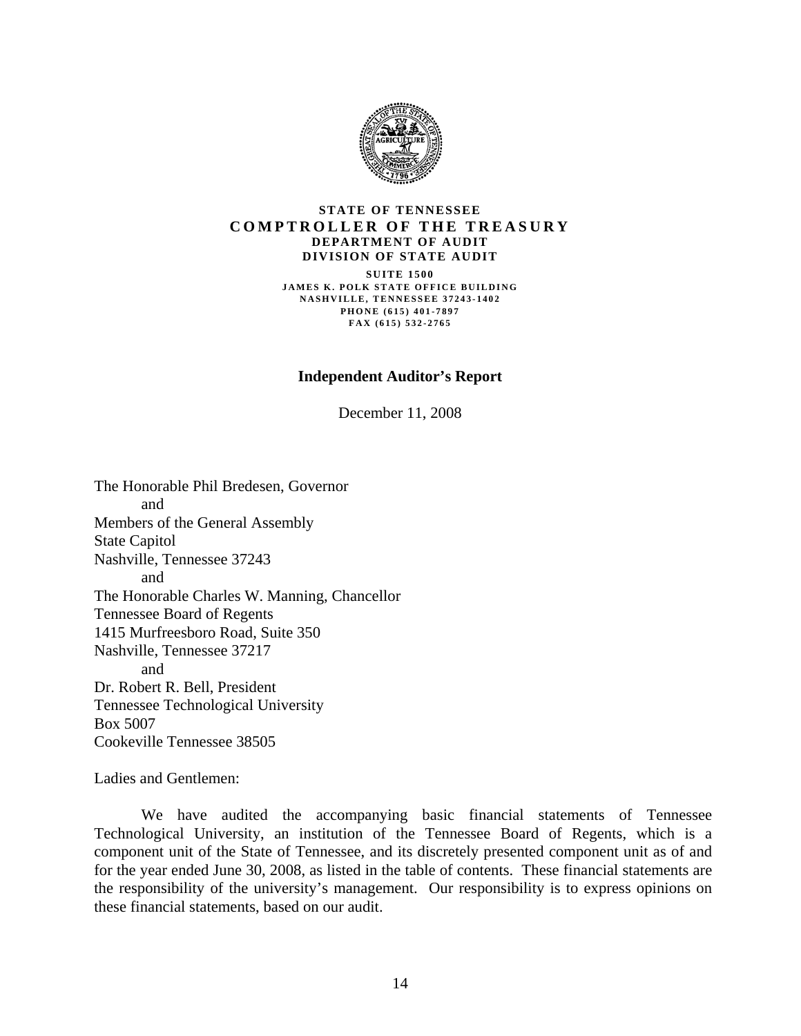**STATE OF TENNESSEE**
**COMPTROLLER OF THE TREASURY**
**DEPARTMENT OF AUDIT**
**DIVISION OF STATE AUDIT**

**SUITE 1500**
**JAMES K. POLK STATE OFFICE BUILDING**
**NASHVILLE, TENNESSEE 37243-1402**
**PHONE (615) 401-7897**
**FAX (615) 532-2765**

## Independent Auditor's Report

December 11, 2008

The Honorable Phil Bredesen, Governor
and
Members of the General Assembly
State Capitol
Nashville, Tennessee 37243
and
The Honorable Charles W. Manning, Chancellor
Tennessee Board of Regents
1415 Murfreesboro Road, Suite 350
Nashville, Tennessee 37217
and
Dr. Robert R. Bell, President
Tennessee Technological University
Box 5007
Cookeville Tennessee 38505

Ladies and Gentlemen:

We have audited the accompanying basic financial statements of Tennessee Technological University, an institution of the Tennessee Board of Regents, which is a component unit of the State of Tennessee, and its discretely presented component unit as of and for the year ended June 30, 2008, as listed in the table of contents. These financial statements are the responsibility of the university's management. Our responsibility is to express opinions on these financial statements, based on our audit.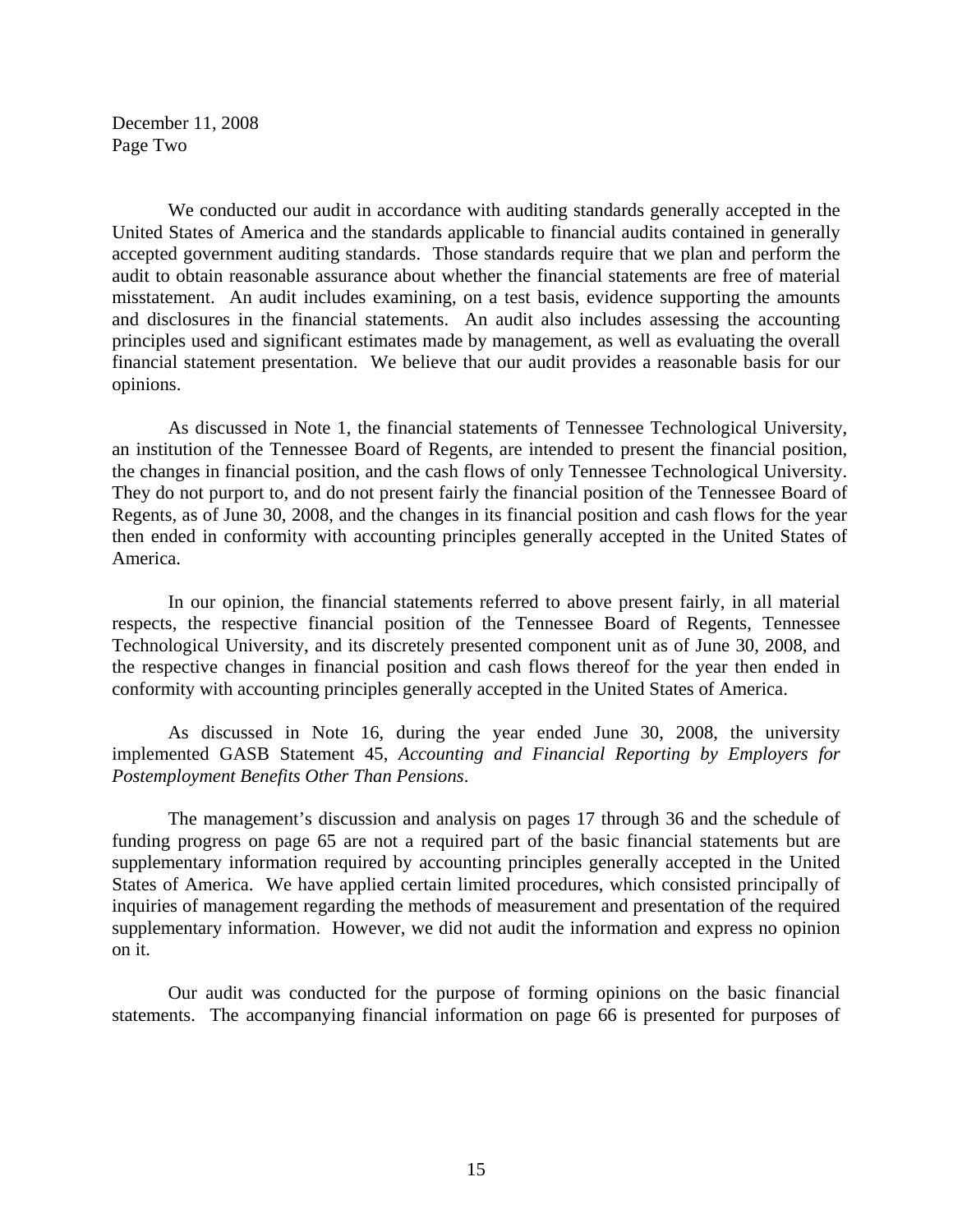December 11, 2008
Page Two

We conducted our audit in accordance with auditing standards generally accepted in the United States of America and the standards applicable to financial audits contained in generally accepted government auditing standards. Those standards require that we plan and perform the audit to obtain reasonable assurance about whether the financial statements are free of material misstatement. An audit includes examining, on a test basis, evidence supporting the amounts and disclosures in the financial statements. An audit also includes assessing the accounting principles used and significant estimates made by management, as well as evaluating the overall financial statement presentation. We believe that our audit provides a reasonable basis for our opinions.

As discussed in Note 1, the financial statements of Tennessee Technological University, an institution of the Tennessee Board of Regents, are intended to present the financial position, the changes in financial position, and the cash flows of only Tennessee Technological University. They do not purport to, and do not present fairly the financial position of the Tennessee Board of Regents, as of June 30, 2008, and the changes in its financial position and cash flows for the year then ended in conformity with accounting principles generally accepted in the United States of America.

In our opinion, the financial statements referred to above present fairly, in all material respects, the respective financial position of the Tennessee Board of Regents, Tennessee Technological University, and its discretely presented component unit as of June 30, 2008, and the respective changes in financial position and cash flows thereof for the year then ended in conformity with accounting principles generally accepted in the United States of America.

As discussed in Note 16, during the year ended June 30, 2008, the university implemented GASB Statement 45, *Accounting and Financial Reporting by Employers for Postemployment Benefits Other Than Pensions*.

The management's discussion and analysis on pages 17 through 36 and the schedule of funding progress on page 65 are not a required part of the basic financial statements but are supplementary information required by accounting principles generally accepted in the United States of America. We have applied certain limited procedures, which consisted principally of inquiries of management regarding the methods of measurement and presentation of the required supplementary information. However, we did not audit the information and express no opinion on it.

Our audit was conducted for the purpose of forming opinions on the basic financial statements. The accompanying financial information on page 66 is presented for purposes of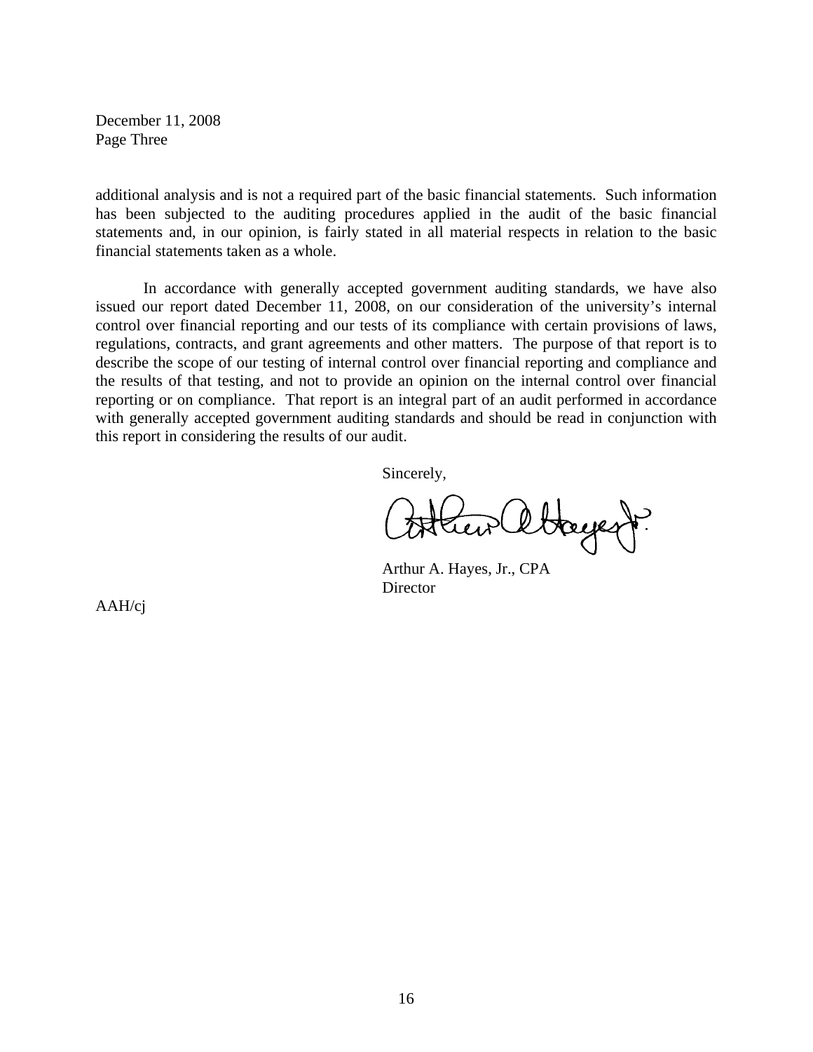December 11, 2008
Page Three

additional analysis and is not a required part of the basic financial statements. Such information has been subjected to the auditing procedures applied in the audit of the basic financial statements and, in our opinion, is fairly stated in all material respects in relation to the basic financial statements taken as a whole.

In accordance with generally accepted government auditing standards, we have also issued our report dated December 11, 2008, on our consideration of the university's internal control over financial reporting and our tests of its compliance with certain provisions of laws, regulations, contracts, and grant agreements and other matters. The purpose of that report is to describe the scope of our testing of internal control over financial reporting and compliance and the results of that testing, and not to provide an opinion on the internal control over financial reporting or on compliance. That report is an integral part of an audit performed in accordance with generally accepted government auditing standards and should be read in conjunction with this report in considering the results of our audit.

Sincerely,

Arthur A. Hayes, Jr., CPA
Director

AAH/cj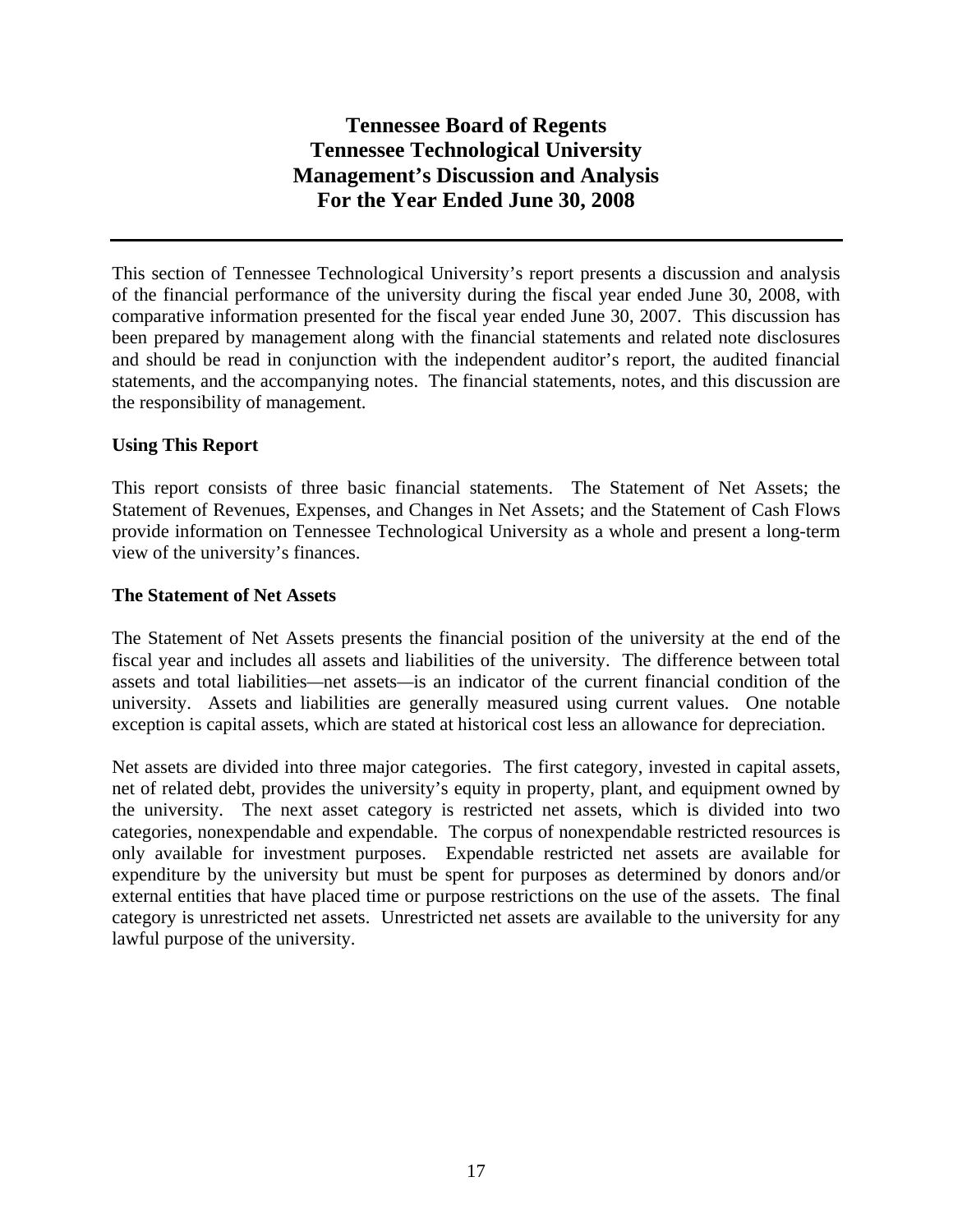# Tennessee Board of Regents
# Tennessee Technological University
# Management's Discussion and Analysis
# For the Year Ended June 30, 2008

---

This section of Tennessee Technological University's report presents a discussion and analysis of the financial performance of the university during the fiscal year ended June 30, 2008, with comparative information presented for the fiscal year ended June 30, 2007. This discussion has been prepared by management along with the financial statements and related note disclosures and should be read in conjunction with the independent auditor's report, the audited financial statements, and the accompanying notes. The financial statements, notes, and this discussion are the responsibility of management.

**Using This Report**

This report consists of three basic financial statements. The Statement of Net Assets; the Statement of Revenues, Expenses, and Changes in Net Assets; and the Statement of Cash Flows provide information on Tennessee Technological University as a whole and present a long-term view of the university's finances.

**The Statement of Net Assets**

The Statement of Net Assets presents the financial position of the university at the end of the fiscal year and includes all assets and liabilities of the university. The difference between total assets and total liabilities—net assets—is an indicator of the current financial condition of the university. Assets and liabilities are generally measured using current values. One notable exception is capital assets, which are stated at historical cost less an allowance for depreciation.

Net assets are divided into three major categories. The first category, invested in capital assets, net of related debt, provides the university's equity in property, plant, and equipment owned by the university. The next asset category is restricted net assets, which is divided into two categories, nonexpendable and expendable. The corpus of nonexpendable restricted resources is only available for investment purposes. Expendable restricted net assets are available for expenditure by the university but must be spent for purposes as determined by donors and/or external entities that have placed time or purpose restrictions on the use of the assets. The final category is unrestricted net assets. Unrestricted net assets are available to the university for any lawful purpose of the university.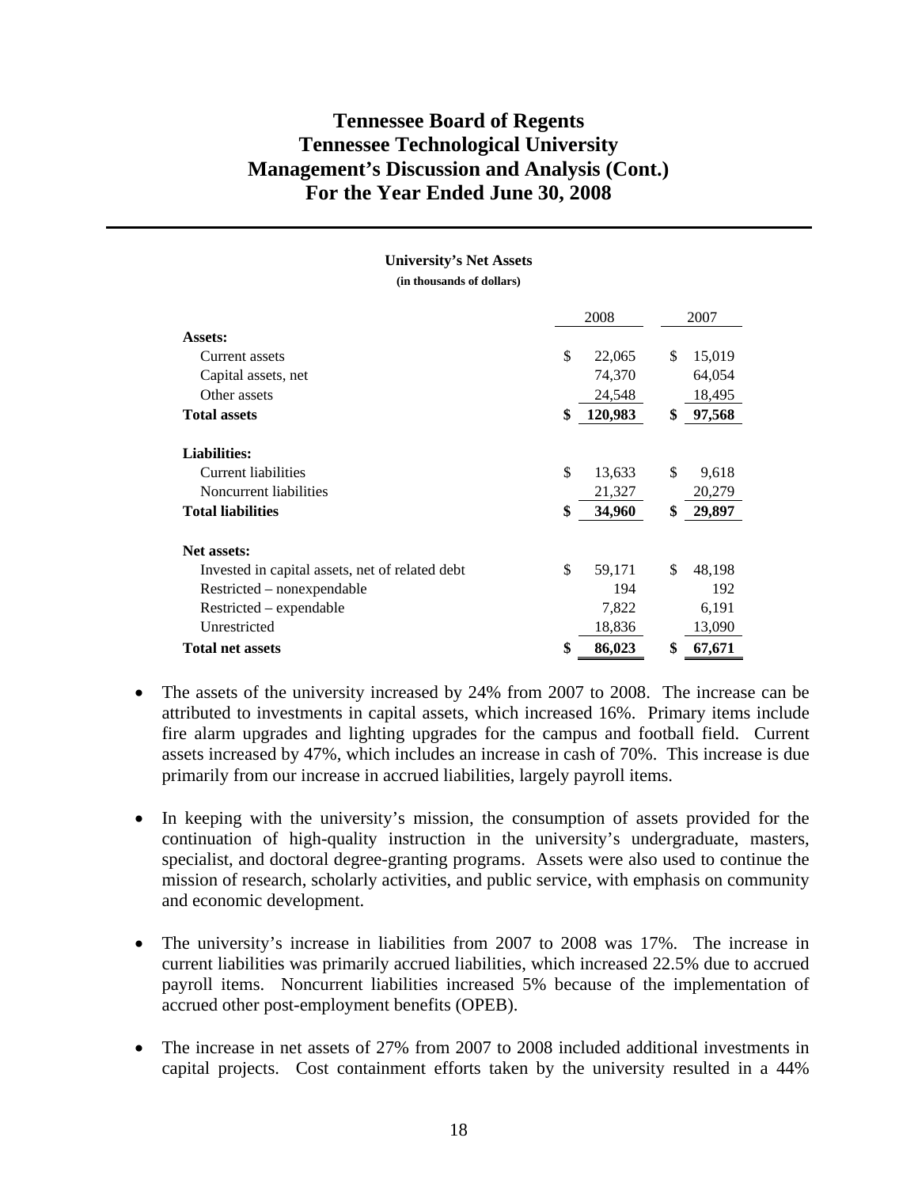# Tennessee Board of Regents
# Tennessee Technological University
# Management's Discussion and Analysis (Cont.)
# For the Year Ended June 30, 2008

**University's Net Assets**
**(in thousands of dollars)**

| | 2008 | 2007 |
|---|---|---|
| **Assets:** | | |
| Current assets | $ 22,065 | $ 15,019 |
| Capital assets, net | 74,370 | 64,054 |
| Other assets | 24,548 | 18,495 |
| **Total assets** | **$ 120,983** | **$ 97,568** |
| **Liabilities:** | | |
| Current liabilities | $ 13,633 | $ 9,618 |
| Noncurrent liabilities | 21,327 | 20,279 |
| **Total liabilities** | **$ 34,960** | **$ 29,897** |
| **Net assets:** | | |
| Invested in capital assets, net of related debt | $ 59,171 | $ 48,198 |
| Restricted – nonexpendable | 194 | 192 |
| Restricted – expendable | 7,822 | 6,191 |
| Unrestricted | 18,836 | 13,090 |
| **Total net assets** | **$ 86,023** | **$ 67,671** |

- The assets of the university increased by 24% from 2007 to 2008. The increase can be attributed to investments in capital assets, which increased 16%. Primary items include fire alarm upgrades and lighting upgrades for the campus and football field. Current assets increased by 47%, which includes an increase in cash of 70%. This increase is due primarily from our increase in accrued liabilities, largely payroll items.

- In keeping with the university's mission, the consumption of assets provided for the continuation of high-quality instruction in the university's undergraduate, masters, specialist, and doctoral degree-granting programs. Assets were also used to continue the mission of research, scholarly activities, and public service, with emphasis on community and economic development.

- The university's increase in liabilities from 2007 to 2008 was 17%. The increase in current liabilities was primarily accrued liabilities, which increased 22.5% due to accrued payroll items. Noncurrent liabilities increased 5% because of the implementation of accrued other post-employment benefits (OPEB).

- The increase in net assets of 27% from 2007 to 2008 included additional investments in capital projects. Cost containment efforts taken by the university resulted in a 44%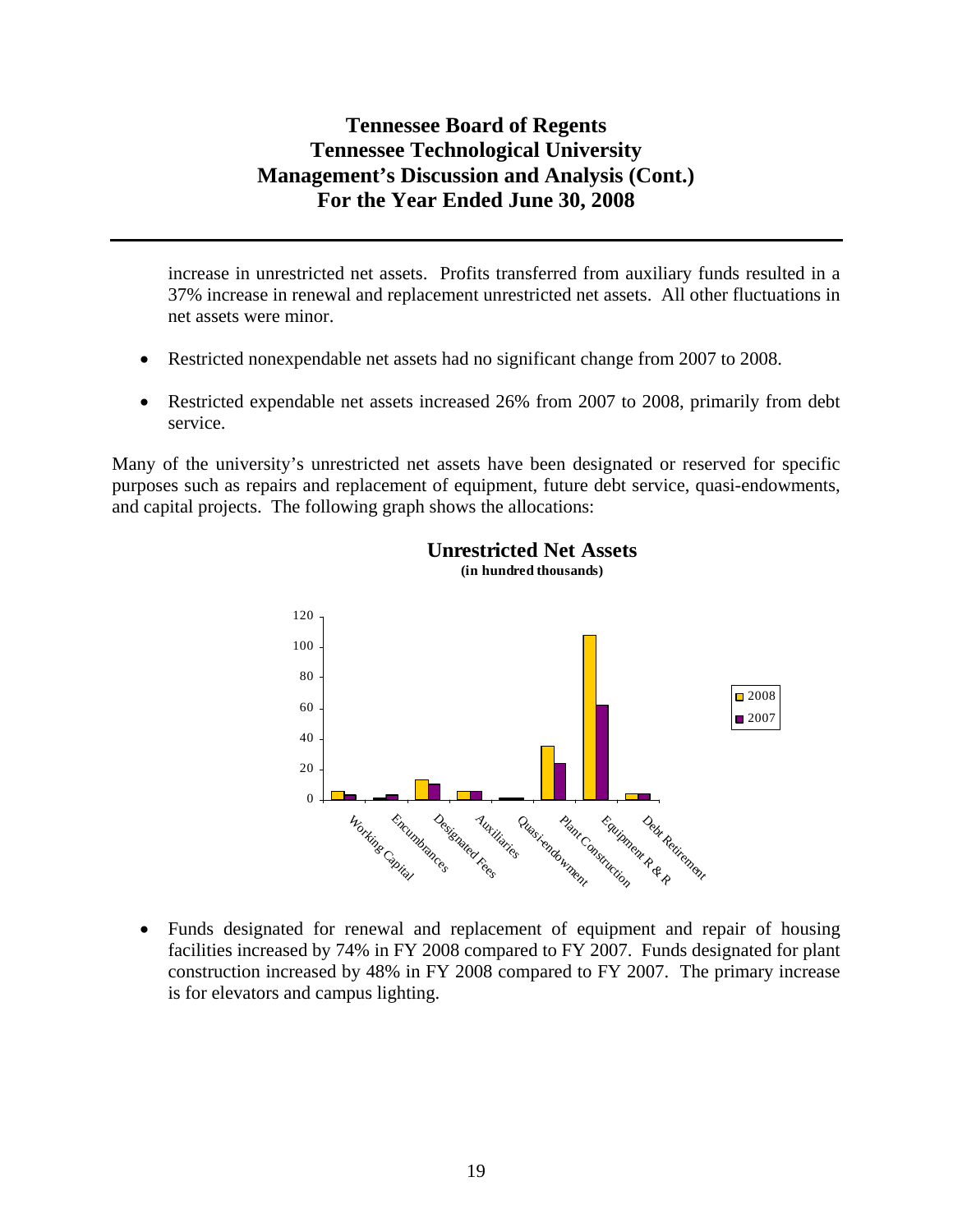increase in unrestricted net assets. Profits transferred from auxiliary funds resulted in a 37% increase in renewal and replacement unrestricted net assets. All other fluctuations in net assets were minor.

- Restricted nonexpendable net assets had no significant change from 2007 to 2008.
- Restricted expendable net assets increased 26% from 2007 to 2008, primarily from debt service.

Many of the university's unrestricted net assets have been designated or reserved for specific purposes such as repairs and replacement of equipment, future debt service, quasi-endowments, and capital projects. The following graph shows the allocations:

**Unrestricted Net Assets**
**(in hundred thousands)**

- Funds designated for renewal and replacement of equipment and repair of housing facilities increased by 74% in FY 2008 compared to FY 2007. Funds designated for plant construction increased by 48% in FY 2008 compared to FY 2007. The primary increase is for elevators and campus lighting.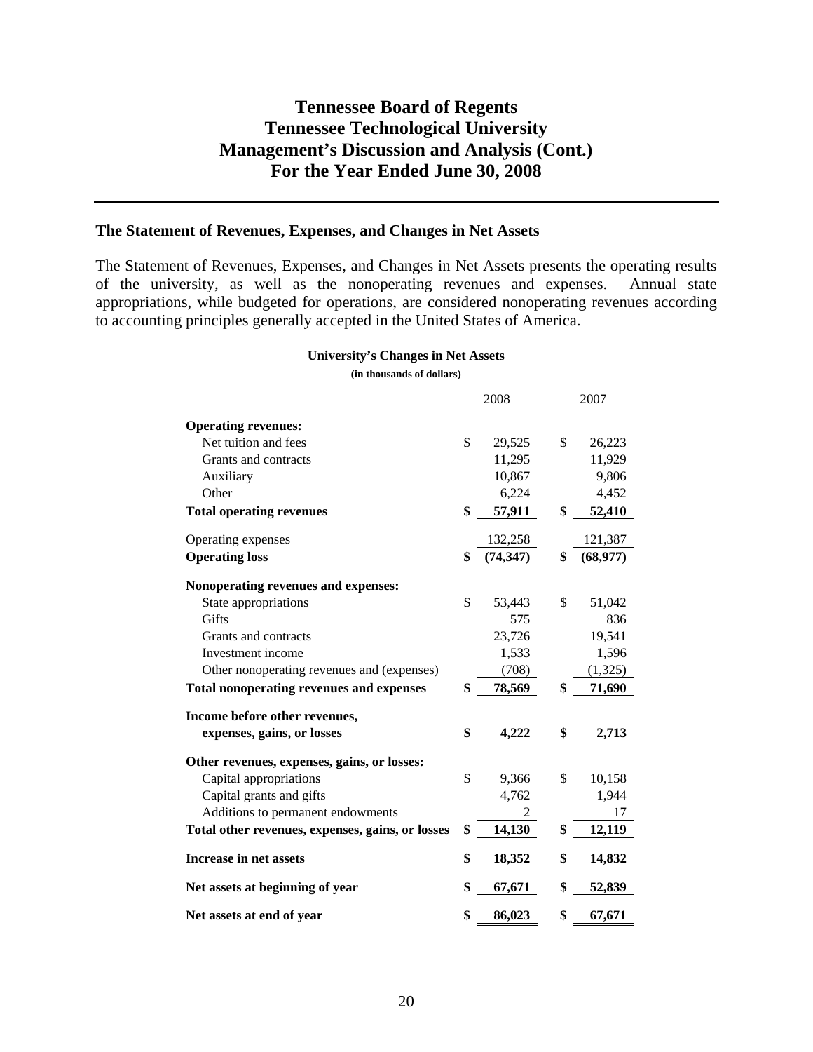# Tennessee Board of Regents
# Tennessee Technological University
# Management's Discussion and Analysis (Cont.)
# For the Year Ended June 30, 2008

## The Statement of Revenues, Expenses, and Changes in Net Assets

The Statement of Revenues, Expenses, and Changes in Net Assets presents the operating results of the university, as well as the nonoperating revenues and expenses. Annual state appropriations, while budgeted for operations, are considered nonoperating revenues according to accounting principles generally accepted in the United States of America.

**University's Changes in Net Assets**

**(in thousands of dollars)**

| | 2008 | 2007 |
|---|---|---|
| **Operating revenues:** | | |
| Net tuition and fees | $ 29,525 | $ 26,223 |
| Grants and contracts | 11,295 | 11,929 |
| Auxiliary | 10,867 | 9,806 |
| Other | 6,224 | 4,452 |
| **Total operating revenues** | **$ 57,911** | **$ 52,410** |
| Operating expenses | 132,258 | 121,387 |
| **Operating loss** | **$ (74,347)** | **$ (68,977)** |
| **Nonoperating revenues and expenses:** | | |
| State appropriations | $ 53,443 | $ 51,042 |
| Gifts | 575 | 836 |
| Grants and contracts | 23,726 | 19,541 |
| Investment income | 1,533 | 1,596 |
| Other nonoperating revenues and (expenses) | (708) | (1,325) |
| **Total nonoperating revenues and expenses** | **$ 78,569** | **$ 71,690** |
| **Income before other revenues, expenses, gains, or losses** | **$ 4,222** | **$ 2,713** |
| **Other revenues, expenses, gains, or losses:** | | |
| Capital appropriations | $ 9,366 | $ 10,158 |
| Capital grants and gifts | 4,762 | 1,944 |
| Additions to permanent endowments | 2 | 17 |
| **Total other revenues, expenses, gains, or losses** | **$ 14,130** | **$ 12,119** |
| **Increase in net assets** | **$ 18,352** | **$ 14,832** |
| **Net assets at beginning of year** | **$ 67,671** | **$ 52,839** |
| **Net assets at end of year** | **$ 86,023** | **$ 67,671** |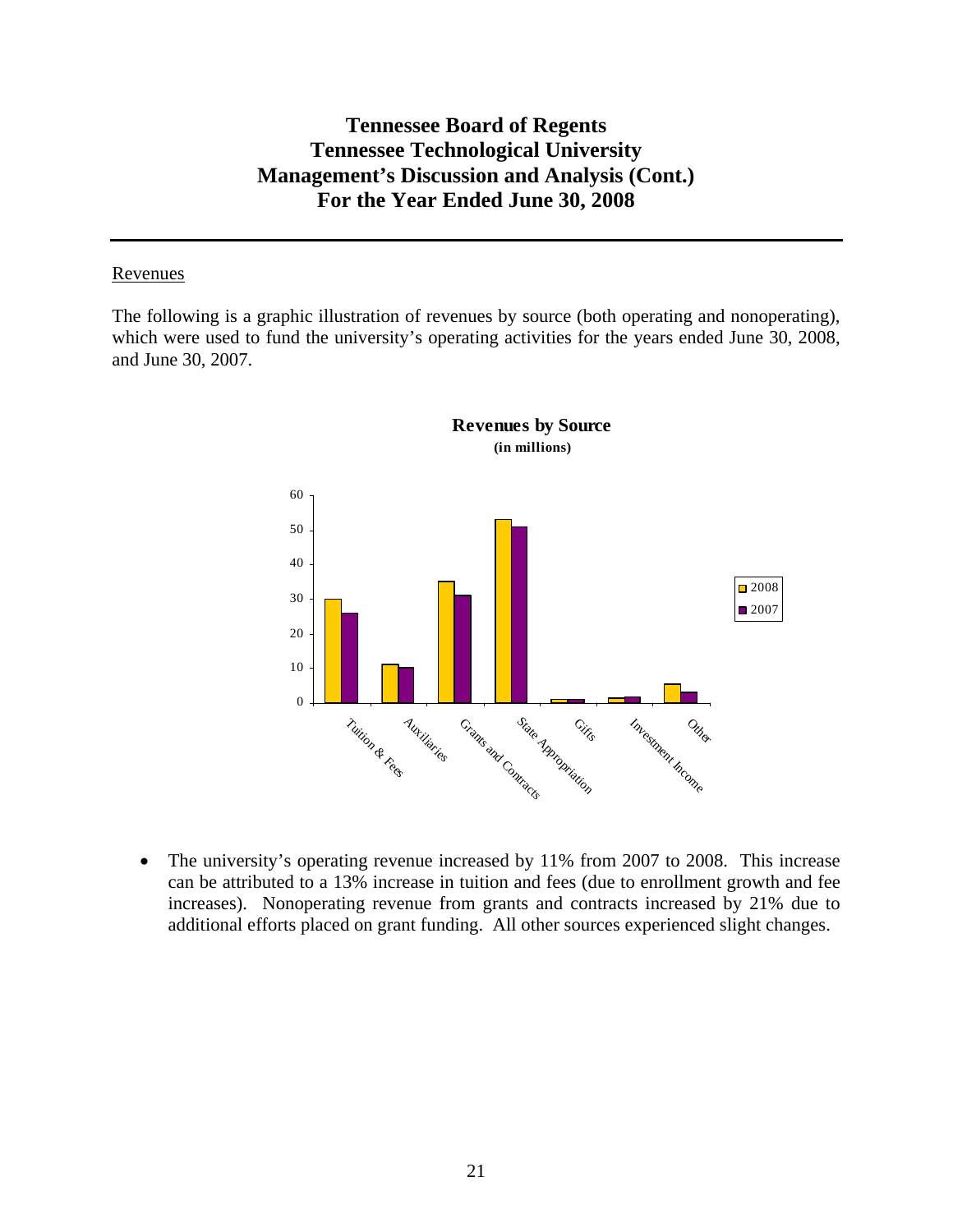# Tennessee Board of Regents
# Tennessee Technological University
# Management's Discussion and Analysis (Cont.)
# For the Year Ended June 30, 2008

## Revenues

The following is a graphic illustration of revenues by source (both operating and nonoperating), which were used to fund the university's operating activities for the years ended June 30, 2008, and June 30, 2007.

**Revenues by Source**
**(in millions)**

- The university's operating revenue increased by 11% from 2007 to 2008. This increase can be attributed to a 13% increase in tuition and fees (due to enrollment growth and fee increases). Nonoperating revenue from grants and contracts increased by 21% due to additional efforts placed on grant funding. All other sources experienced slight changes.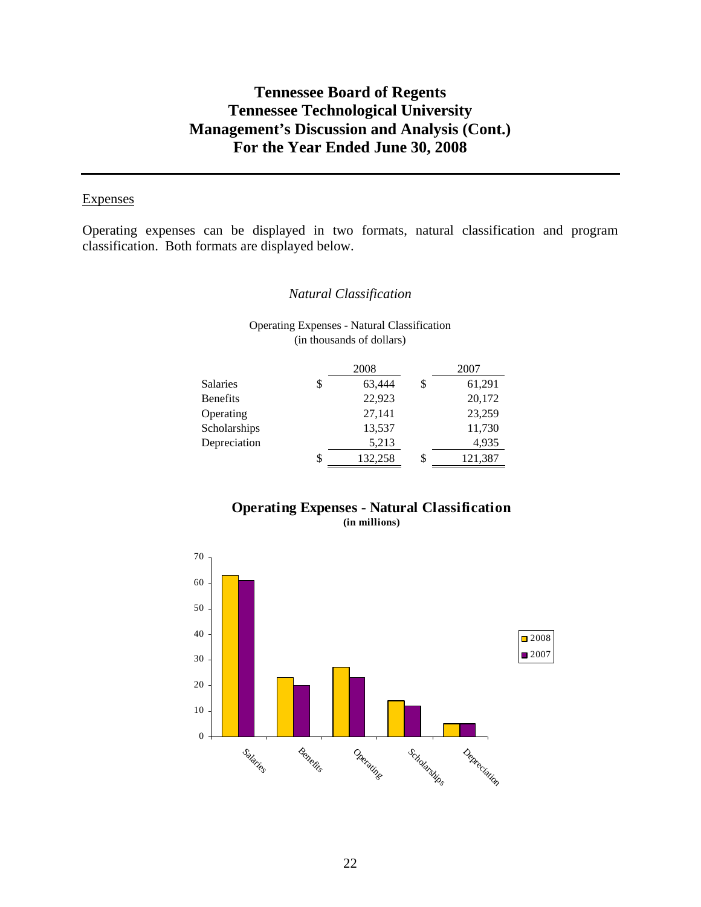# Tennessee Board of Regents
# Tennessee Technological University
# Management's Discussion and Analysis (Cont.)
# For the Year Ended June 30, 2008

## Expenses

Operating expenses can be displayed in two formats, natural classification and program classification. Both formats are displayed below.

### *Natural Classification*

Operating Expenses - Natural Classification
(in thousands of dollars)

| | 2008 | 2007 |
|---|---|---|
| Salaries | $ 63,444 | $ 61,291 |
| Benefits | 22,923 | 20,172 |
| Operating | 27,141 | 23,259 |
| Scholarships | 13,537 | 11,730 |
| Depreciation | 5,213 | 4,935 |
| | $ 132,258 | $ 121,387 |

**Operating Expenses - Natural Classification**
**(in millions)**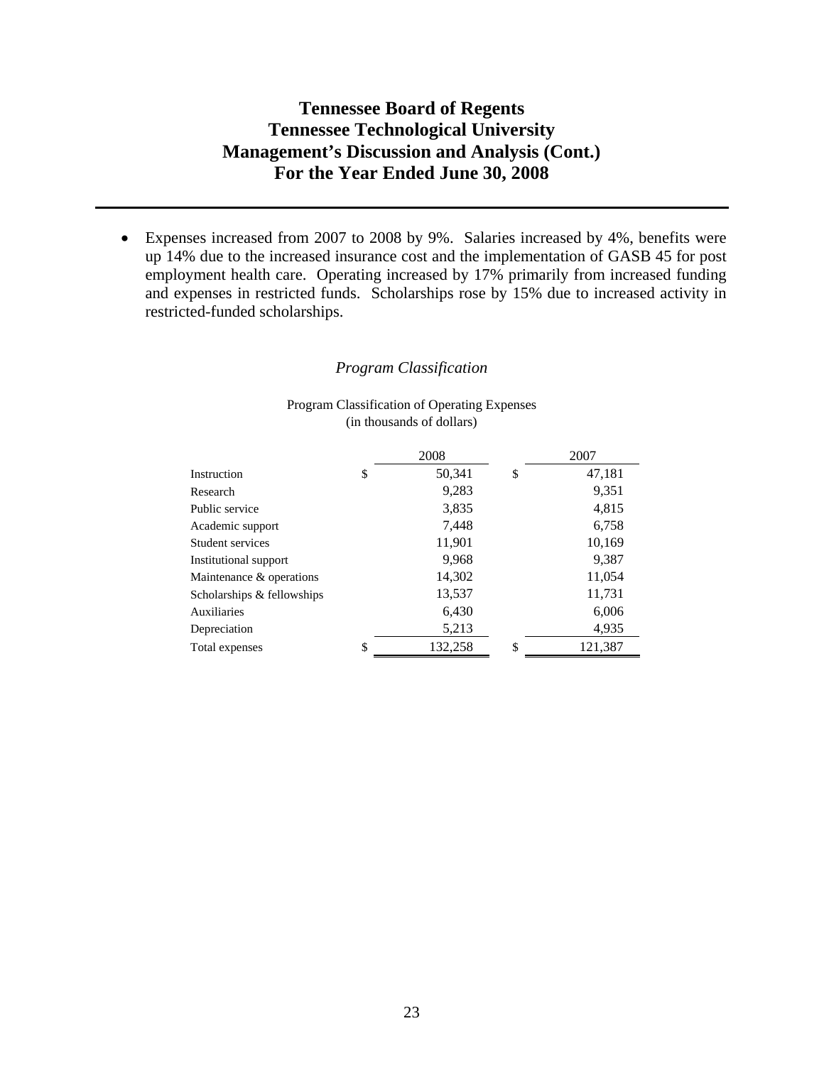- Expenses increased from 2007 to 2008 by 9%. Salaries increased by 4%, benefits were up 14% due to the increased insurance cost and the implementation of GASB 45 for post employment health care. Operating increased by 17% primarily from increased funding and expenses in restricted funds. Scholarships rose by 15% due to increased activity in restricted-funded scholarships.

## *Program Classification*

Program Classification of Operating Expenses
(in thousands of dollars)

| | 2008 | 2007 |
|---|---|---|
| Instruction | $ 50,341 | $ 47,181 |
| Research | 9,283 | 9,351 |
| Public service | 3,835 | 4,815 |
| Academic support | 7,448 | 6,758 |
| Student services | 11,901 | 10,169 |
| Institutional support | 9,968 | 9,387 |
| Maintenance & operations | 14,302 | 11,054 |
| Scholarships & fellowships | 13,537 | 11,731 |
| Auxiliaries | 6,430 | 6,006 |
| Depreciation | 5,213 | 4,935 |
| Total expenses | $ 132,258 | $ 121,387 |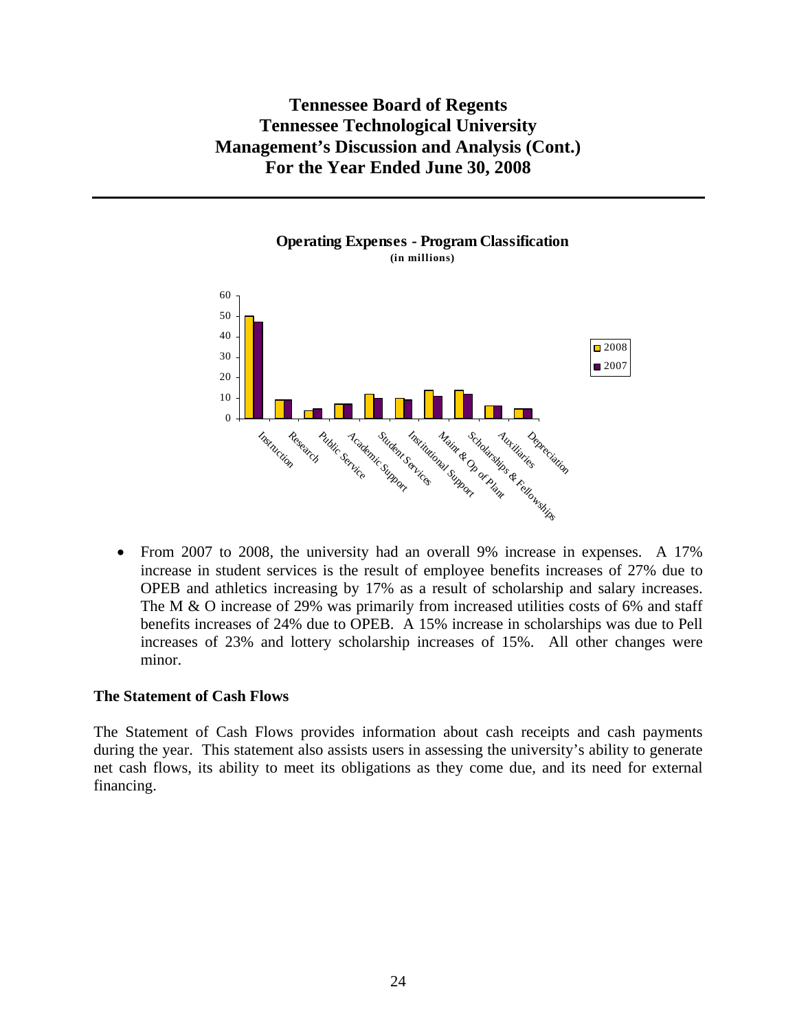**Operating Expenses - Program Classification**
**(in millions)**

- From 2007 to 2008, the university had an overall 9% increase in expenses. A 17% increase in student services is the result of employee benefits increases of 27% due to OPEB and athletics increasing by 17% as a result of scholarship and salary increases. The M & O increase of 29% was primarily from increased utilities costs of 6% and staff benefits increases of 24% due to OPEB. A 15% increase in scholarships was due to Pell increases of 23% and lottery scholarship increases of 15%. All other changes were minor.

## The Statement of Cash Flows

The Statement of Cash Flows provides information about cash receipts and cash payments during the year. This statement also assists users in assessing the university's ability to generate net cash flows, its ability to meet its obligations as they come due, and its need for external financing.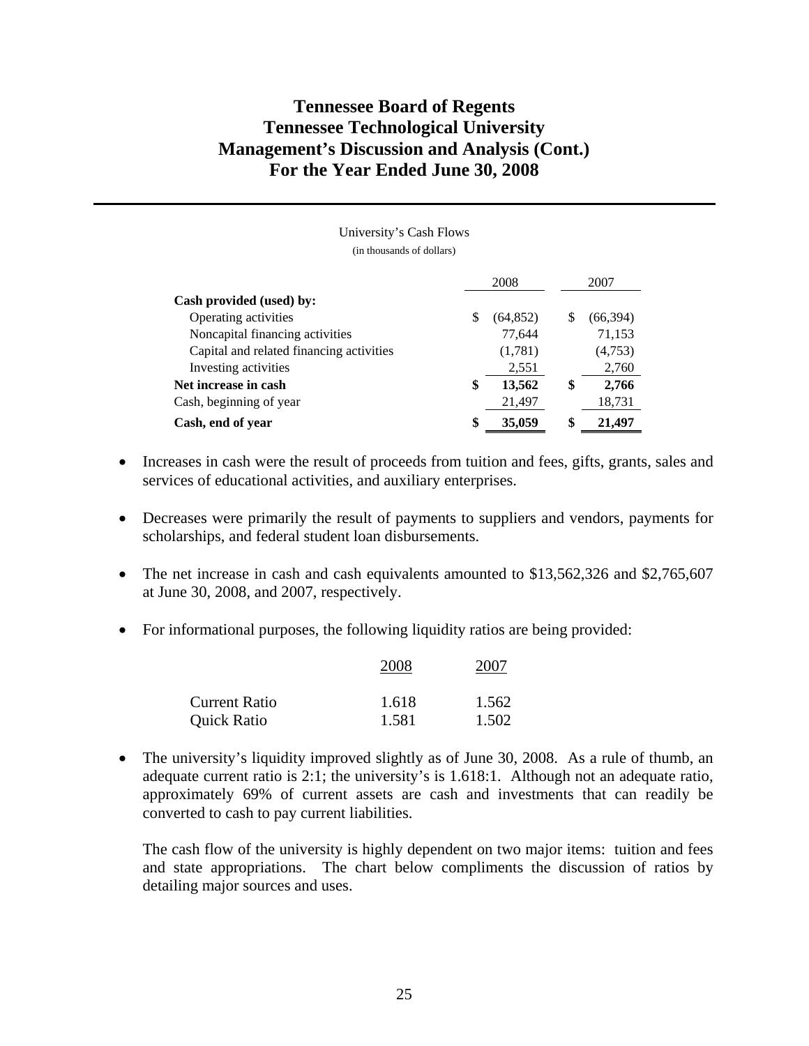# Tennessee Board of Regents
# Tennessee Technological University
# Management's Discussion and Analysis (Cont.)
# For the Year Ended June 30, 2008

University's Cash Flows

(in thousands of dollars)

| | 2008 | 2007 |
|---|---|---|
| **Cash provided (used) by:** | | |
| Operating activities | $ (64,852) | $ (66,394) |
| Noncapital financing activities | 77,644 | 71,153 |
| Capital and related financing activities | (1,781) | (4,753) |
| Investing activities | 2,551 | 2,760 |
| **Net increase in cash** | **$ 13,562** | **$ 2,766** |
| Cash, beginning of year | 21,497 | 18,731 |
| **Cash, end of year** | **$ 35,059** | **$ 21,497** |

- Increases in cash were the result of proceeds from tuition and fees, gifts, grants, sales and services of educational activities, and auxiliary enterprises.

- Decreases were primarily the result of payments to suppliers and vendors, payments for scholarships, and federal student loan disbursements.

- The net increase in cash and cash equivalents amounted to $13,562,326 and $2,765,607 at June 30, 2008, and 2007, respectively.

- For informational purposes, the following liquidity ratios are being provided:

| | 2008 | 2007 |
|---|---|---|
| Current Ratio | 1.618 | 1.562 |
| Quick Ratio | 1.581 | 1.502 |

- The university's liquidity improved slightly as of June 30, 2008. As a rule of thumb, an adequate current ratio is 2:1; the university's is 1.618:1. Although not an adequate ratio, approximately 69% of current assets are cash and investments that can readily be converted to cash to pay current liabilities.

  The cash flow of the university is highly dependent on two major items: tuition and fees and state appropriations. The chart below compliments the discussion of ratios by detailing major sources and uses.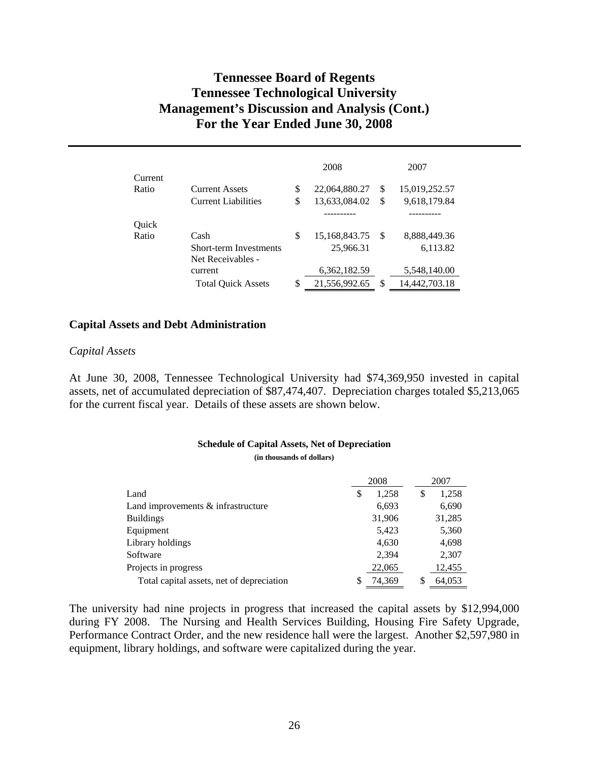# Tennessee Board of Regents
# Tennessee Technological University
# Management's Discussion and Analysis (Cont.)
# For the Year Ended June 30, 2008

| | | | 2008 | | 2007 |
|---|---|---|---|---|---|
| Current Ratio | Current Assets | $ | 22,064,880.27 | $ | 15,019,252.57 |
| | Current Liabilities | $ | 13,633,084.02 | $ | 9,618,179.84 |
| | | | ---------- | | ---------- |
| Quick Ratio | Cash | $ | 15,168,843.75 | $ | 8,888,449.36 |
| | Short-term Investments | | 25,966.31 | | 6,113.82 |
| | Net Receivables - current | | 6,362,182.59 | | 5,548,140.00 |
| | Total Quick Assets | $ | 21,556,992.65 | $ | 14,442,703.18 |

## Capital Assets and Debt Administration

*Capital Assets*

At June 30, 2008, Tennessee Technological University had $74,369,950 invested in capital assets, net of accumulated depreciation of $87,474,407. Depreciation charges totaled $5,213,065 for the current fiscal year. Details of these assets are shown below.

**Schedule of Capital Assets, Net of Depreciation**

**(in thousands of dollars)**

| | 2008 | 2007 |
|---|---|---|
| Land | $ 1,258 | $ 1,258 |
| Land improvements & infrastructure | 6,693 | 6,690 |
| Buildings | 31,906 | 31,285 |
| Equipment | 5,423 | 5,360 |
| Library holdings | 4,630 | 4,698 |
| Software | 2,394 | 2,307 |
| Projects in progress | 22,065 | 12,455 |
| Total capital assets, net of depreciation | $ 74,369 | $ 64,053 |

The university had nine projects in progress that increased the capital assets by $12,994,000 during FY 2008. The Nursing and Health Services Building, Housing Fire Safety Upgrade, Performance Contract Order, and the new residence hall were the largest. Another $2,597,980 in equipment, library holdings, and software were capitalized during the year.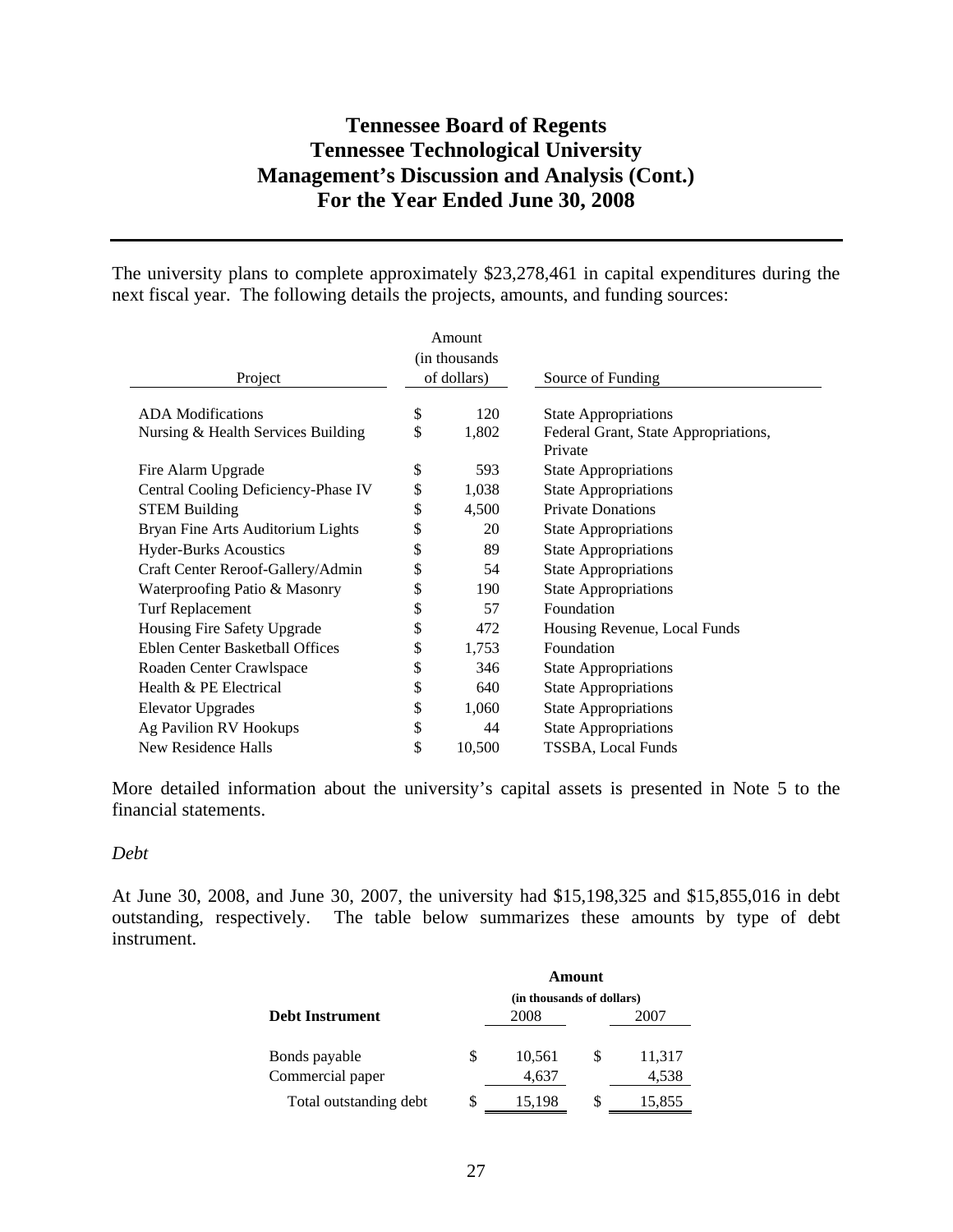# Tennessee Board of Regents
# Tennessee Technological University
# Management's Discussion and Analysis (Cont.)
# For the Year Ended June 30, 2008

The university plans to complete approximately $23,278,461 in capital expenditures during the next fiscal year. The following details the projects, amounts, and funding sources:

| Project | | Amount (in thousands of dollars) | Source of Funding |
|---|---|---|---|
| ADA Modifications | $ | 120 | State Appropriations |
| Nursing & Health Services Building | $ | 1,802 | Federal Grant, State Appropriations, Private |
| Fire Alarm Upgrade | $ | 593 | State Appropriations |
| Central Cooling Deficiency-Phase IV | $ | 1,038 | State Appropriations |
| STEM Building | $ | 4,500 | Private Donations |
| Bryan Fine Arts Auditorium Lights | $ | 20 | State Appropriations |
| Hyder-Burks Acoustics | $ | 89 | State Appropriations |
| Craft Center Reroof-Gallery/Admin | $ | 54 | State Appropriations |
| Waterproofing Patio & Masonry | $ | 190 | State Appropriations |
| Turf Replacement | $ | 57 | Foundation |
| Housing Fire Safety Upgrade | $ | 472 | Housing Revenue, Local Funds |
| Eblen Center Basketball Offices | $ | 1,753 | Foundation |
| Roaden Center Crawlspace | $ | 346 | State Appropriations |
| Health & PE Electrical | $ | 640 | State Appropriations |
| Elevator Upgrades | $ | 1,060 | State Appropriations |
| Ag Pavilion RV Hookups | $ | 44 | State Appropriations |
| New Residence Halls | $ | 10,500 | TSSBA, Local Funds |

More detailed information about the university's capital assets is presented in Note 5 to the financial statements.

*Debt*

At June 30, 2008, and June 30, 2007, the university had $15,198,325 and $15,855,016 in debt outstanding, respectively. The table below summarizes these amounts by type of debt instrument.

| **Debt Instrument** | | **Amount (in thousands of dollars)** 2008 | | 2007 |
|---|---|---|---|---|
| Bonds payable | $ | 10,561 | $ | 11,317 |
| Commercial paper | | 4,637 | | 4,538 |
| Total outstanding debt | $ | 15,198 | $ | 15,855 |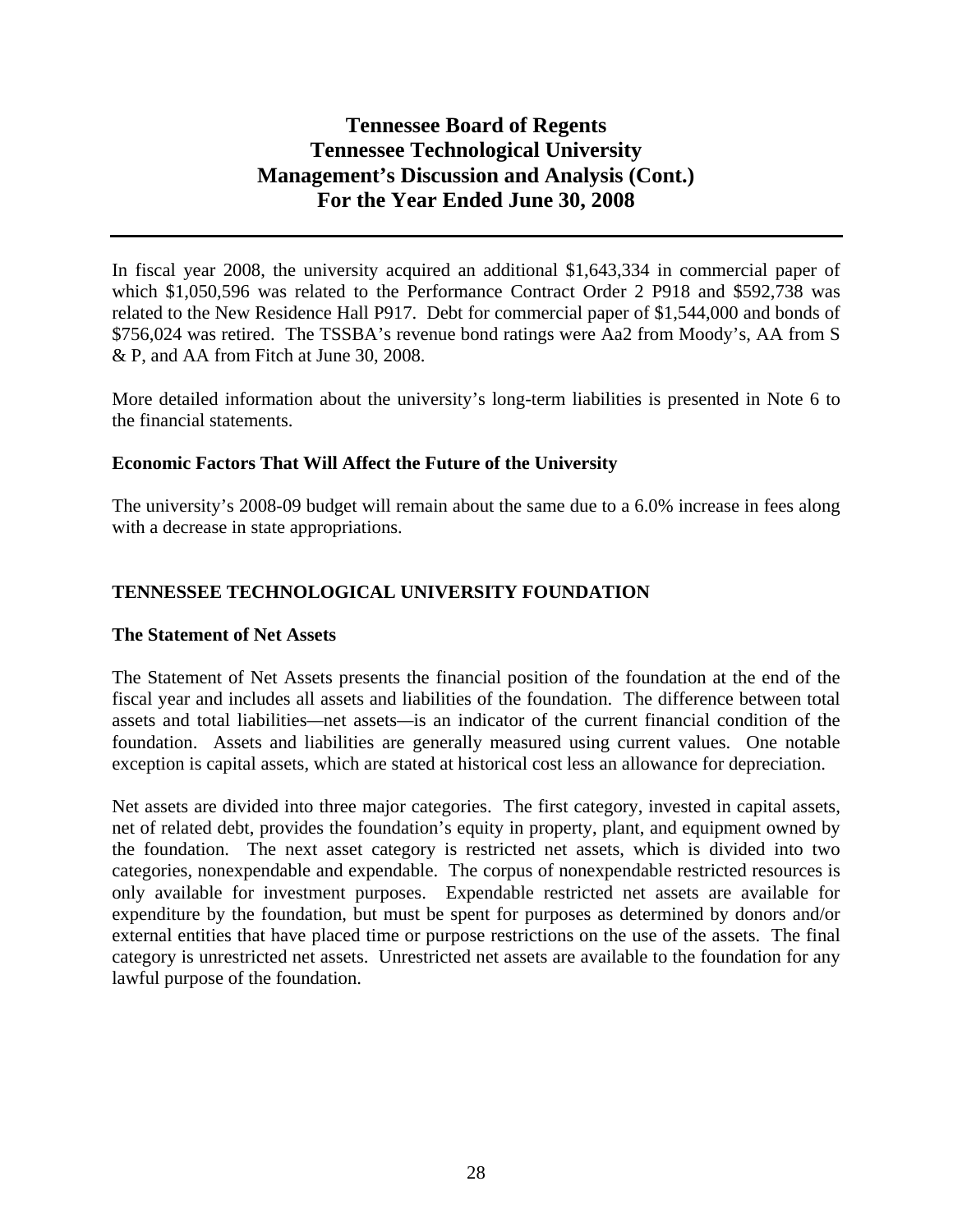In fiscal year 2008, the university acquired an additional $1,643,334 in commercial paper of which $1,050,596 was related to the Performance Contract Order 2 P918 and $592,738 was related to the New Residence Hall P917. Debt for commercial paper of $1,544,000 and bonds of $756,024 was retired. The TSSBA's revenue bond ratings were Aa2 from Moody's, AA from S & P, and AA from Fitch at June 30, 2008.

More detailed information about the university's long-term liabilities is presented in Note 6 to the financial statements.

### Economic Factors That Will Affect the Future of the University

The university's 2008-09 budget will remain about the same due to a 6.0% increase in fees along with a decrease in state appropriations.

## TENNESSEE TECHNOLOGICAL UNIVERSITY FOUNDATION

### The Statement of Net Assets

The Statement of Net Assets presents the financial position of the foundation at the end of the fiscal year and includes all assets and liabilities of the foundation. The difference between total assets and total liabilities—net assets—is an indicator of the current financial condition of the foundation. Assets and liabilities are generally measured using current values. One notable exception is capital assets, which are stated at historical cost less an allowance for depreciation.

Net assets are divided into three major categories. The first category, invested in capital assets, net of related debt, provides the foundation's equity in property, plant, and equipment owned by the foundation. The next asset category is restricted net assets, which is divided into two categories, nonexpendable and expendable. The corpus of nonexpendable restricted resources is only available for investment purposes. Expendable restricted net assets are available for expenditure by the foundation, but must be spent for purposes as determined by donors and/or external entities that have placed time or purpose restrictions on the use of the assets. The final category is unrestricted net assets. Unrestricted net assets are available to the foundation for any lawful purpose of the foundation.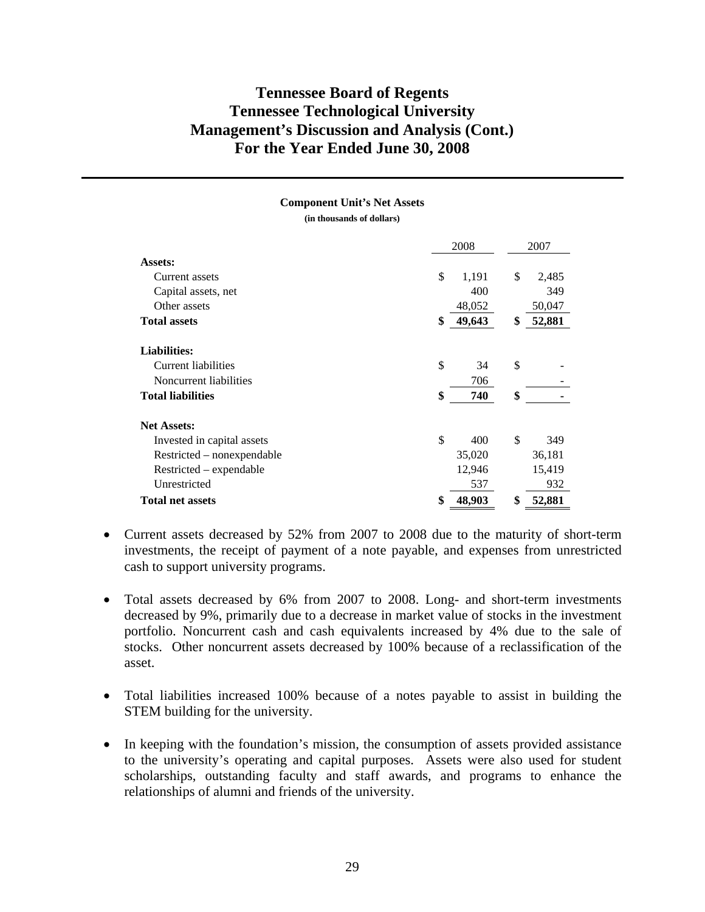# Tennessee Board of Regents
# Tennessee Technological University
# Management's Discussion and Analysis (Cont.)
# For the Year Ended June 30, 2008

**Component Unit's Net Assets**

**(in thousands of dollars)**

| | 2008 | 2007 |
|---|---|---|
| **Assets:** | | |
| Current assets | $ 1,191 | $ 2,485 |
| Capital assets, net | 400 | 349 |
| Other assets | 48,052 | 50,047 |
| **Total assets** | **$ 49,643** | **$ 52,881** |
| **Liabilities:** | | |
| Current liabilities | $ 34 | $ - |
| Noncurrent liabilities | 706 | - |
| **Total liabilities** | **$ 740** | **$ -** |
| **Net Assets:** | | |
| Invested in capital assets | $ 400 | $ 349 |
| Restricted – nonexpendable | 35,020 | 36,181 |
| Restricted – expendable | 12,946 | 15,419 |
| Unrestricted | 537 | 932 |
| **Total net assets** | **$ 48,903** | **$ 52,881** |

- Current assets decreased by 52% from 2007 to 2008 due to the maturity of short-term investments, the receipt of payment of a note payable, and expenses from unrestricted cash to support university programs.
- Total assets decreased by 6% from 2007 to 2008. Long- and short-term investments decreased by 9%, primarily due to a decrease in market value of stocks in the investment portfolio. Noncurrent cash and cash equivalents increased by 4% due to the sale of stocks. Other noncurrent assets decreased by 100% because of a reclassification of the asset.
- Total liabilities increased 100% because of a notes payable to assist in building the STEM building for the university.
- In keeping with the foundation's mission, the consumption of assets provided assistance to the university's operating and capital purposes. Assets were also used for student scholarships, outstanding faculty and staff awards, and programs to enhance the relationships of alumni and friends of the university.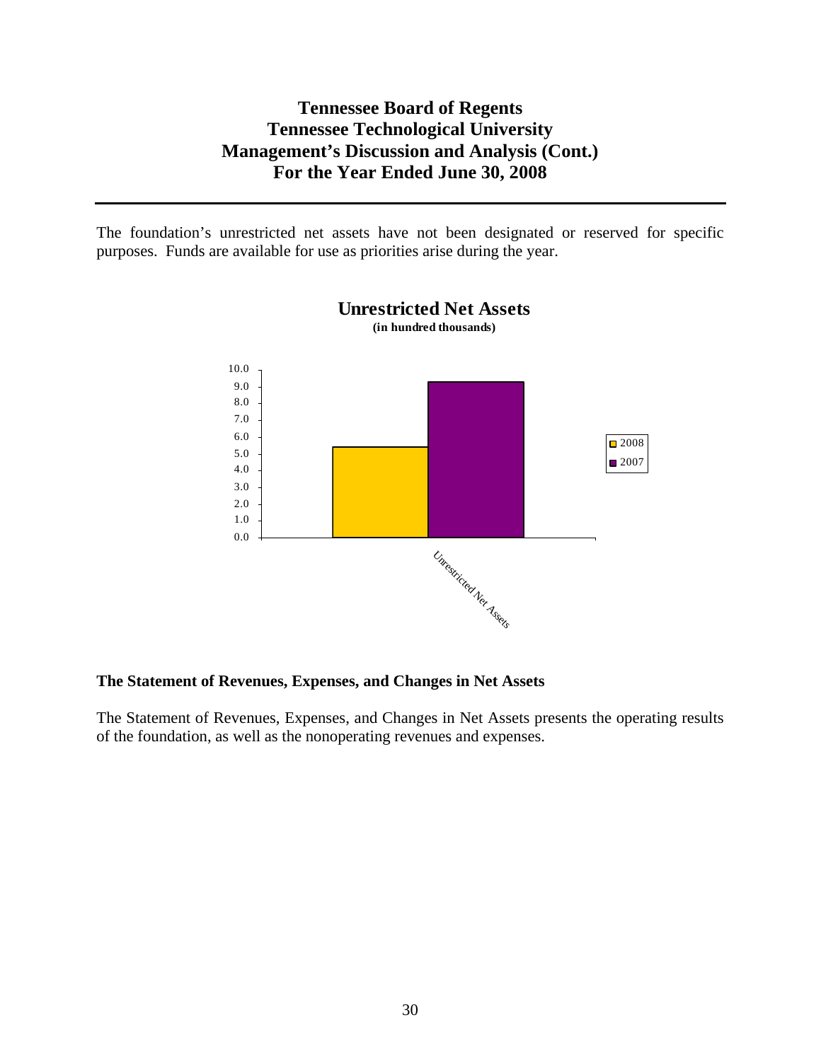The foundation's unrestricted net assets have not been designated or reserved for specific purposes. Funds are available for use as priorities arise during the year.

**Unrestricted Net Assets**
**(in hundred thousands)**

### The Statement of Revenues, Expenses, and Changes in Net Assets

The Statement of Revenues, Expenses, and Changes in Net Assets presents the operating results of the foundation, as well as the nonoperating revenues and expenses.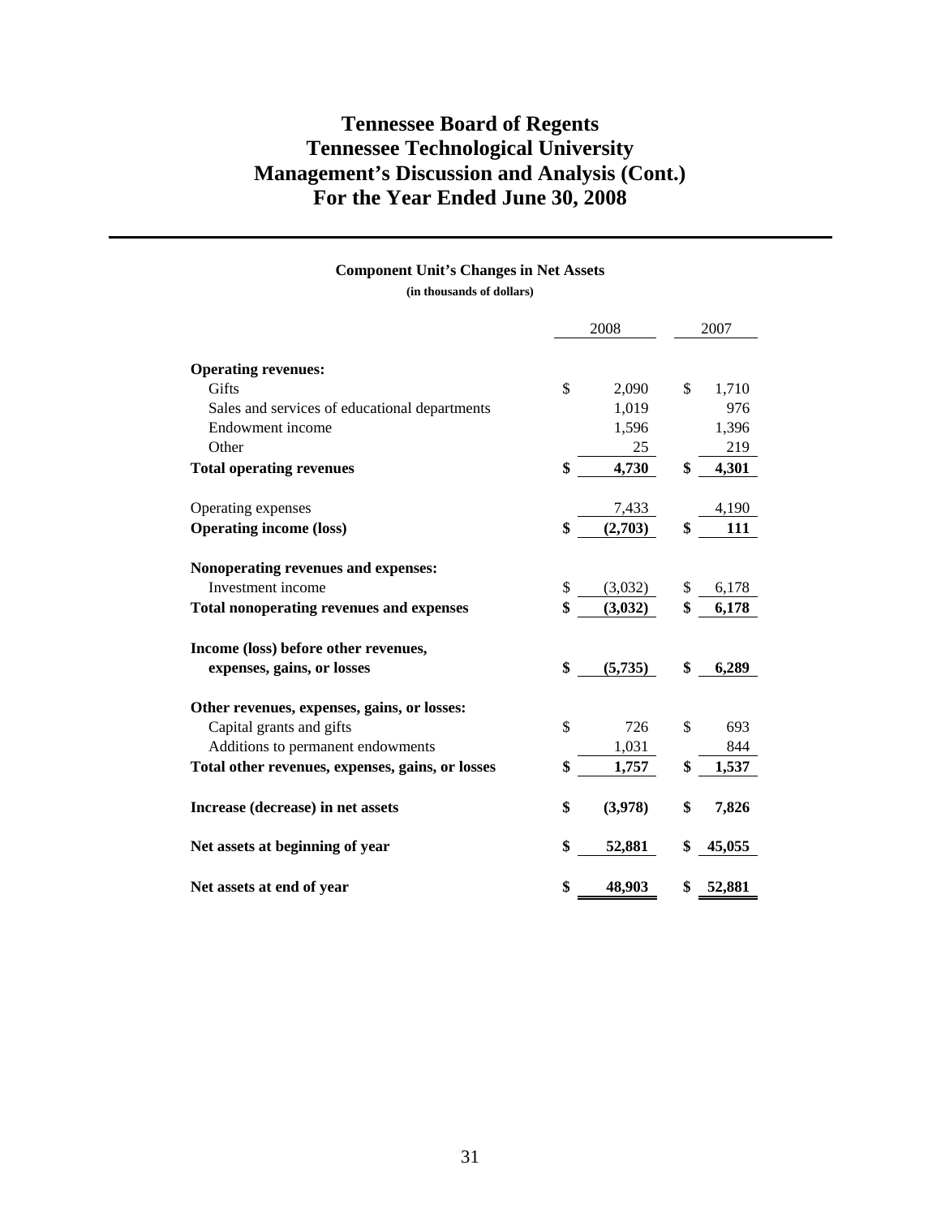# Tennessee Board of Regents
# Tennessee Technological University
# Management's Discussion and Analysis (Cont.)
# For the Year Ended June 30, 2008

**Component Unit's Changes in Net Assets**

**(in thousands of dollars)**

| | 2008 | 2007 |
|---|---|---|
| **Operating revenues:** | | |
| Gifts | $ 2,090 | $ 1,710 |
| Sales and services of educational departments | 1,019 | 976 |
| Endowment income | 1,596 | 1,396 |
| Other | 25 | 219 |
| **Total operating revenues** | **$ 4,730** | **$ 4,301** |
| Operating expenses | 7,433 | 4,190 |
| **Operating income (loss)** | **$ (2,703)** | **$ 111** |
| **Nonoperating revenues and expenses:** | | |
| Investment income | $ (3,032) | $ 6,178 |
| **Total nonoperating revenues and expenses** | **$ (3,032)** | **$ 6,178** |
| **Income (loss) before other revenues, expenses, gains, or losses** | **$ (5,735)** | **$ 6,289** |
| **Other revenues, expenses, gains, or losses:** | | |
| Capital grants and gifts | $ 726 | $ 693 |
| Additions to permanent endowments | 1,031 | 844 |
| **Total other revenues, expenses, gains, or losses** | **$ 1,757** | **$ 1,537** |
| **Increase (decrease) in net assets** | **$ (3,978)** | **$ 7,826** |
| **Net assets at beginning of year** | **$ 52,881** | **$ 45,055** |
| **Net assets at end of year** | **$ 48,903** | **$ 52,881** |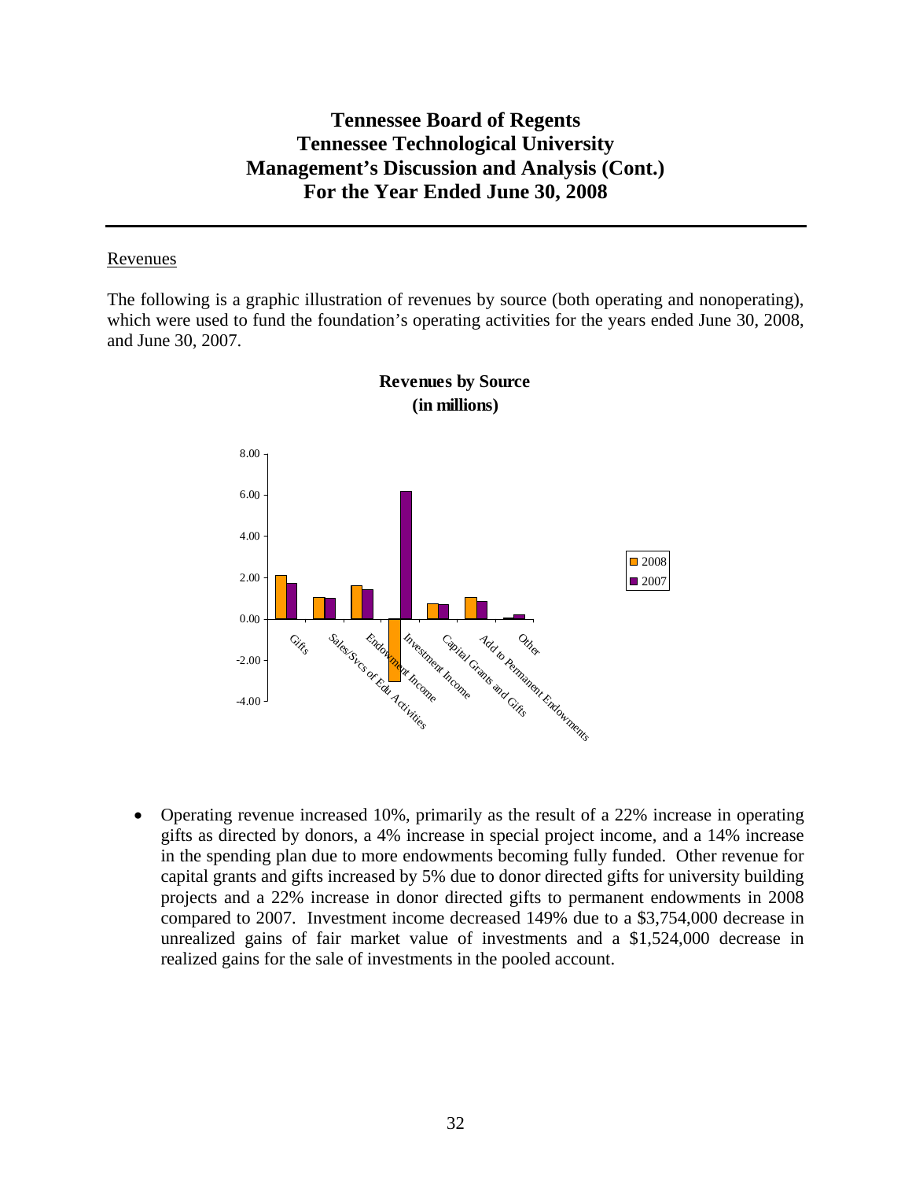# Tennessee Board of Regents
# Tennessee Technological University
# Management's Discussion and Analysis (Cont.)
# For the Year Ended June 30, 2008

Revenues

The following is a graphic illustration of revenues by source (both operating and nonoperating), which were used to fund the foundation's operating activities for the years ended June 30, 2008, and June 30, 2007.

**Revenues by Source**
**(in millions)**

- Operating revenue increased 10%, primarily as the result of a 22% increase in operating gifts as directed by donors, a 4% increase in special project income, and a 14% increase in the spending plan due to more endowments becoming fully funded. Other revenue for capital grants and gifts increased by 5% due to donor directed gifts for university building projects and a 22% increase in donor directed gifts to permanent endowments in 2008 compared to 2007. Investment income decreased 149% due to a $3,754,000 decrease in unrealized gains of fair market value of investments and a $1,524,000 decrease in realized gains for the sale of investments in the pooled account.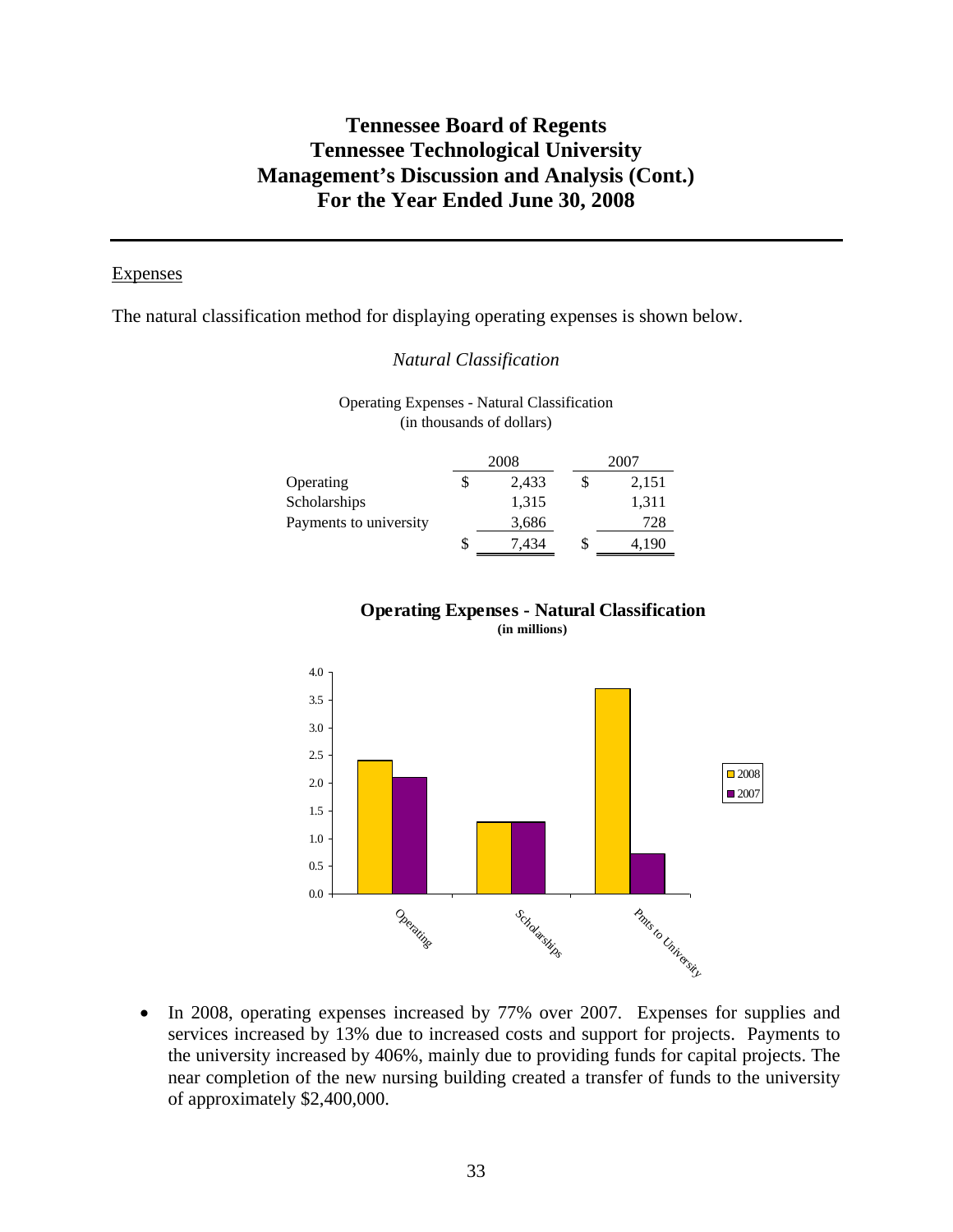# Tennessee Board of Regents
# Tennessee Technological University
# Management's Discussion and Analysis (Cont.)
# For the Year Ended June 30, 2008

## Expenses

The natural classification method for displaying operating expenses is shown below.

*Natural Classification*

Operating Expenses - Natural Classification
(in thousands of dollars)

| | 2008 | 2007 |
|---|---|---|
| Operating | $ 2,433 | $ 2,151 |
| Scholarships | 1,315 | 1,311 |
| Payments to university | 3,686 | 728 |
| | $ 7,434 | $ 4,190 |

**Operating Expenses - Natural Classification**
**(in millions)**

| | 2008 | 2007 |
|---|---|---|
| Operating | 2.4 | 2.1 |
| Scholarships | 1.3 | 1.3 |
| Pmts to University | 3.7 | 0.7 |

- In 2008, operating expenses increased by 77% over 2007. Expenses for supplies and services increased by 13% due to increased costs and support for projects. Payments to the university increased by 406%, mainly due to providing funds for capital projects. The near completion of the new nursing building created a transfer of funds to the university of approximately $2,400,000.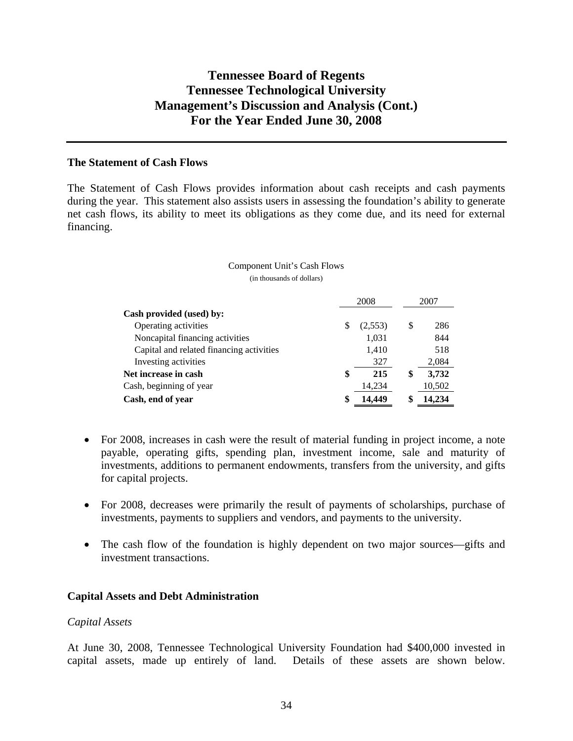# Tennessee Board of Regents
# Tennessee Technological University
# Management's Discussion and Analysis (Cont.)
# For the Year Ended June 30, 2008

## The Statement of Cash Flows

The Statement of Cash Flows provides information about cash receipts and cash payments during the year. This statement also assists users in assessing the foundation's ability to generate net cash flows, its ability to meet its obligations as they come due, and its need for external financing.

Component Unit's Cash Flows
(in thousands of dollars)

| | 2008 | 2007 |
|---|---|---|
| **Cash provided (used) by:** | | |
| Operating activities | $ (2,553) | $ 286 |
| Noncapital financing activities | 1,031 | 844 |
| Capital and related financing activities | 1,410 | 518 |
| Investing activities | 327 | 2,084 |
| **Net increase in cash** | **$ 215** | **$ 3,732** |
| Cash, beginning of year | 14,234 | 10,502 |
| **Cash, end of year** | **$ 14,449** | **$ 14,234** |

- For 2008, increases in cash were the result of material funding in project income, a note payable, operating gifts, spending plan, investment income, sale and maturity of investments, additions to permanent endowments, transfers from the university, and gifts for capital projects.
- For 2008, decreases were primarily the result of payments of scholarships, purchase of investments, payments to suppliers and vendors, and payments to the university.
- The cash flow of the foundation is highly dependent on two major sources—gifts and investment transactions.

## Capital Assets and Debt Administration

*Capital Assets*

At June 30, 2008, Tennessee Technological University Foundation had $400,000 invested in capital assets, made up entirely of land. Details of these assets are shown below.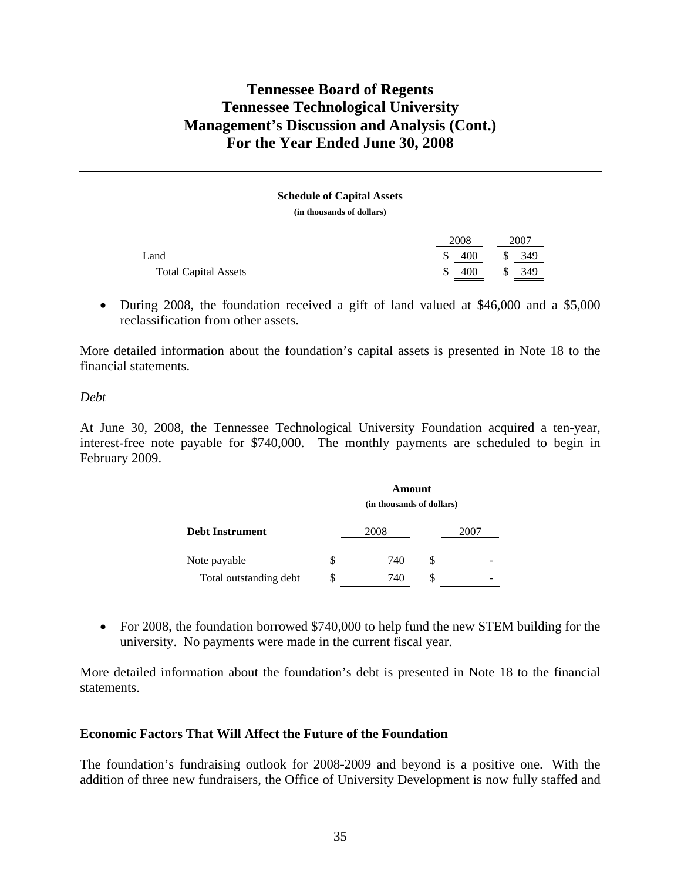**Schedule of Capital Assets**
**(in thousands of dollars)**

| | 2008 | 2007 |
|---|---|---|
| Land | $ 400 | $ 349 |
| Total Capital Assets | $ 400 | $ 349 |

- During 2008, the foundation received a gift of land valued at $46,000 and a $5,000 reclassification from other assets.

More detailed information about the foundation's capital assets is presented in Note 18 to the financial statements.

*Debt*

At June 30, 2008, the Tennessee Technological University Foundation acquired a ten-year, interest-free note payable for $740,000. The monthly payments are scheduled to begin in February 2009.

| | Amount (in thousands of dollars) | |
|---|---|---|
| **Debt Instrument** | 2008 | 2007 |
| Note payable | $ 740 | $ - |
| Total outstanding debt | $ 740 | $ - |

- For 2008, the foundation borrowed $740,000 to help fund the new STEM building for the university. No payments were made in the current fiscal year.

More detailed information about the foundation's debt is presented in Note 18 to the financial statements.

## Economic Factors That Will Affect the Future of the Foundation

The foundation's fundraising outlook for 2008-2009 and beyond is a positive one. With the addition of three new fundraisers, the Office of University Development is now fully staffed and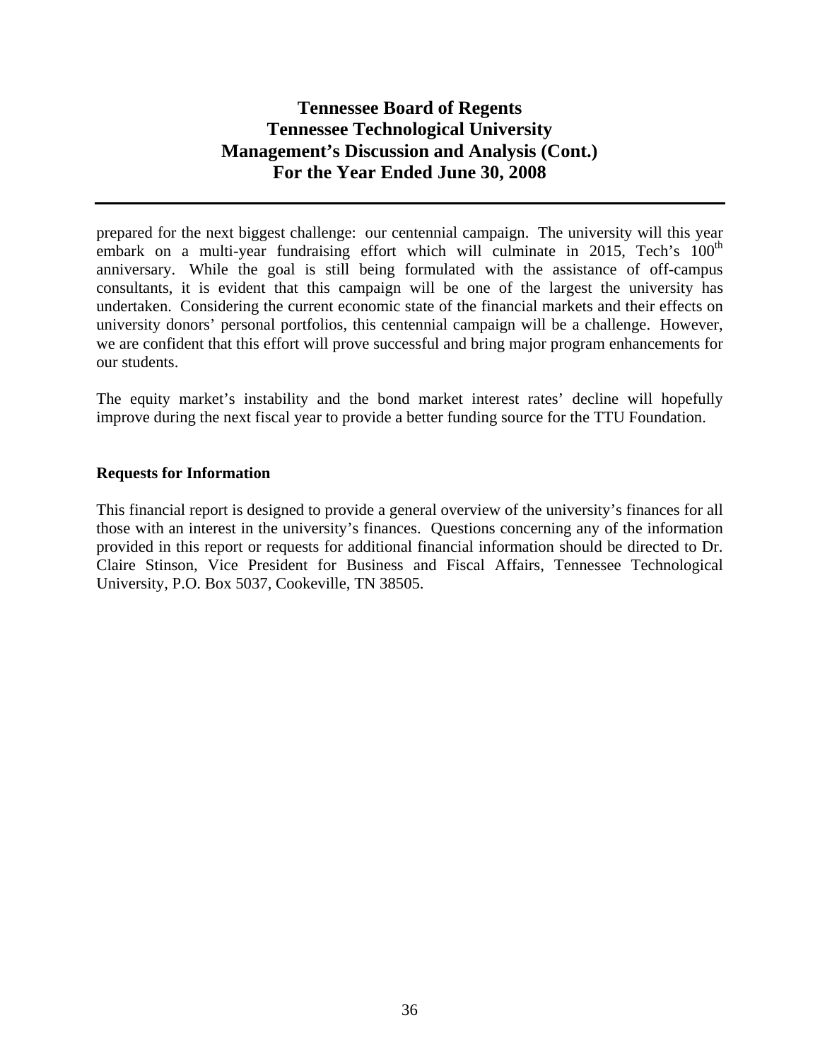prepared for the next biggest challenge: our centennial campaign. The university will this year embark on a multi-year fundraising effort which will culminate in 2015, Tech's 100th anniversary. While the goal is still being formulated with the assistance of off-campus consultants, it is evident that this campaign will be one of the largest the university has undertaken. Considering the current economic state of the financial markets and their effects on university donors' personal portfolios, this centennial campaign will be a challenge. However, we are confident that this effort will prove successful and bring major program enhancements for our students.

The equity market's instability and the bond market interest rates' decline will hopefully improve during the next fiscal year to provide a better funding source for the TTU Foundation.

**Requests for Information**

This financial report is designed to provide a general overview of the university's finances for all those with an interest in the university's finances. Questions concerning any of the information provided in this report or requests for additional financial information should be directed to Dr. Claire Stinson, Vice President for Business and Fiscal Affairs, Tennessee Technological University, P.O. Box 5037, Cookeville, TN 38505.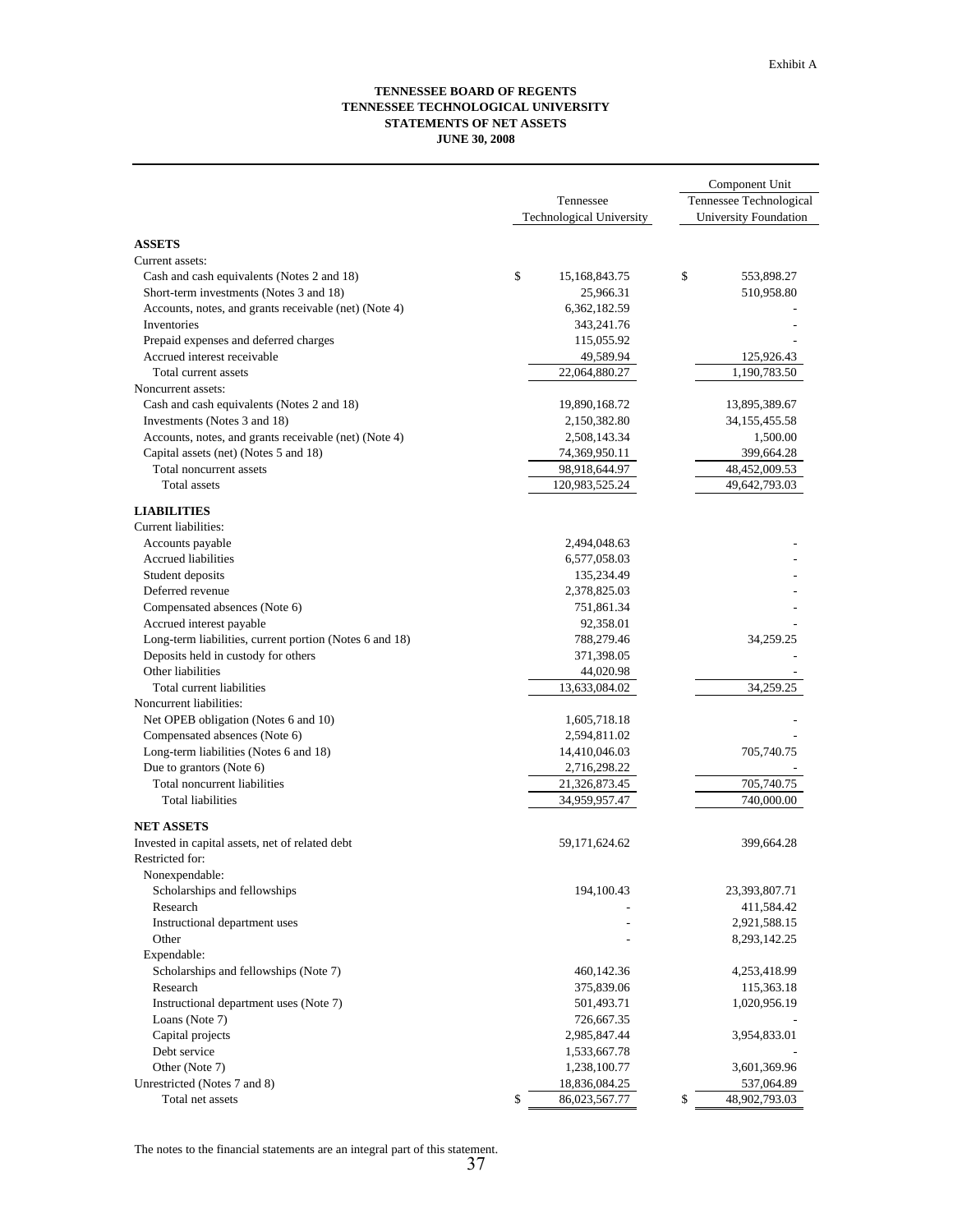Exhibit A

**TENNESSEE BOARD OF REGENTS**
**TENNESSEE TECHNOLOGICAL UNIVERSITY**
**STATEMENTS OF NET ASSETS**
**JUNE 30, 2008**

| | Tennessee Technological University | Component Unit Tennessee Technological University Foundation |
|---|---|---|
| **ASSETS** | | |
| Current assets: | | |
| Cash and cash equivalents (Notes 2 and 18) | $ 15,168,843.75 | $ 553,898.27 |
| Short-term investments (Notes 3 and 18) | 25,966.31 | 510,958.80 |
| Accounts, notes, and grants receivable (net) (Note 4) | 6,362,182.59 | - |
| Inventories | 343,241.76 | - |
| Prepaid expenses and deferred charges | 115,055.92 | - |
| Accrued interest receivable | 49,589.94 | 125,926.43 |
| Total current assets | 22,064,880.27 | 1,190,783.50 |
| Noncurrent assets: | | |
| Cash and cash equivalents (Notes 2 and 18) | 19,890,168.72 | 13,895,389.67 |
| Investments (Notes 3 and 18) | 2,150,382.80 | 34,155,455.58 |
| Accounts, notes, and grants receivable (net) (Note 4) | 2,508,143.34 | 1,500.00 |
| Capital assets (net) (Notes 5 and 18) | 74,369,950.11 | 399,664.28 |
| Total noncurrent assets | 98,918,644.97 | 48,452,009.53 |
| Total assets | 120,983,525.24 | 49,642,793.03 |
| **LIABILITIES** | | |
| Current liabilities: | | |
| Accounts payable | 2,494,048.63 | - |
| Accrued liabilities | 6,577,058.03 | - |
| Student deposits | 135,234.49 | - |
| Deferred revenue | 2,378,825.03 | - |
| Compensated absences (Note 6) | 751,861.34 | - |
| Accrued interest payable | 92,358.01 | - |
| Long-term liabilities, current portion (Notes 6 and 18) | 788,279.46 | 34,259.25 |
| Deposits held in custody for others | 371,398.05 | - |
| Other liabilities | 44,020.98 | - |
| Total current liabilities | 13,633,084.02 | 34,259.25 |
| Noncurrent liabilities: | | |
| Net OPEB obligation (Notes 6 and 10) | 1,605,718.18 | - |
| Compensated absences (Note 6) | 2,594,811.02 | - |
| Long-term liabilities (Notes 6 and 18) | 14,410,046.03 | 705,740.75 |
| Due to grantors (Note 6) | 2,716,298.22 | - |
| Total noncurrent liabilities | 21,326,873.45 | 705,740.75 |
| Total liabilities | 34,959,957.47 | 740,000.00 |
| **NET ASSETS** | | |
| Invested in capital assets, net of related debt | 59,171,624.62 | 399,664.28 |
| Restricted for: | | |
| Nonexpendable: | | |
| Scholarships and fellowships | 194,100.43 | 23,393,807.71 |
| Research | - | 411,584.42 |
| Instructional department uses | - | 2,921,588.15 |
| Other | - | 8,293,142.25 |
| Expendable: | | |
| Scholarships and fellowships (Note 7) | 460,142.36 | 4,253,418.99 |
| Research | 375,839.06 | 115,363.18 |
| Instructional department uses (Note 7) | 501,493.71 | 1,020,956.19 |
| Loans (Note 7) | 726,667.35 | - |
| Capital projects | 2,985,847.44 | 3,954,833.01 |
| Debt service | 1,533,667.78 | - |
| Other (Note 7) | 1,238,100.77 | 3,601,369.96 |
| Unrestricted (Notes 7 and 8) | 18,836,084.25 | 537,064.89 |
| Total net assets | $ 86,023,567.77 | $ 48,902,793.03 |

The notes to the financial statements are an integral part of this statement.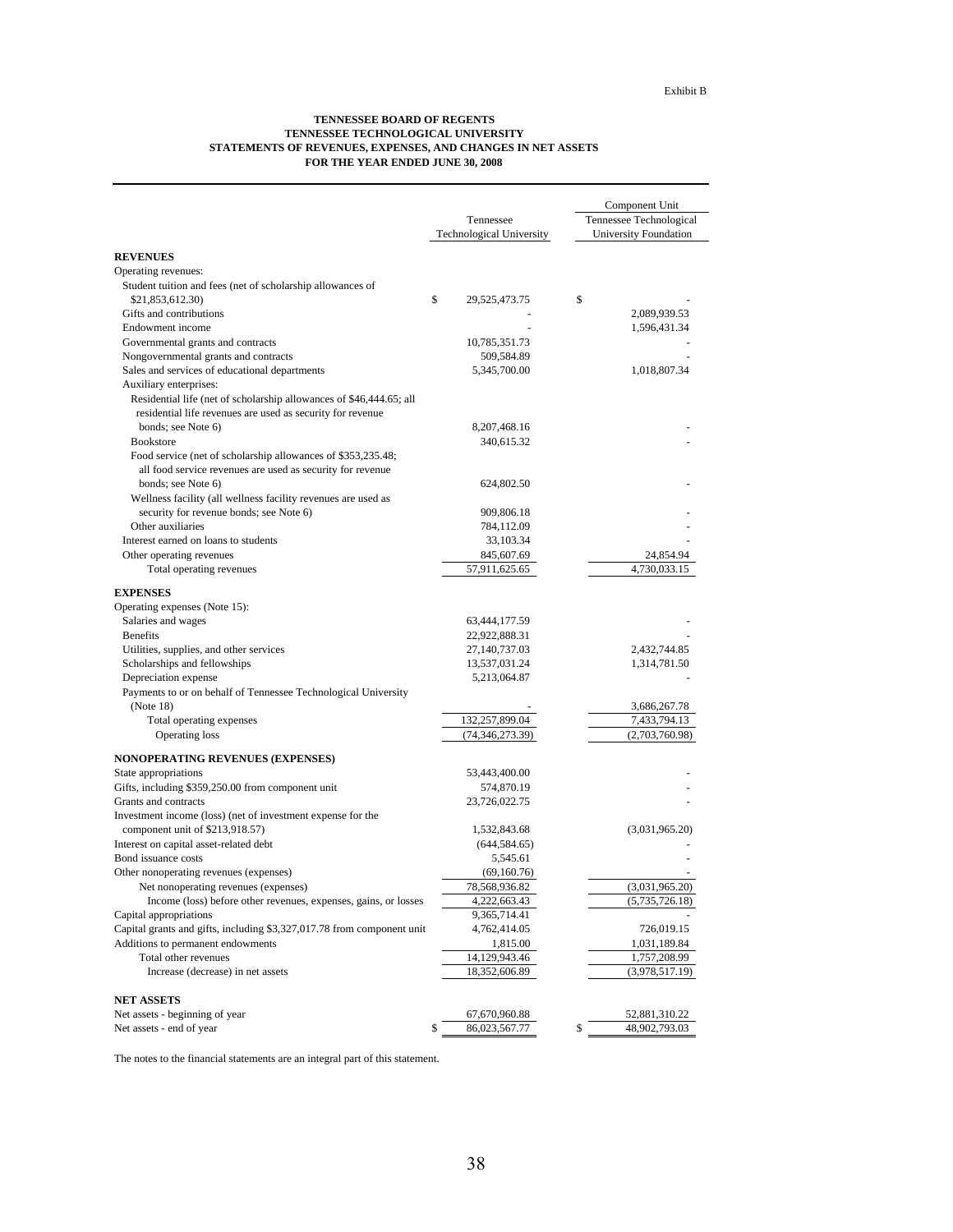Exhibit B

**TENNESSEE BOARD OF REGENTS**
**TENNESSEE TECHNOLOGICAL UNIVERSITY**
**STATEMENTS OF REVENUES, EXPENSES, AND CHANGES IN NET ASSETS**
**FOR THE YEAR ENDED JUNE 30, 2008**

| | Tennessee Technological University | Component Unit Tennessee Technological University Foundation |
|---|---|---|
| **REVENUES** | | |
| Operating revenues: | | |
| Student tuition and fees (net of scholarship allowances of $21,853,612.30) | $ 29,525,473.75 | $ - |
| Gifts and contributions | - | 2,089,939.53 |
| Endowment income | - | 1,596,431.34 |
| Governmental grants and contracts | 10,785,351.73 | - |
| Nongovernmental grants and contracts | 509,584.89 | - |
| Sales and services of educational departments | 5,345,700.00 | 1,018,807.34 |
| Auxiliary enterprises: | | |
| Residential life (net of scholarship allowances of $46,444.65; all residential life revenues are used as security for revenue bonds; see Note 6) | 8,207,468.16 | - |
| Bookstore | 340,615.32 | - |
| Food service (net of scholarship allowances of $353,235.48; all food service revenues are used as security for revenue bonds; see Note 6) | 624,802.50 | - |
| Wellness facility (all wellness facility revenues are used as security for revenue bonds; see Note 6) | 909,806.18 | - |
| Other auxiliaries | 784,112.09 | - |
| Interest earned on loans to students | 33,103.34 | - |
| Other operating revenues | 845,607.69 | 24,854.94 |
| Total operating revenues | 57,911,625.65 | 4,730,033.15 |
| **EXPENSES** | | |
| Operating expenses (Note 15): | | |
| Salaries and wages | 63,444,177.59 | - |
| Benefits | 22,922,888.31 | - |
| Utilities, supplies, and other services | 27,140,737.03 | 2,432,744.85 |
| Scholarships and fellowships | 13,537,031.24 | 1,314,781.50 |
| Depreciation expense | 5,213,064.87 | - |
| Payments to or on behalf of Tennessee Technological University (Note 18) | - | 3,686,267.78 |
| Total operating expenses | 132,257,899.04 | 7,433,794.13 |
| Operating loss | (74,346,273.39) | (2,703,760.98) |
| **NONOPERATING REVENUES (EXPENSES)** | | |
| State appropriations | 53,443,400.00 | - |
| Gifts, including $359,250.00 from component unit | 574,870.19 | - |
| Grants and contracts | 23,726,022.75 | - |
| Investment income (loss) (net of investment expense for the component unit of $213,918.57) | 1,532,843.68 | (3,031,965.20) |
| Interest on capital asset-related debt | (644,584.65) | - |
| Bond issuance costs | 5,545.61 | - |
| Other nonoperating revenues (expenses) | (69,160.76) | - |
| Net nonoperating revenues (expenses) | 78,568,936.82 | (3,031,965.20) |
| Income (loss) before other revenues, expenses, gains, or losses | 4,222,663.43 | (5,735,726.18) |
| Capital appropriations | 9,365,714.41 | - |
| Capital grants and gifts, including $3,327,017.78 from component unit | 4,762,414.05 | 726,019.15 |
| Additions to permanent endowments | 1,815.00 | 1,031,189.84 |
| Total other revenues | 14,129,943.46 | 1,757,208.99 |
| Increase (decrease) in net assets | 18,352,606.89 | (3,978,517.19) |
| **NET ASSETS** | | |
| Net assets - beginning of year | 67,670,960.88 | 52,881,310.22 |
| Net assets - end of year | $ 86,023,567.77 | $ 48,902,793.03 |

The notes to the financial statements are an integral part of this statement.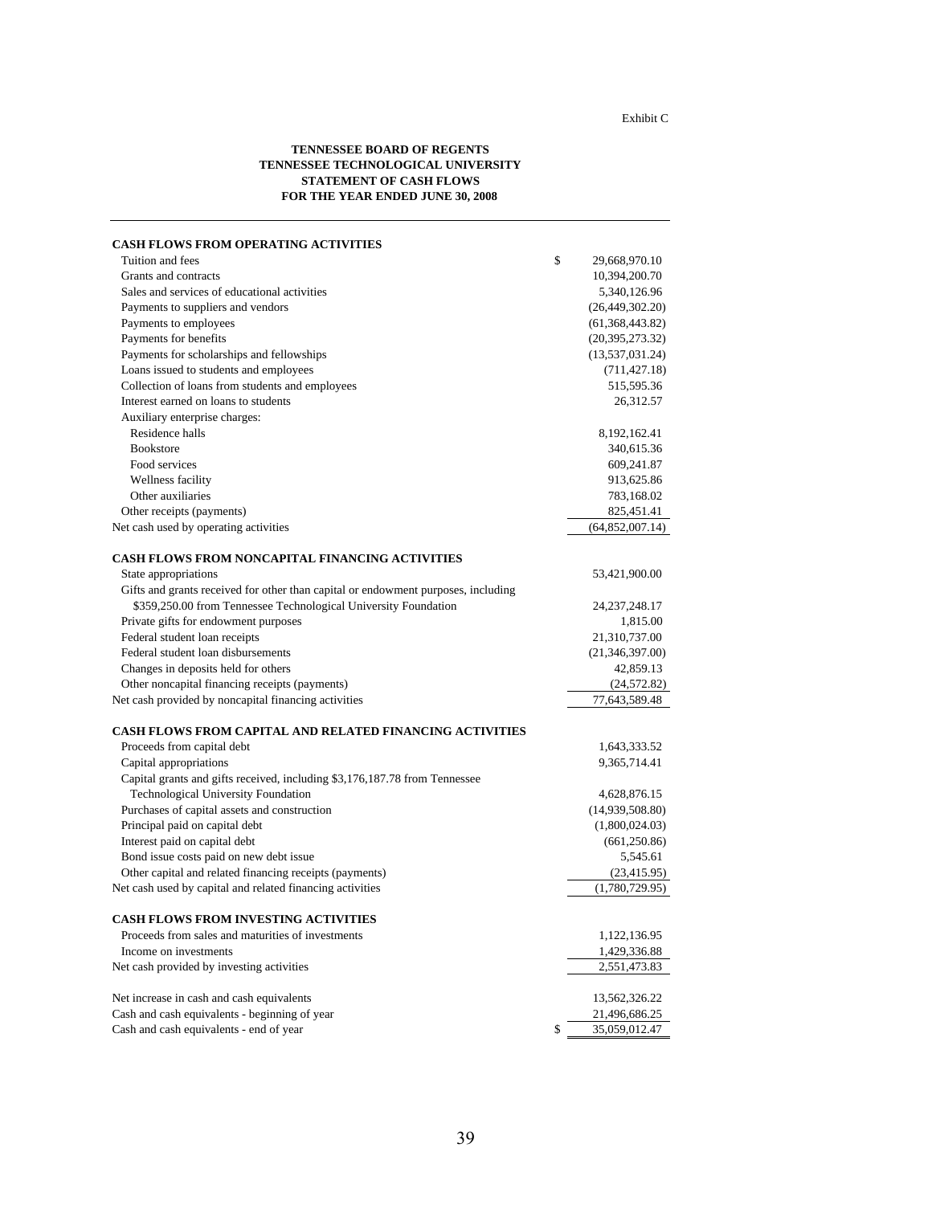Exhibit C

**TENNESSEE BOARD OF REGENTS**
**TENNESSEE TECHNOLOGICAL UNIVERSITY**
**STATEMENT OF CASH FLOWS**
**FOR THE YEAR ENDED JUNE 30, 2008**

| | |
|---|---|
| **CASH FLOWS FROM OPERATING ACTIVITIES** | |
| Tuition and fees | $ 29,668,970.10 |
| Grants and contracts | 10,394,200.70 |
| Sales and services of educational activities | 5,340,126.96 |
| Payments to suppliers and vendors | (26,449,302.20) |
| Payments to employees | (61,368,443.82) |
| Payments for benefits | (20,395,273.32) |
| Payments for scholarships and fellowships | (13,537,031.24) |
| Loans issued to students and employees | (711,427.18) |
| Collection of loans from students and employees | 515,595.36 |
| Interest earned on loans to students | 26,312.57 |
| Auxiliary enterprise charges: | |
| Residence halls | 8,192,162.41 |
| Bookstore | 340,615.36 |
| Food services | 609,241.87 |
| Wellness facility | 913,625.86 |
| Other auxiliaries | 783,168.02 |
| Other receipts (payments) | 825,451.41 |
| Net cash used by operating activities | (64,852,007.14) |
| | |
| **CASH FLOWS FROM NONCAPITAL FINANCING ACTIVITIES** | |
| State appropriations | 53,421,900.00 |
| Gifts and grants received for other than capital or endowment purposes, including $359,250.00 from Tennessee Technological University Foundation | 24,237,248.17 |
| Private gifts for endowment purposes | 1,815.00 |
| Federal student loan receipts | 21,310,737.00 |
| Federal student loan disbursements | (21,346,397.00) |
| Changes in deposits held for others | 42,859.13 |
| Other noncapital financing receipts (payments) | (24,572.82) |
| Net cash provided by noncapital financing activities | 77,643,589.48 |
| | |
| **CASH FLOWS FROM CAPITAL AND RELATED FINANCING ACTIVITIES** | |
| Proceeds from capital debt | 1,643,333.52 |
| Capital appropriations | 9,365,714.41 |
| Capital grants and gifts received, including $3,176,187.78 from Tennessee Technological University Foundation | 4,628,876.15 |
| Purchases of capital assets and construction | (14,939,508.80) |
| Principal paid on capital debt | (1,800,024.03) |
| Interest paid on capital debt | (661,250.86) |
| Bond issue costs paid on new debt issue | 5,545.61 |
| Other capital and related financing receipts (payments) | (23,415.95) |
| Net cash used by capital and related financing activities | (1,780,729.95) |
| | |
| **CASH FLOWS FROM INVESTING ACTIVITIES** | |
| Proceeds from sales and maturities of investments | 1,122,136.95 |
| Income on investments | 1,429,336.88 |
| Net cash provided by investing activities | 2,551,473.83 |
| | |
| Net increase in cash and cash equivalents | 13,562,326.22 |
| Cash and cash equivalents - beginning of year | 21,496,686.25 |
| Cash and cash equivalents - end of year | $ 35,059,012.47 |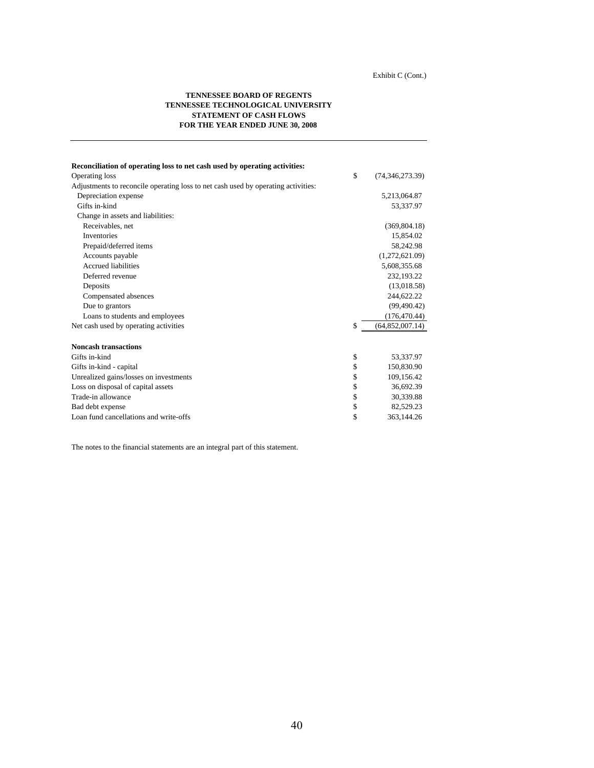Exhibit C (Cont.)

**TENNESSEE BOARD OF REGENTS**
**TENNESSEE TECHNOLOGICAL UNIVERSITY**
**STATEMENT OF CASH FLOWS**
**FOR THE YEAR ENDED JUNE 30, 2008**

| **Reconciliation of operating loss to net cash used by operating activities:** | |
|---|---|
| Operating loss | $ (74,346,273.39) |
| Adjustments to reconcile operating loss to net cash used by operating activities: | |
| Depreciation expense | 5,213,064.87 |
| Gifts in-kind | 53,337.97 |
| Change in assets and liabilities: | |
| Receivables, net | (369,804.18) |
| Inventories | 15,854.02 |
| Prepaid/deferred items | 58,242.98 |
| Accounts payable | (1,272,621.09) |
| Accrued liabilities | 5,608,355.68 |
| Deferred revenue | 232,193.22 |
| Deposits | (13,018.58) |
| Compensated absences | 244,622.22 |
| Due to grantors | (99,490.42) |
| Loans to students and employees | (176,470.44) |
| Net cash used by operating activities | $ (64,852,007.14) |

| **Noncash transactions** | |
|---|---|
| Gifts in-kind | $ 53,337.97 |
| Gifts in-kind - capital | $ 150,830.90 |
| Unrealized gains/losses on investments | $ 109,156.42 |
| Loss on disposal of capital assets | $ 36,692.39 |
| Trade-in allowance | $ 30,339.88 |
| Bad debt expense | $ 82,529.23 |
| Loan fund cancellations and write-offs | $ 363,144.26 |

The notes to the financial statements are an integral part of this statement.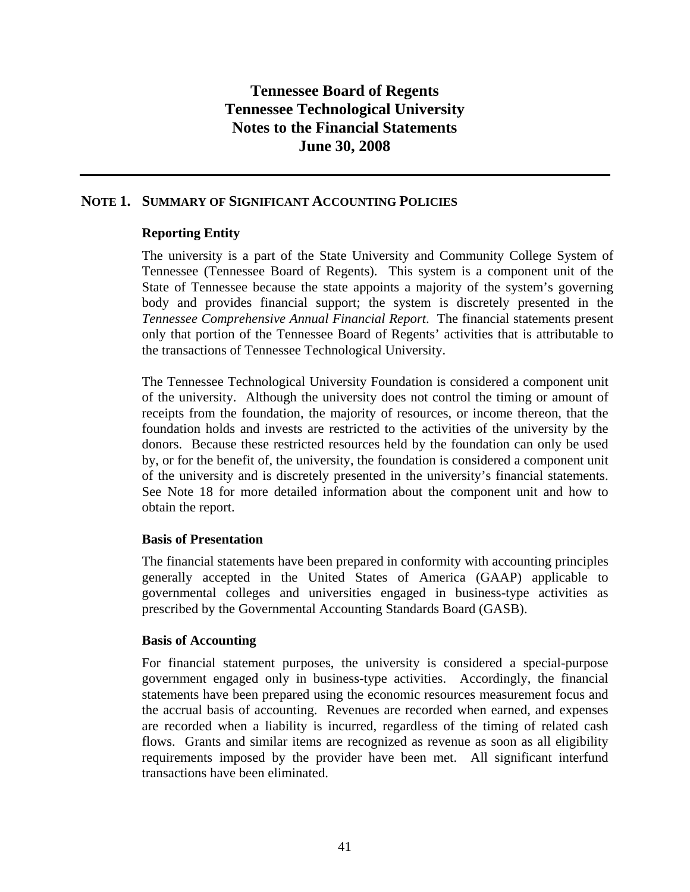# Tennessee Board of Regents
# Tennessee Technological University
# Notes to the Financial Statements
# June 30, 2008

## NOTE 1. SUMMARY OF SIGNIFICANT ACCOUNTING POLICIES

### Reporting Entity

The university is a part of the State University and Community College System of Tennessee (Tennessee Board of Regents). This system is a component unit of the State of Tennessee because the state appoints a majority of the system's governing body and provides financial support; the system is discretely presented in the *Tennessee Comprehensive Annual Financial Report*. The financial statements present only that portion of the Tennessee Board of Regents' activities that is attributable to the transactions of Tennessee Technological University.

The Tennessee Technological University Foundation is considered a component unit of the university. Although the university does not control the timing or amount of receipts from the foundation, the majority of resources, or income thereon, that the foundation holds and invests are restricted to the activities of the university by the donors. Because these restricted resources held by the foundation can only be used by, or for the benefit of, the university, the foundation is considered a component unit of the university and is discretely presented in the university's financial statements. See Note 18 for more detailed information about the component unit and how to obtain the report.

### Basis of Presentation

The financial statements have been prepared in conformity with accounting principles generally accepted in the United States of America (GAAP) applicable to governmental colleges and universities engaged in business-type activities as prescribed by the Governmental Accounting Standards Board (GASB).

### Basis of Accounting

For financial statement purposes, the university is considered a special-purpose government engaged only in business-type activities. Accordingly, the financial statements have been prepared using the economic resources measurement focus and the accrual basis of accounting. Revenues are recorded when earned, and expenses are recorded when a liability is incurred, regardless of the timing of related cash flows. Grants and similar items are recognized as revenue as soon as all eligibility requirements imposed by the provider have been met. All significant interfund transactions have been eliminated.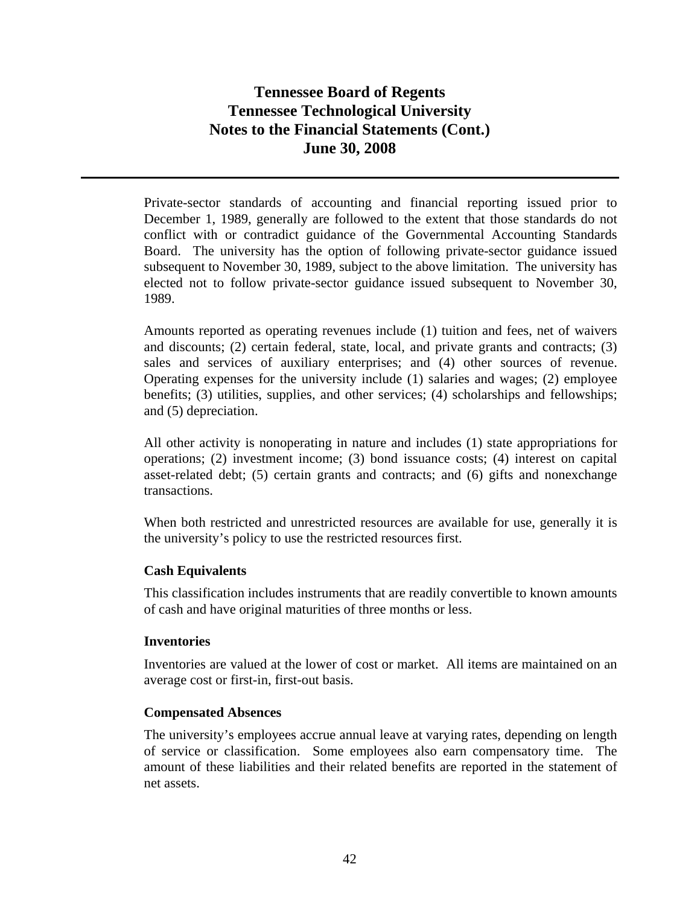Private-sector standards of accounting and financial reporting issued prior to December 1, 1989, generally are followed to the extent that those standards do not conflict with or contradict guidance of the Governmental Accounting Standards Board. The university has the option of following private-sector guidance issued subsequent to November 30, 1989, subject to the above limitation. The university has elected not to follow private-sector guidance issued subsequent to November 30, 1989.

Amounts reported as operating revenues include (1) tuition and fees, net of waivers and discounts; (2) certain federal, state, local, and private grants and contracts; (3) sales and services of auxiliary enterprises; and (4) other sources of revenue. Operating expenses for the university include (1) salaries and wages; (2) employee benefits; (3) utilities, supplies, and other services; (4) scholarships and fellowships; and (5) depreciation.

All other activity is nonoperating in nature and includes (1) state appropriations for operations; (2) investment income; (3) bond issuance costs; (4) interest on capital asset-related debt; (5) certain grants and contracts; and (6) gifts and nonexchange transactions.

When both restricted and unrestricted resources are available for use, generally it is the university's policy to use the restricted resources first.

**Cash Equivalents**

This classification includes instruments that are readily convertible to known amounts of cash and have original maturities of three months or less.

**Inventories**

Inventories are valued at the lower of cost or market. All items are maintained on an average cost or first-in, first-out basis.

**Compensated Absences**

The university's employees accrue annual leave at varying rates, depending on length of service or classification. Some employees also earn compensatory time. The amount of these liabilities and their related benefits are reported in the statement of net assets.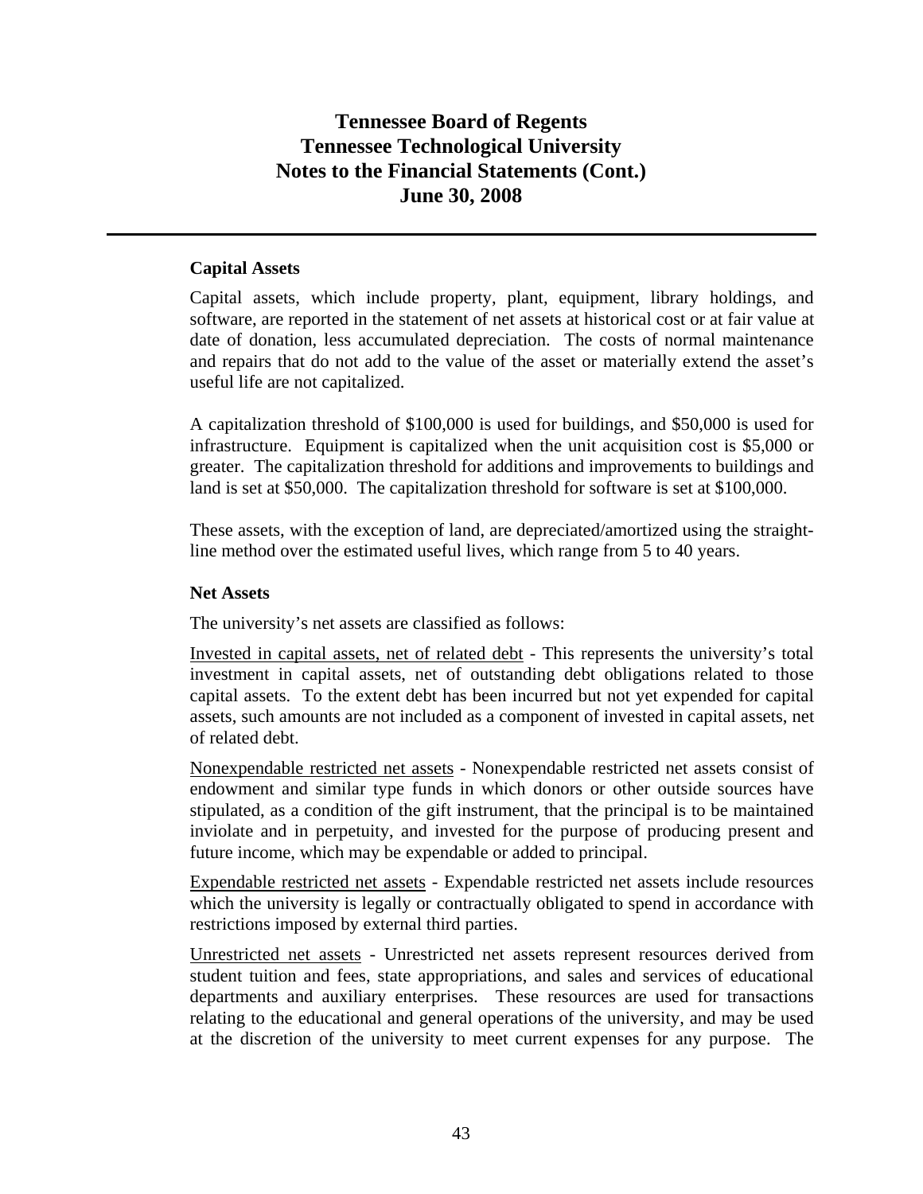### Capital Assets

Capital assets, which include property, plant, equipment, library holdings, and software, are reported in the statement of net assets at historical cost or at fair value at date of donation, less accumulated depreciation. The costs of normal maintenance and repairs that do not add to the value of the asset or materially extend the asset's useful life are not capitalized.

A capitalization threshold of $100,000 is used for buildings, and $50,000 is used for infrastructure. Equipment is capitalized when the unit acquisition cost is $5,000 or greater. The capitalization threshold for additions and improvements to buildings and land is set at $50,000. The capitalization threshold for software is set at $100,000.

These assets, with the exception of land, are depreciated/amortized using the straight-line method over the estimated useful lives, which range from 5 to 40 years.

### Net Assets

The university's net assets are classified as follows:

Invested in capital assets, net of related debt - This represents the university's total investment in capital assets, net of outstanding debt obligations related to those capital assets. To the extent debt has been incurred but not yet expended for capital assets, such amounts are not included as a component of invested in capital assets, net of related debt.

Nonexpendable restricted net assets - Nonexpendable restricted net assets consist of endowment and similar type funds in which donors or other outside sources have stipulated, as a condition of the gift instrument, that the principal is to be maintained inviolate and in perpetuity, and invested for the purpose of producing present and future income, which may be expendable or added to principal.

Expendable restricted net assets - Expendable restricted net assets include resources which the university is legally or contractually obligated to spend in accordance with restrictions imposed by external third parties.

Unrestricted net assets - Unrestricted net assets represent resources derived from student tuition and fees, state appropriations, and sales and services of educational departments and auxiliary enterprises. These resources are used for transactions relating to the educational and general operations of the university, and may be used at the discretion of the university to meet current expenses for any purpose. The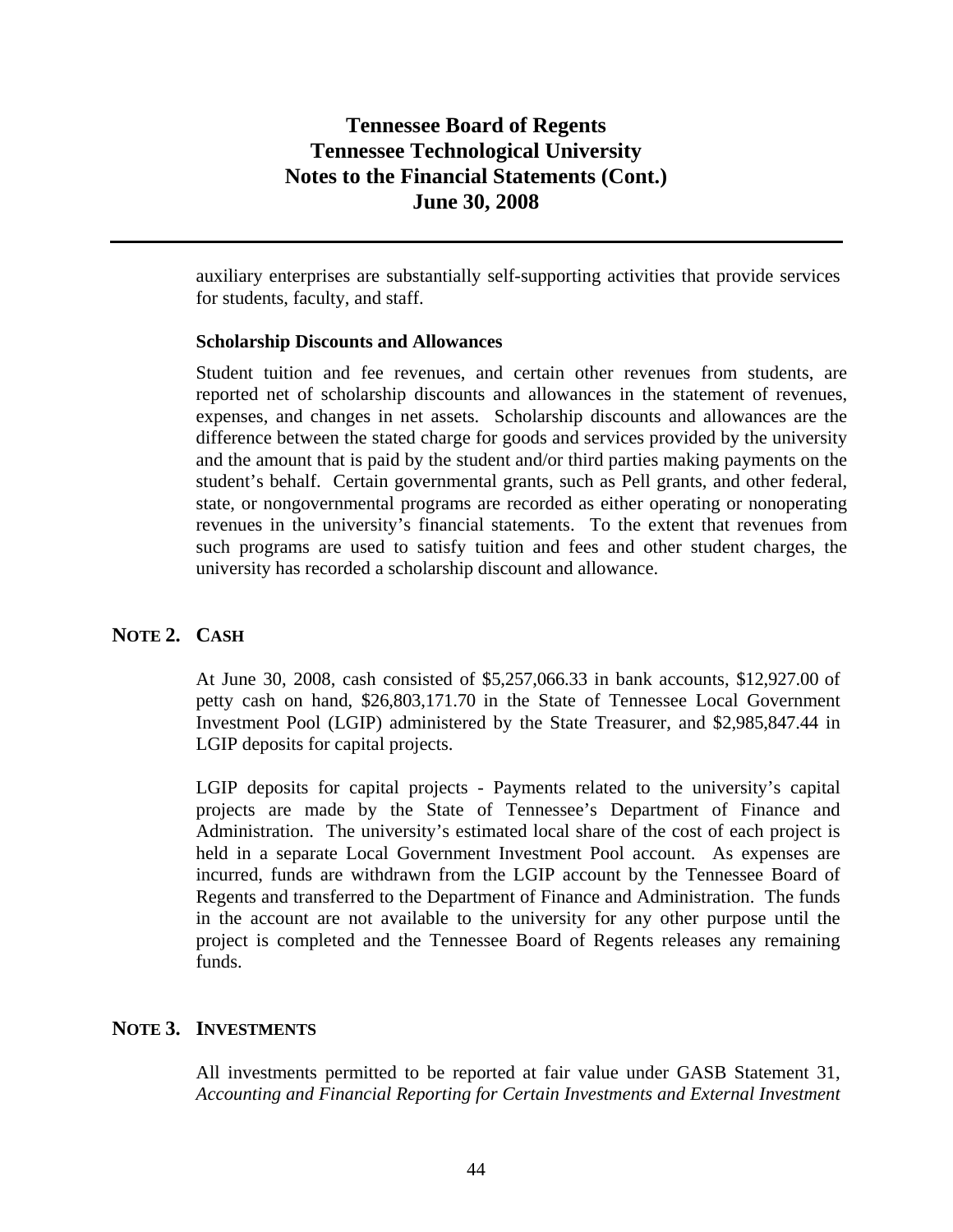auxiliary enterprises are substantially self-supporting activities that provide services for students, faculty, and staff.

**Scholarship Discounts and Allowances**

Student tuition and fee revenues, and certain other revenues from students, are reported net of scholarship discounts and allowances in the statement of revenues, expenses, and changes in net assets. Scholarship discounts and allowances are the difference between the stated charge for goods and services provided by the university and the amount that is paid by the student and/or third parties making payments on the student's behalf. Certain governmental grants, such as Pell grants, and other federal, state, or nongovernmental programs are recorded as either operating or nonoperating revenues in the university's financial statements. To the extent that revenues from such programs are used to satisfy tuition and fees and other student charges, the university has recorded a scholarship discount and allowance.

## NOTE 2. CASH

At June 30, 2008, cash consisted of $5,257,066.33 in bank accounts, $12,927.00 of petty cash on hand, $26,803,171.70 in the State of Tennessee Local Government Investment Pool (LGIP) administered by the State Treasurer, and $2,985,847.44 in LGIP deposits for capital projects.

LGIP deposits for capital projects - Payments related to the university's capital projects are made by the State of Tennessee's Department of Finance and Administration. The university's estimated local share of the cost of each project is held in a separate Local Government Investment Pool account. As expenses are incurred, funds are withdrawn from the LGIP account by the Tennessee Board of Regents and transferred to the Department of Finance and Administration. The funds in the account are not available to the university for any other purpose until the project is completed and the Tennessee Board of Regents releases any remaining funds.

## NOTE 3. INVESTMENTS

All investments permitted to be reported at fair value under GASB Statement 31, *Accounting and Financial Reporting for Certain Investments and External Investment*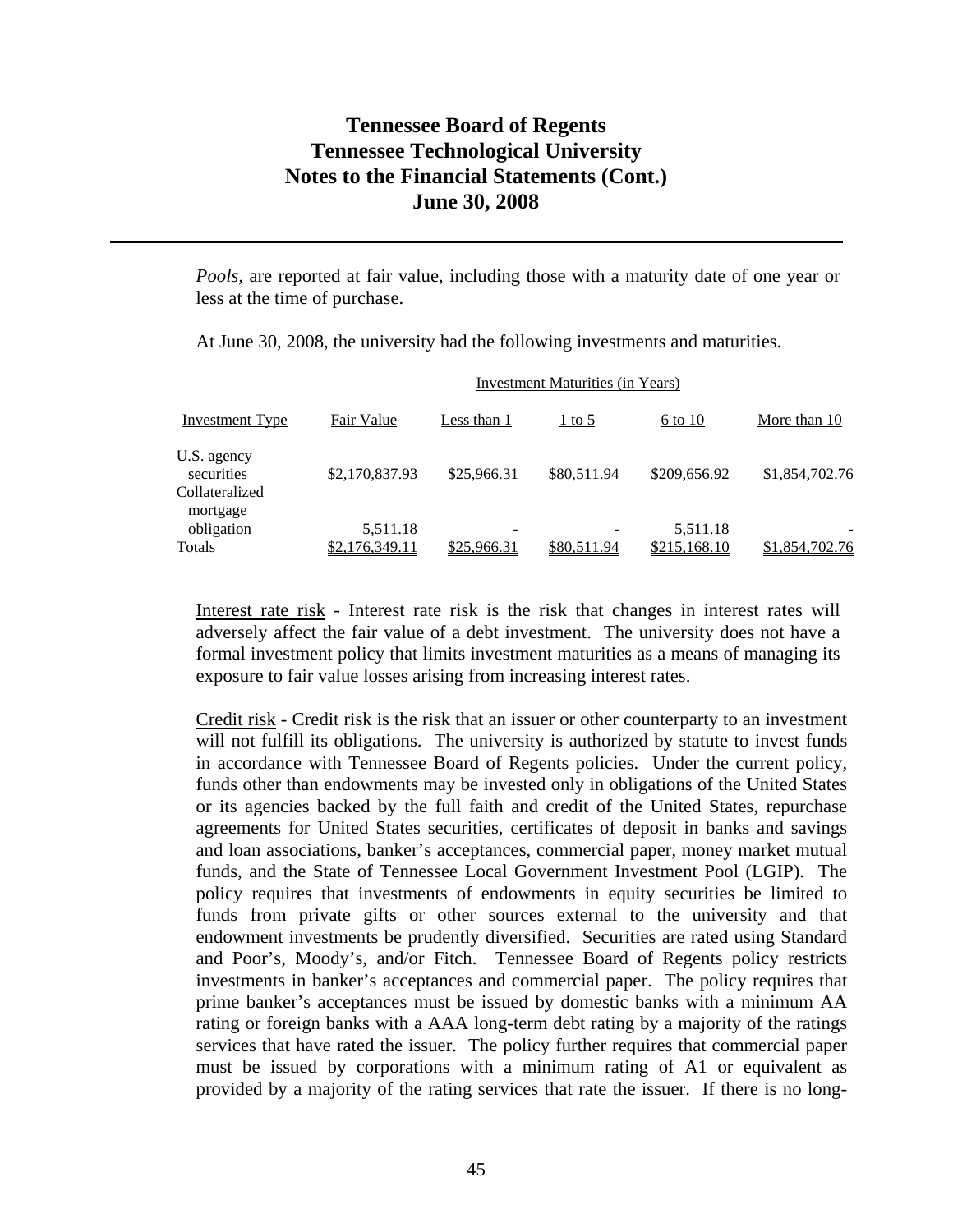*Pools*, are reported at fair value, including those with a maturity date of one year or less at the time of purchase.

At June 30, 2008, the university had the following investments and maturities.

| | | Investment Maturities (in Years) | | | |
|---|---|---|---|---|---|
| Investment Type | Fair Value | Less than 1 | 1 to 5 | 6 to 10 | More than 10 |
| U.S. agency securities | $2,170,837.93 | $25,966.31 | $80,511.94 | $209,656.92 | $1,854,702.76 |
| Collateralized mortgage obligation | 5,511.18 | - | - | 5,511.18 | - |
| Totals | $2,176,349.11 | $25,966.31 | $80,511.94 | $215,168.10 | $1,854,702.76 |

Interest rate risk - Interest rate risk is the risk that changes in interest rates will adversely affect the fair value of a debt investment. The university does not have a formal investment policy that limits investment maturities as a means of managing its exposure to fair value losses arising from increasing interest rates.

Credit risk - Credit risk is the risk that an issuer or other counterparty to an investment will not fulfill its obligations. The university is authorized by statute to invest funds in accordance with Tennessee Board of Regents policies. Under the current policy, funds other than endowments may be invested only in obligations of the United States or its agencies backed by the full faith and credit of the United States, repurchase agreements for United States securities, certificates of deposit in banks and savings and loan associations, banker's acceptances, commercial paper, money market mutual funds, and the State of Tennessee Local Government Investment Pool (LGIP). The policy requires that investments of endowments in equity securities be limited to funds from private gifts or other sources external to the university and that endowment investments be prudently diversified. Securities are rated using Standard and Poor's, Moody's, and/or Fitch. Tennessee Board of Regents policy restricts investments in banker's acceptances and commercial paper. The policy requires that prime banker's acceptances must be issued by domestic banks with a minimum AA rating or foreign banks with a AAA long-term debt rating by a majority of the ratings services that have rated the issuer. The policy further requires that commercial paper must be issued by corporations with a minimum rating of A1 or equivalent as provided by a majority of the rating services that rate the issuer. If there is no long-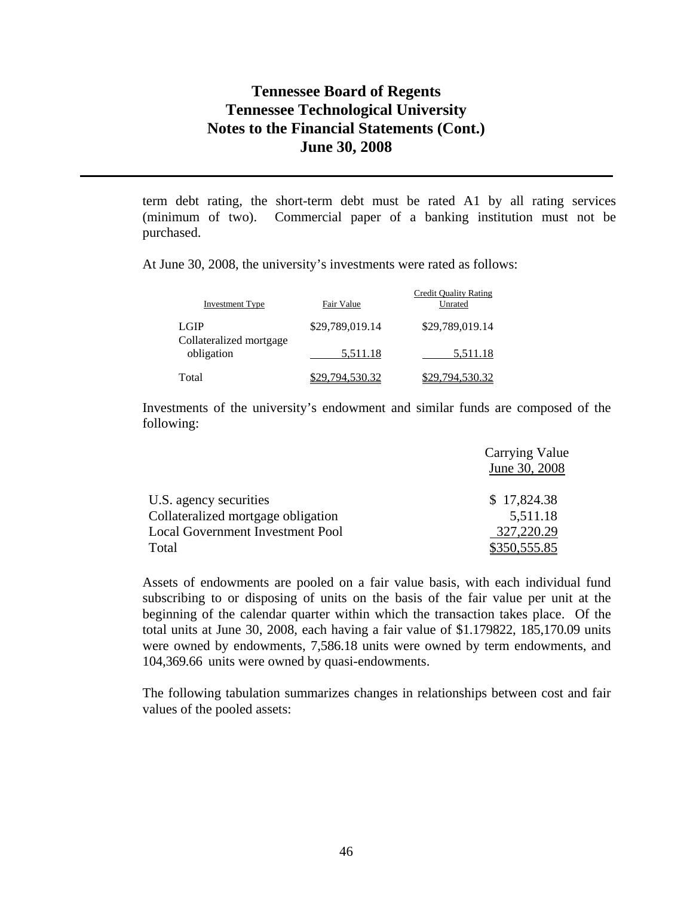term debt rating, the short-term debt must be rated A1 by all rating services (minimum of two). Commercial paper of a banking institution must not be purchased.

At June 30, 2008, the university's investments were rated as follows:

| Investment Type | Fair Value | Credit Quality Rating<br>Unrated |
|---|---|---|
| LGIP | $29,789,019.14 | $29,789,019.14 |
| Collateralized mortgage obligation | 5,511.18 | 5,511.18 |
| Total | $29,794,530.32 | $29,794,530.32 |

Investments of the university's endowment and similar funds are composed of the following:

| | Carrying Value<br>June 30, 2008 |
|---|---|
| U.S. agency securities | $ 17,824.38 |
| Collateralized mortgage obligation | 5,511.18 |
| Local Government Investment Pool | 327,220.29 |
| Total | $350,555.85 |

Assets of endowments are pooled on a fair value basis, with each individual fund subscribing to or disposing of units on the basis of the fair value per unit at the beginning of the calendar quarter within which the transaction takes place. Of the total units at June 30, 2008, each having a fair value of $1.179822, 185,170.09 units were owned by endowments, 7,586.18 units were owned by term endowments, and 104,369.66 units were owned by quasi-endowments.

The following tabulation summarizes changes in relationships between cost and fair values of the pooled assets: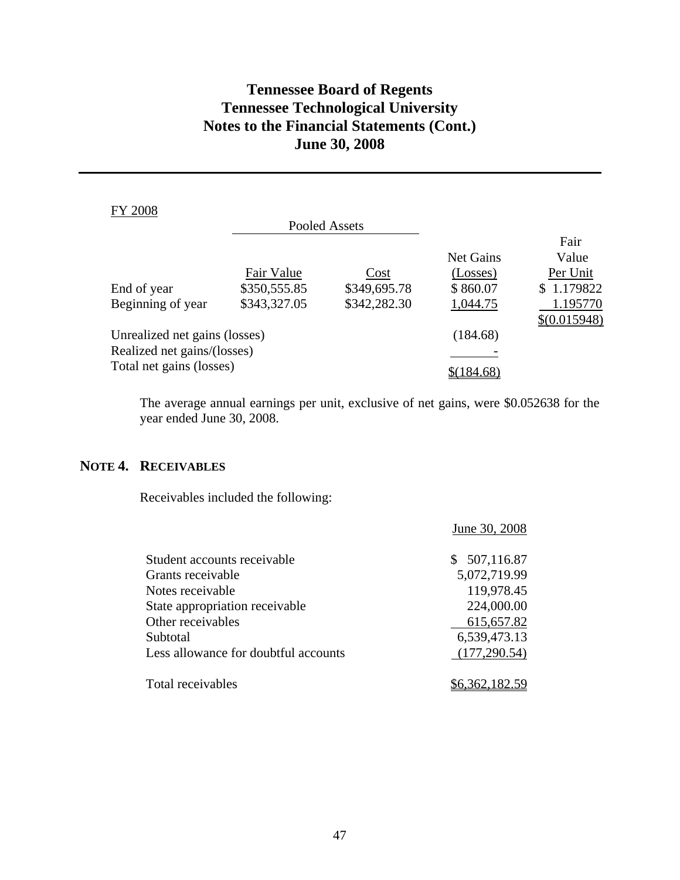FY 2008

| | Pooled Assets | | | |
|---|---|---|---|---|
| | Fair Value | Cost | Net Gains (Losses) | Fair Value Per Unit |
| End of year | $350,555.85 | $349,695.78 | $ 860.07 | $ 1.179822 |
| Beginning of year | $343,327.05 | $342,282.30 | 1,044.75 | 1.195770 |
| | | | | $(0.015948) |
| Unrealized net gains (losses) | | | (184.68) | |
| Realized net gains/(losses) | | | - | |
| Total net gains (losses) | | | $(184.68) | |

The average annual earnings per unit, exclusive of net gains, were $0.052638 for the year ended June 30, 2008.

## NOTE 4. RECEIVABLES

Receivables included the following:

| | June 30, 2008 |
|---|---|
| Student accounts receivable | $ 507,116.87 |
| Grants receivable | 5,072,719.99 |
| Notes receivable | 119,978.45 |
| State appropriation receivable | 224,000.00 |
| Other receivables | 615,657.82 |
| Subtotal | 6,539,473.13 |
| Less allowance for doubtful accounts | (177,290.54) |
| Total receivables | $6,362,182.59 |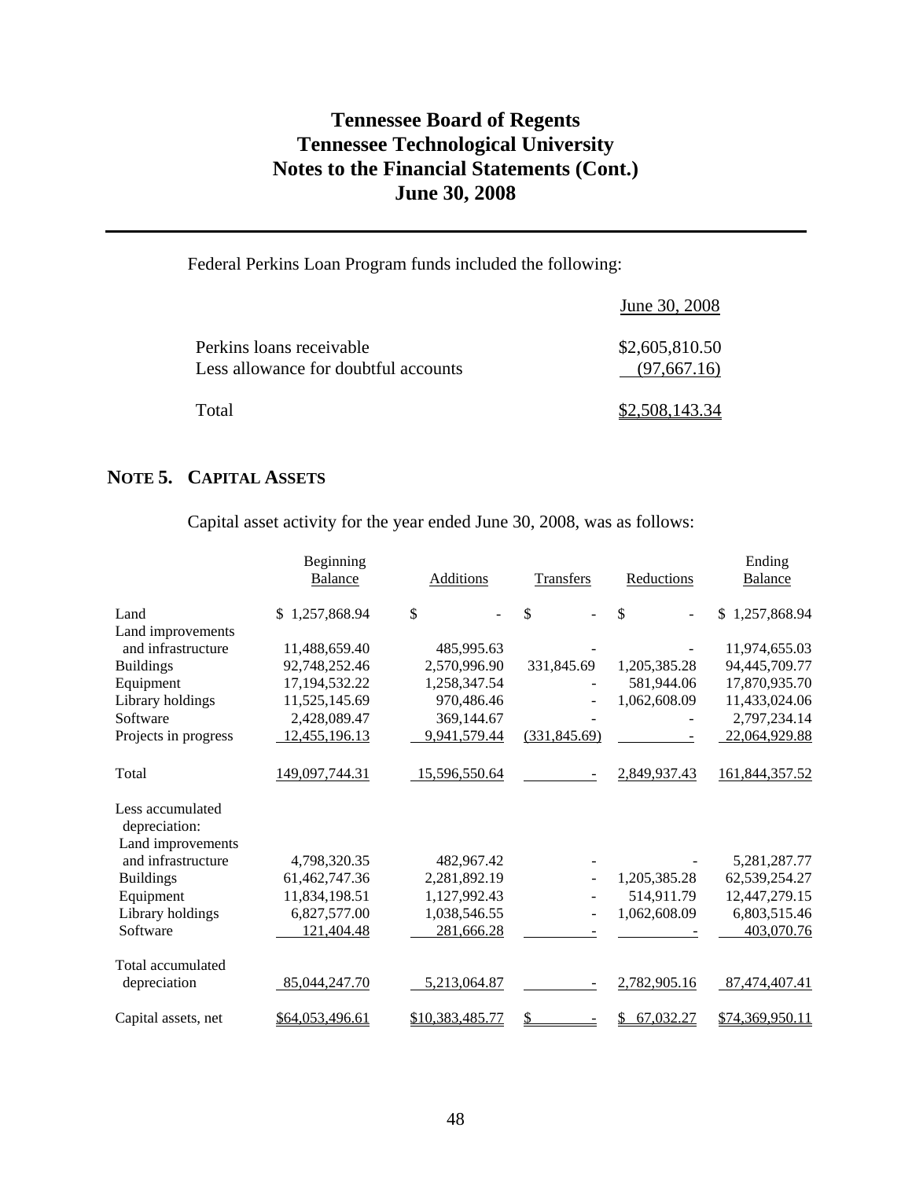# Tennessee Board of Regents
# Tennessee Technological University
# Notes to the Financial Statements (Cont.)
# June 30, 2008

Federal Perkins Loan Program funds included the following:

| | June 30, 2008 |
|---|---|
| Perkins loans receivable | $2,605,810.50 |
| Less allowance for doubtful accounts | (97,667.16) |
| Total | $2,508,143.34 |

## NOTE 5. CAPITAL ASSETS

Capital asset activity for the year ended June 30, 2008, was as follows:

| | Beginning Balance | Additions | Transfers | Reductions | Ending Balance |
|---|---|---|---|---|---|
| Land | $ 1,257,868.94 | $ - | $ - | $ - | $ 1,257,868.94 |
| Land improvements and infrastructure | 11,488,659.40 | 485,995.63 | - | - | 11,974,655.03 |
| Buildings | 92,748,252.46 | 2,570,996.90 | 331,845.69 | 1,205,385.28 | 94,445,709.77 |
| Equipment | 17,194,532.22 | 1,258,347.54 | - | 581,944.06 | 17,870,935.70 |
| Library holdings | 11,525,145.69 | 970,486.46 | - | 1,062,608.09 | 11,433,024.06 |
| Software | 2,428,089.47 | 369,144.67 | - | - | 2,797,234.14 |
| Projects in progress | 12,455,196.13 | 9,941,579.44 | (331,845.69) | - | 22,064,929.88 |
| Total | 149,097,744.31 | 15,596,550.64 | - | 2,849,937.43 | 161,844,357.52 |
| Less accumulated depreciation: | | | | | |
| Land improvements and infrastructure | 4,798,320.35 | 482,967.42 | - | - | 5,281,287.77 |
| Buildings | 61,462,747.36 | 2,281,892.19 | - | 1,205,385.28 | 62,539,254.27 |
| Equipment | 11,834,198.51 | 1,127,992.43 | - | 514,911.79 | 12,447,279.15 |
| Library holdings | 6,827,577.00 | 1,038,546.55 | - | 1,062,608.09 | 6,803,515.46 |
| Software | 121,404.48 | 281,666.28 | - | - | 403,070.76 |
| Total accumulated depreciation | 85,044,247.70 | 5,213,064.87 | - | 2,782,905.16 | 87,474,407.41 |
| Capital assets, net | $64,053,496.61 | $10,383,485.77 | $ - | $ 67,032.27 | $74,369,950.11 |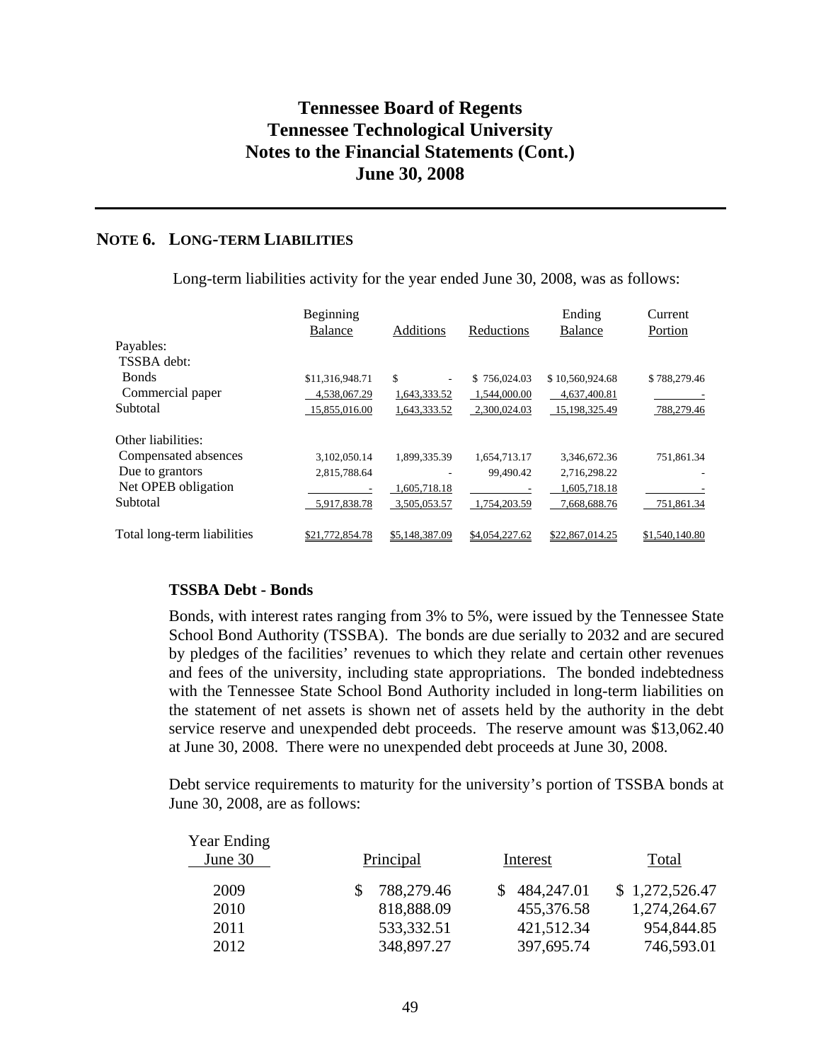# Tennessee Board of Regents
# Tennessee Technological University
# Notes to the Financial Statements (Cont.)
# June 30, 2008

## NOTE 6. LONG-TERM LIABILITIES

Long-term liabilities activity for the year ended June 30, 2008, was as follows:

| | Beginning Balance | Additions | Reductions | Ending Balance | Current Portion |
|---|---|---|---|---|---|
| Payables: | | | | | |
| TSSBA debt: | | | | | |
| Bonds | $11,316,948.71 | $ - | $ 756,024.03 | $ 10,560,924.68 | $ 788,279.46 |
| Commercial paper | 4,538,067.29 | 1,643,333.52 | 1,544,000.00 | 4,637,400.81 | - |
| Subtotal | 15,855,016.00 | 1,643,333.52 | 2,300,024.03 | 15,198,325.49 | 788,279.46 |
| Other liabilities: | | | | | |
| Compensated absences | 3,102,050.14 | 1,899,335.39 | 1,654,713.17 | 3,346,672.36 | 751,861.34 |
| Due to grantors | 2,815,788.64 | - | 99,490.42 | 2,716,298.22 | - |
| Net OPEB obligation | - | 1,605,718.18 | - | 1,605,718.18 | - |
| Subtotal | 5,917,838.78 | 3,505,053.57 | 1,754,203.59 | 7,668,688.76 | 751,861.34 |
| Total long-term liabilities | $21,772,854.78 | $5,148,387.09 | $4,054,227.62 | $22,867,014.25 | $1,540,140.80 |

### TSSBA Debt - Bonds

Bonds, with interest rates ranging from 3% to 5%, were issued by the Tennessee State School Bond Authority (TSSBA). The bonds are due serially to 2032 and are secured by pledges of the facilities' revenues to which they relate and certain other revenues and fees of the university, including state appropriations. The bonded indebtedness with the Tennessee State School Bond Authority included in long-term liabilities on the statement of net assets is shown net of assets held by the authority in the debt service reserve and unexpended debt proceeds. The reserve amount was $13,062.40 at June 30, 2008. There were no unexpended debt proceeds at June 30, 2008.

Debt service requirements to maturity for the university's portion of TSSBA bonds at June 30, 2008, are as follows:

| Year Ending June 30 | Principal | Interest | Total |
|---|---|---|---|
| 2009 | $ 788,279.46 | $ 484,247.01 | $ 1,272,526.47 |
| 2010 | 818,888.09 | 455,376.58 | 1,274,264.67 |
| 2011 | 533,332.51 | 421,512.34 | 954,844.85 |
| 2012 | 348,897.27 | 397,695.74 | 746,593.01 |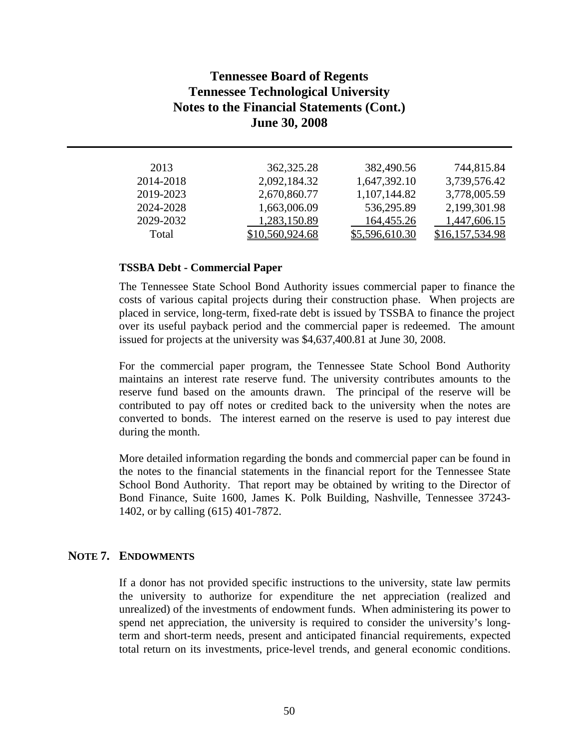| | | | |
|---|---|---|---|
| 2013 | 362,325.28 | 382,490.56 | 744,815.84 |
| 2014-2018 | 2,092,184.32 | 1,647,392.10 | 3,739,576.42 |
| 2019-2023 | 2,670,860.77 | 1,107,144.82 | 3,778,005.59 |
| 2024-2028 | 1,663,006.09 | 536,295.89 | 2,199,301.98 |
| 2029-2032 | 1,283,150.89 | 164,455.26 | 1,447,606.15 |
| Total | $10,560,924.68 | $5,596,610.30 | $16,157,534.98 |

**TSSBA Debt - Commercial Paper**

The Tennessee State School Bond Authority issues commercial paper to finance the costs of various capital projects during their construction phase. When projects are placed in service, long-term, fixed-rate debt is issued by TSSBA to finance the project over its useful payback period and the commercial paper is redeemed. The amount issued for projects at the university was $4,637,400.81 at June 30, 2008.

For the commercial paper program, the Tennessee State School Bond Authority maintains an interest rate reserve fund. The university contributes amounts to the reserve fund based on the amounts drawn. The principal of the reserve will be contributed to pay off notes or credited back to the university when the notes are converted to bonds. The interest earned on the reserve is used to pay interest due during the month.

More detailed information regarding the bonds and commercial paper can be found in the notes to the financial statements in the financial report for the Tennessee State School Bond Authority. That report may be obtained by writing to the Director of Bond Finance, Suite 1600, James K. Polk Building, Nashville, Tennessee 37243-1402, or by calling (615) 401-7872.

## NOTE 7. ENDOWMENTS

If a donor has not provided specific instructions to the university, state law permits the university to authorize for expenditure the net appreciation (realized and unrealized) of the investments of endowment funds. When administering its power to spend net appreciation, the university is required to consider the university's long-term and short-term needs, present and anticipated financial requirements, expected total return on its investments, price-level trends, and general economic conditions.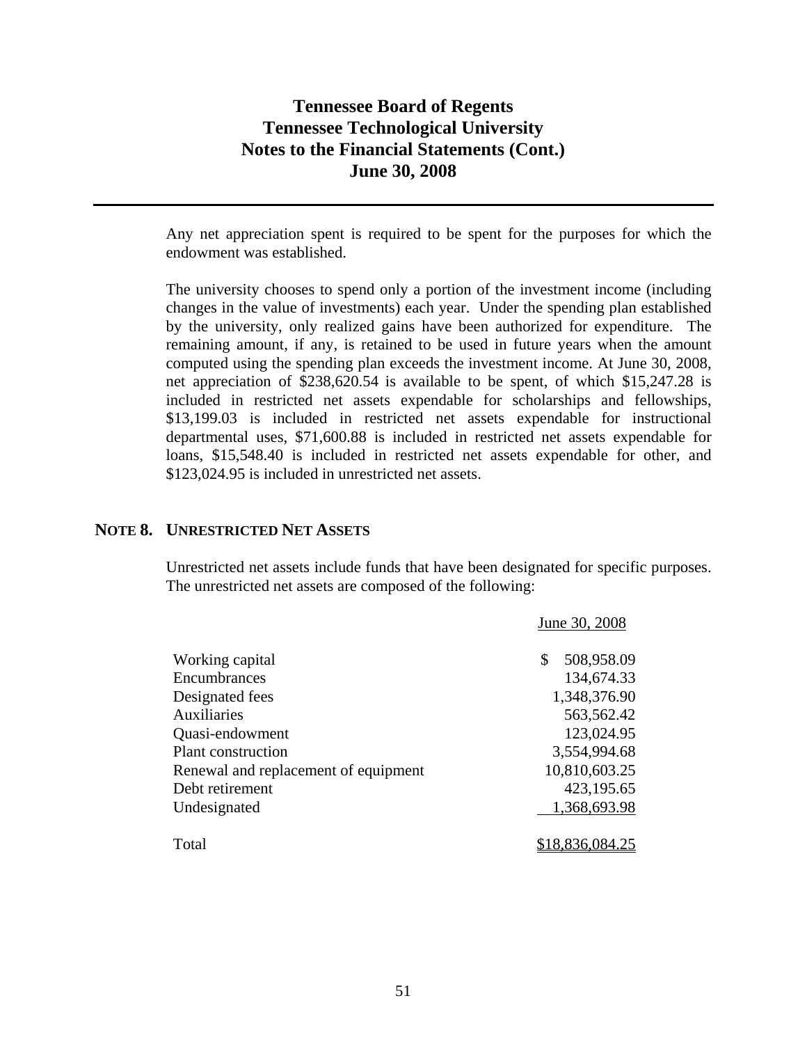Any net appreciation spent is required to be spent for the purposes for which the endowment was established.

The university chooses to spend only a portion of the investment income (including changes in the value of investments) each year. Under the spending plan established by the university, only realized gains have been authorized for expenditure. The remaining amount, if any, is retained to be used in future years when the amount computed using the spending plan exceeds the investment income. At June 30, 2008, net appreciation of $238,620.54 is available to be spent, of which $15,247.28 is included in restricted net assets expendable for scholarships and fellowships, $13,199.03 is included in restricted net assets expendable for instructional departmental uses, $71,600.88 is included in restricted net assets expendable for loans, $15,548.40 is included in restricted net assets expendable for other, and $123,024.95 is included in unrestricted net assets.

## NOTE 8. UNRESTRICTED NET ASSETS

Unrestricted net assets include funds that have been designated for specific purposes. The unrestricted net assets are composed of the following:

| | June 30, 2008 |
|---|---|
| Working capital | $ 508,958.09 |
| Encumbrances | 134,674.33 |
| Designated fees | 1,348,376.90 |
| Auxiliaries | 563,562.42 |
| Quasi-endowment | 123,024.95 |
| Plant construction | 3,554,994.68 |
| Renewal and replacement of equipment | 10,810,603.25 |
| Debt retirement | 423,195.65 |
| Undesignated | 1,368,693.98 |
| Total | $18,836,084.25 |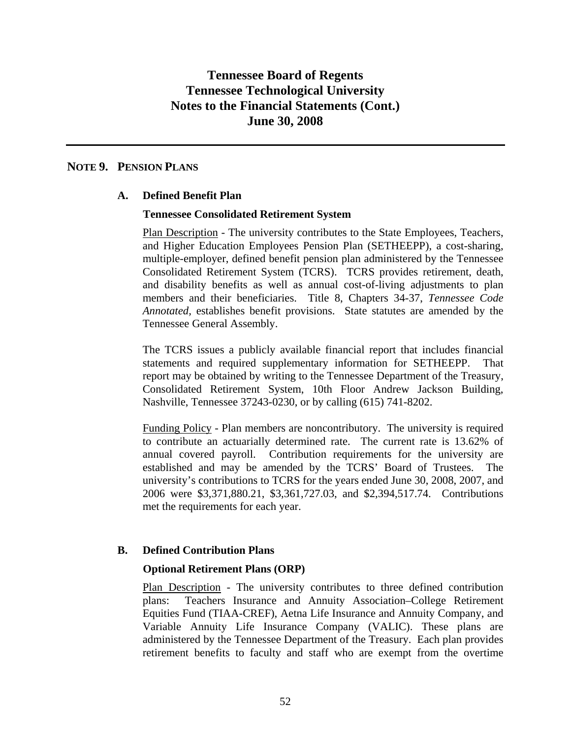# Tennessee Board of Regents
# Tennessee Technological University
# Notes to the Financial Statements (Cont.)
# June 30, 2008

## NOTE 9. PENSION PLANS

### A. Defined Benefit Plan

**Tennessee Consolidated Retirement System**

Plan Description - The university contributes to the State Employees, Teachers, and Higher Education Employees Pension Plan (SETHEEPP), a cost-sharing, multiple-employer, defined benefit pension plan administered by the Tennessee Consolidated Retirement System (TCRS). TCRS provides retirement, death, and disability benefits as well as annual cost-of-living adjustments to plan members and their beneficiaries. Title 8, Chapters 34-37, *Tennessee Code Annotated*, establishes benefit provisions. State statutes are amended by the Tennessee General Assembly.

The TCRS issues a publicly available financial report that includes financial statements and required supplementary information for SETHEEPP. That report may be obtained by writing to the Tennessee Department of the Treasury, Consolidated Retirement System, 10th Floor Andrew Jackson Building, Nashville, Tennessee 37243-0230, or by calling (615) 741-8202.

Funding Policy - Plan members are noncontributory. The university is required to contribute an actuarially determined rate. The current rate is 13.62% of annual covered payroll. Contribution requirements for the university are established and may be amended by the TCRS' Board of Trustees. The university's contributions to TCRS for the years ended June 30, 2008, 2007, and 2006 were $3,371,880.21, $3,361,727.03, and $2,394,517.74. Contributions met the requirements for each year.

### B. Defined Contribution Plans

**Optional Retirement Plans (ORP)**

Plan Description - The university contributes to three defined contribution plans: Teachers Insurance and Annuity Association–College Retirement Equities Fund (TIAA-CREF), Aetna Life Insurance and Annuity Company, and Variable Annuity Life Insurance Company (VALIC). These plans are administered by the Tennessee Department of the Treasury. Each plan provides retirement benefits to faculty and staff who are exempt from the overtime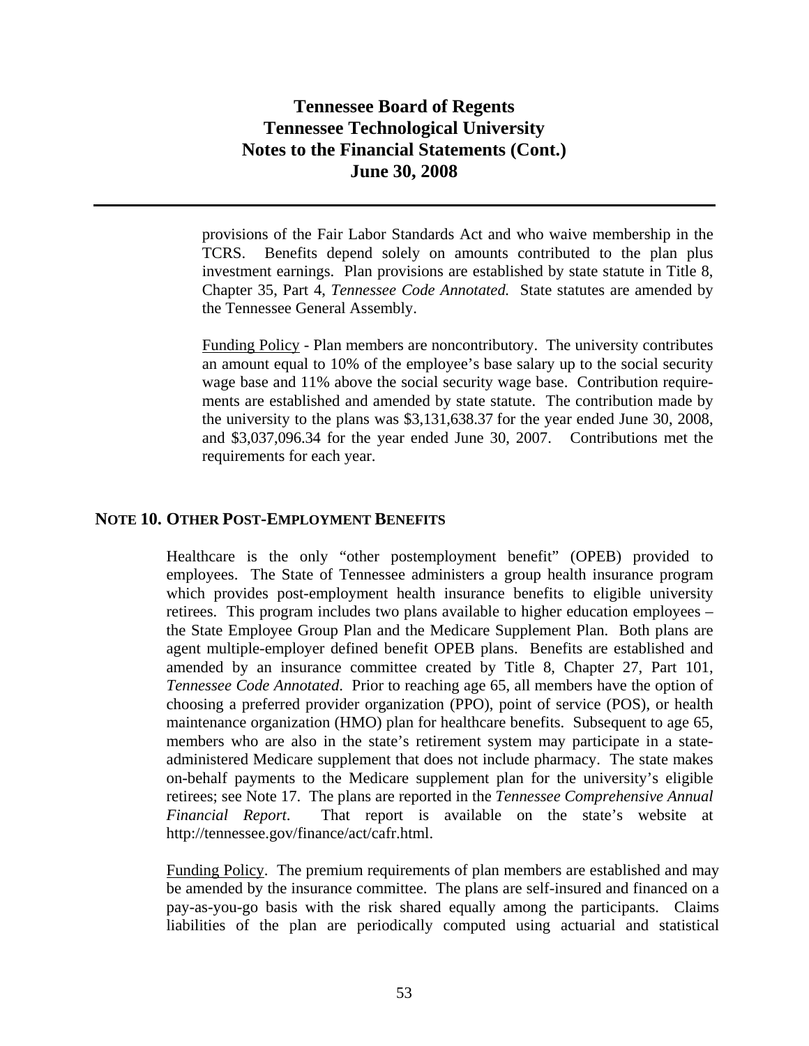provisions of the Fair Labor Standards Act and who waive membership in the TCRS. Benefits depend solely on amounts contributed to the plan plus investment earnings. Plan provisions are established by state statute in Title 8, Chapter 35, Part 4, *Tennessee Code Annotated.* State statutes are amended by the Tennessee General Assembly.

Funding Policy - Plan members are noncontributory. The university contributes an amount equal to 10% of the employee's base salary up to the social security wage base and 11% above the social security wage base. Contribution requirements are established and amended by state statute. The contribution made by the university to the plans was $3,131,638.37 for the year ended June 30, 2008, and $3,037,096.34 for the year ended June 30, 2007. Contributions met the requirements for each year.

## NOTE 10. OTHER POST-EMPLOYMENT BENEFITS

Healthcare is the only "other postemployment benefit" (OPEB) provided to employees. The State of Tennessee administers a group health insurance program which provides post-employment health insurance benefits to eligible university retirees. This program includes two plans available to higher education employees – the State Employee Group Plan and the Medicare Supplement Plan. Both plans are agent multiple-employer defined benefit OPEB plans. Benefits are established and amended by an insurance committee created by Title 8, Chapter 27, Part 101, *Tennessee Code Annotated*. Prior to reaching age 65, all members have the option of choosing a preferred provider organization (PPO), point of service (POS), or health maintenance organization (HMO) plan for healthcare benefits. Subsequent to age 65, members who are also in the state's retirement system may participate in a state-administered Medicare supplement that does not include pharmacy. The state makes on-behalf payments to the Medicare supplement plan for the university's eligible retirees; see Note 17. The plans are reported in the *Tennessee Comprehensive Annual Financial Report*. That report is available on the state's website at http://tennessee.gov/finance/act/cafr.html.

Funding Policy. The premium requirements of plan members are established and may be amended by the insurance committee. The plans are self-insured and financed on a pay-as-you-go basis with the risk shared equally among the participants. Claims liabilities of the plan are periodically computed using actuarial and statistical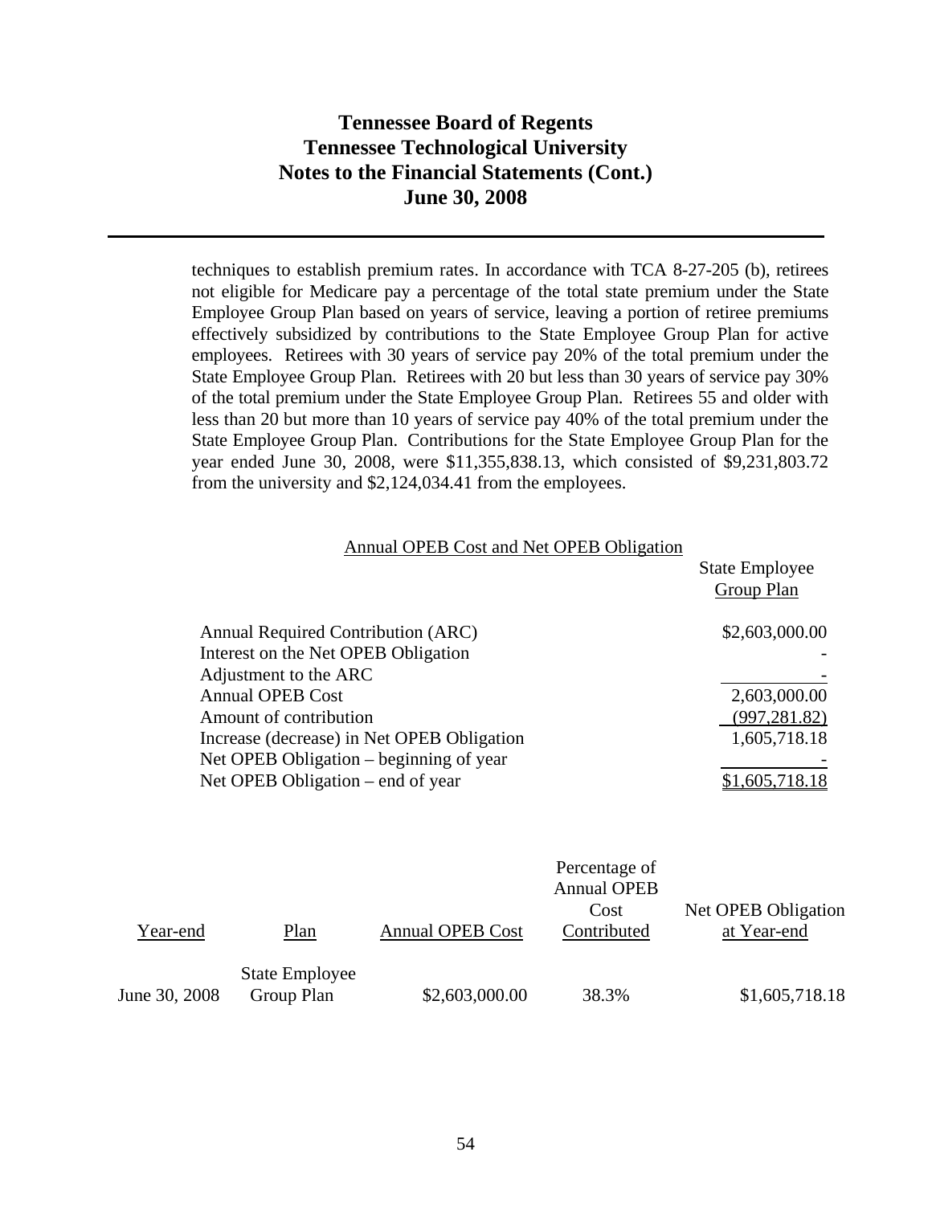techniques to establish premium rates. In accordance with TCA 8-27-205 (b), retirees not eligible for Medicare pay a percentage of the total state premium under the State Employee Group Plan based on years of service, leaving a portion of retiree premiums effectively subsidized by contributions to the State Employee Group Plan for active employees. Retirees with 30 years of service pay 20% of the total premium under the State Employee Group Plan. Retirees with 20 but less than 30 years of service pay 30% of the total premium under the State Employee Group Plan. Retirees 55 and older with less than 20 but more than 10 years of service pay 40% of the total premium under the State Employee Group Plan. Contributions for the State Employee Group Plan for the year ended June 30, 2008, were $11,355,838.13, which consisted of $9,231,803.72 from the university and $2,124,034.41 from the employees.

Annual OPEB Cost and Net OPEB Obligation

| | State Employee Group Plan |
|---|---:|
| Annual Required Contribution (ARC) | $2,603,000.00 |
| Interest on the Net OPEB Obligation | - |
| Adjustment to the ARC | - |
| Annual OPEB Cost | 2,603,000.00 |
| Amount of contribution | (997,281.82) |
| Increase (decrease) in Net OPEB Obligation | 1,605,718.18 |
| Net OPEB Obligation – beginning of year | - |
| Net OPEB Obligation – end of year | $1,605,718.18 |

| Year-end | Plan | Annual OPEB Cost | Percentage of Annual OPEB Cost Contributed | Net OPEB Obligation at Year-end |
|---|---|---:|---:|---:|
| June 30, 2008 | State Employee Group Plan | $2,603,000.00 | 38.3% | $1,605,718.18 |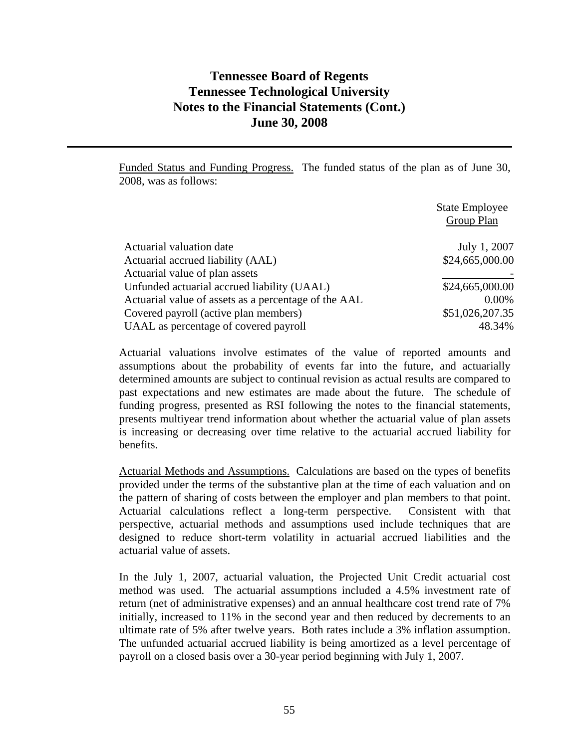# Tennessee Board of Regents
# Tennessee Technological University
# Notes to the Financial Statements (Cont.)
# June 30, 2008

Funded Status and Funding Progress. The funded status of the plan as of June 30, 2008, was as follows:

| | State Employee Group Plan |
|---|---|
| Actuarial valuation date | July 1, 2007 |
| Actuarial accrued liability (AAL) | $24,665,000.00 |
| Actuarial value of plan assets | - |
| Unfunded actuarial accrued liability (UAAL) | $24,665,000.00 |
| Actuarial value of assets as a percentage of the AAL | 0.00% |
| Covered payroll (active plan members) | $51,026,207.35 |
| UAAL as percentage of covered payroll | 48.34% |

Actuarial valuations involve estimates of the value of reported amounts and assumptions about the probability of events far into the future, and actuarially determined amounts are subject to continual revision as actual results are compared to past expectations and new estimates are made about the future. The schedule of funding progress, presented as RSI following the notes to the financial statements, presents multiyear trend information about whether the actuarial value of plan assets is increasing or decreasing over time relative to the actuarial accrued liability for benefits.

Actuarial Methods and Assumptions. Calculations are based on the types of benefits provided under the terms of the substantive plan at the time of each valuation and on the pattern of sharing of costs between the employer and plan members to that point. Actuarial calculations reflect a long-term perspective. Consistent with that perspective, actuarial methods and assumptions used include techniques that are designed to reduce short-term volatility in actuarial accrued liabilities and the actuarial value of assets.

In the July 1, 2007, actuarial valuation, the Projected Unit Credit actuarial cost method was used. The actuarial assumptions included a 4.5% investment rate of return (net of administrative expenses) and an annual healthcare cost trend rate of 7% initially, increased to 11% in the second year and then reduced by decrements to an ultimate rate of 5% after twelve years. Both rates include a 3% inflation assumption. The unfunded actuarial accrued liability is being amortized as a level percentage of payroll on a closed basis over a 30-year period beginning with July 1, 2007.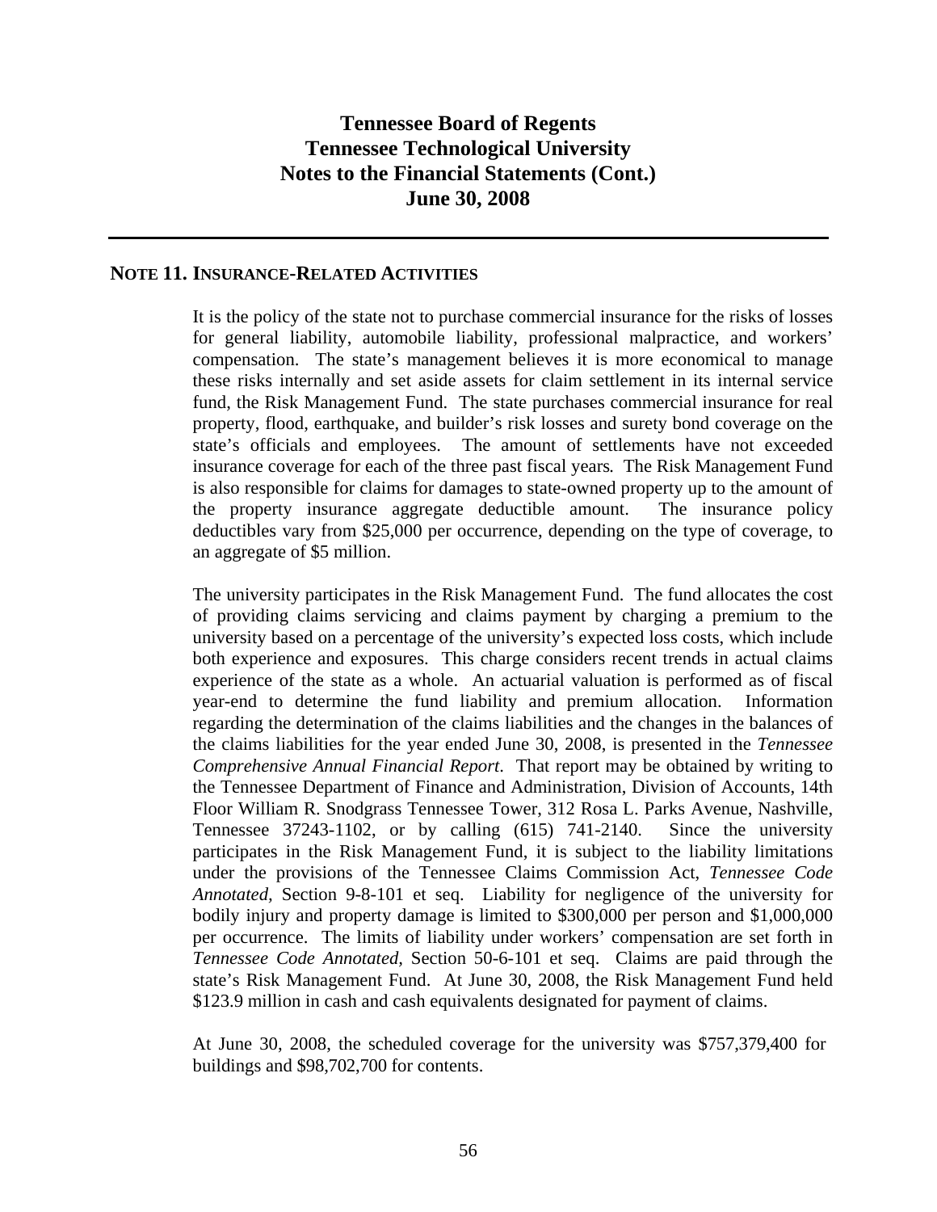## NOTE 11. INSURANCE-RELATED ACTIVITIES

It is the policy of the state not to purchase commercial insurance for the risks of losses for general liability, automobile liability, professional malpractice, and workers' compensation. The state's management believes it is more economical to manage these risks internally and set aside assets for claim settlement in its internal service fund, the Risk Management Fund. The state purchases commercial insurance for real property, flood, earthquake, and builder's risk losses and surety bond coverage on the state's officials and employees. The amount of settlements have not exceeded insurance coverage for each of the three past fiscal years. The Risk Management Fund is also responsible for claims for damages to state-owned property up to the amount of the property insurance aggregate deductible amount. The insurance policy deductibles vary from $25,000 per occurrence, depending on the type of coverage, to an aggregate of $5 million.

The university participates in the Risk Management Fund. The fund allocates the cost of providing claims servicing and claims payment by charging a premium to the university based on a percentage of the university's expected loss costs, which include both experience and exposures. This charge considers recent trends in actual claims experience of the state as a whole. An actuarial valuation is performed as of fiscal year-end to determine the fund liability and premium allocation. Information regarding the determination of the claims liabilities and the changes in the balances of the claims liabilities for the year ended June 30, 2008, is presented in the *Tennessee Comprehensive Annual Financial Report*. That report may be obtained by writing to the Tennessee Department of Finance and Administration, Division of Accounts, 14th Floor William R. Snodgrass Tennessee Tower, 312 Rosa L. Parks Avenue, Nashville, Tennessee 37243-1102, or by calling (615) 741-2140. Since the university participates in the Risk Management Fund, it is subject to the liability limitations under the provisions of the Tennessee Claims Commission Act, *Tennessee Code Annotated,* Section 9-8-101 et seq. Liability for negligence of the university for bodily injury and property damage is limited to $300,000 per person and $1,000,000 per occurrence. The limits of liability under workers' compensation are set forth in *Tennessee Code Annotated,* Section 50-6-101 et seq. Claims are paid through the state's Risk Management Fund. At June 30, 2008, the Risk Management Fund held $123.9 million in cash and cash equivalents designated for payment of claims.

At June 30, 2008, the scheduled coverage for the university was $757,379,400 for buildings and $98,702,700 for contents.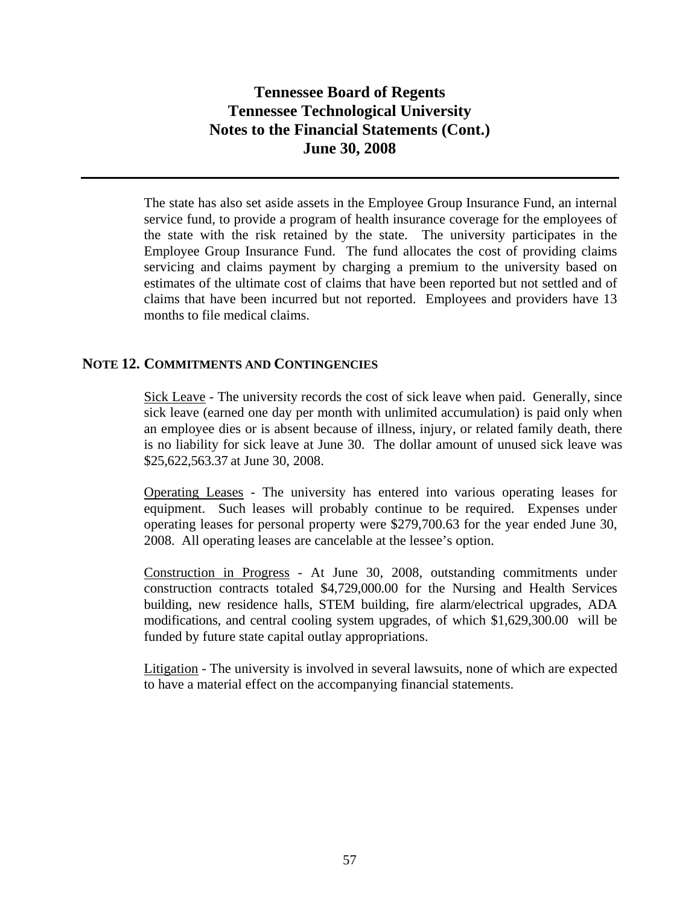The state has also set aside assets in the Employee Group Insurance Fund, an internal service fund, to provide a program of health insurance coverage for the employees of the state with the risk retained by the state. The university participates in the Employee Group Insurance Fund. The fund allocates the cost of providing claims servicing and claims payment by charging a premium to the university based on estimates of the ultimate cost of claims that have been reported but not settled and of claims that have been incurred but not reported. Employees and providers have 13 months to file medical claims.

## NOTE 12. COMMITMENTS AND CONTINGENCIES

Sick Leave - The university records the cost of sick leave when paid. Generally, since sick leave (earned one day per month with unlimited accumulation) is paid only when an employee dies or is absent because of illness, injury, or related family death, there is no liability for sick leave at June 30. The dollar amount of unused sick leave was $25,622,563.37 at June 30, 2008.

Operating Leases - The university has entered into various operating leases for equipment. Such leases will probably continue to be required. Expenses under operating leases for personal property were $279,700.63 for the year ended June 30, 2008. All operating leases are cancelable at the lessee's option.

Construction in Progress - At June 30, 2008, outstanding commitments under construction contracts totaled $4,729,000.00 for the Nursing and Health Services building, new residence halls, STEM building, fire alarm/electrical upgrades, ADA modifications, and central cooling system upgrades, of which $1,629,300.00 will be funded by future state capital outlay appropriations.

Litigation - The university is involved in several lawsuits, none of which are expected to have a material effect on the accompanying financial statements.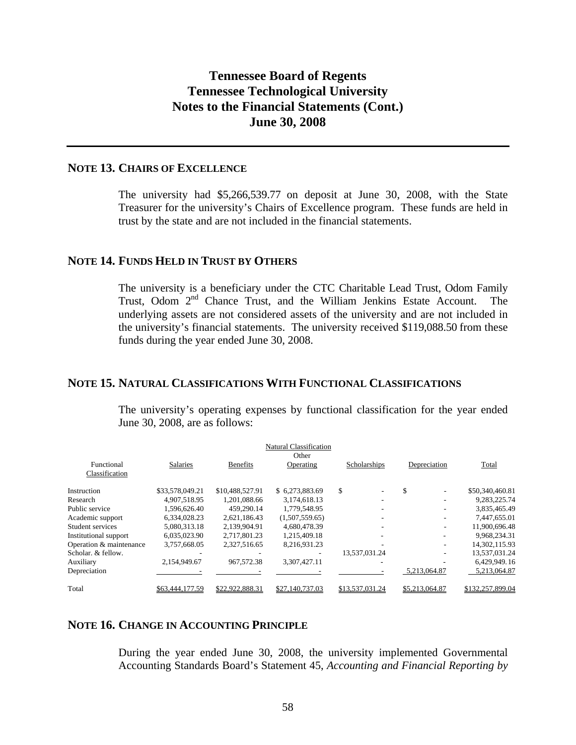# Tennessee Board of Regents
# Tennessee Technological University
# Notes to the Financial Statements (Cont.)
# June 30, 2008

## NOTE 13. CHAIRS OF EXCELLENCE

The university had $5,266,539.77 on deposit at June 30, 2008, with the State Treasurer for the university's Chairs of Excellence program. These funds are held in trust by the state and are not included in the financial statements.

## NOTE 14. FUNDS HELD IN TRUST BY OTHERS

The university is a beneficiary under the CTC Charitable Lead Trust, Odom Family Trust, Odom 2nd Chance Trust, and the William Jenkins Estate Account. The underlying assets are not considered assets of the university and are not included in the university's financial statements. The university received $119,088.50 from these funds during the year ended June 30, 2008.

## NOTE 15. NATURAL CLASSIFICATIONS WITH FUNCTIONAL CLASSIFICATIONS

The university's operating expenses by functional classification for the year ended June 30, 2008, are as follows:

| | Natural Classification | | | | | |
|---|---|---|---|---|---|---|
| Functional Classification | Salaries | Benefits | Other Operating | Scholarships | Depreciation | Total |
| Instruction | $33,578,049.21 | $10,488,527.91 | $ 6,273,883.69 | $ - | $ - | $50,340,460.81 |
| Research | 4,907,518.95 | 1,201,088.66 | 3,174,618.13 | - | - | 9,283,225.74 |
| Public service | 1,596,626.40 | 459,290.14 | 1,779,548.95 | - | - | 3,835,465.49 |
| Academic support | 6,334,028.23 | 2,621,186.43 | (1,507,559.65) | - | - | 7,447,655.01 |
| Student services | 5,080,313.18 | 2,139,904.91 | 4,680,478.39 | - | - | 11,900,696.48 |
| Institutional support | 6,035,023.90 | 2,717,801.23 | 1,215,409.18 | - | - | 9,968,234.31 |
| Operation & maintenance | 3,757,668.05 | 2,327,516.65 | 8,216,931.23 | - | - | 14,302,115.93 |
| Scholar. & fellow. | - | - | - | 13,537,031.24 | - | 13,537,031.24 |
| Auxiliary | 2,154,949.67 | 967,572.38 | 3,307,427.11 | - | - | 6,429,949.16 |
| Depreciation | - | - | - | - | 5,213,064.87 | 5,213,064.87 |
| Total | $63,444,177.59 | $22,922,888.31 | $27,140,737.03 | $13,537,031.24 | $5,213,064.87 | $132,257,899.04 |

## NOTE 16. CHANGE IN ACCOUNTING PRINCIPLE

During the year ended June 30, 2008, the university implemented Governmental Accounting Standards Board's Statement 45, *Accounting and Financial Reporting by*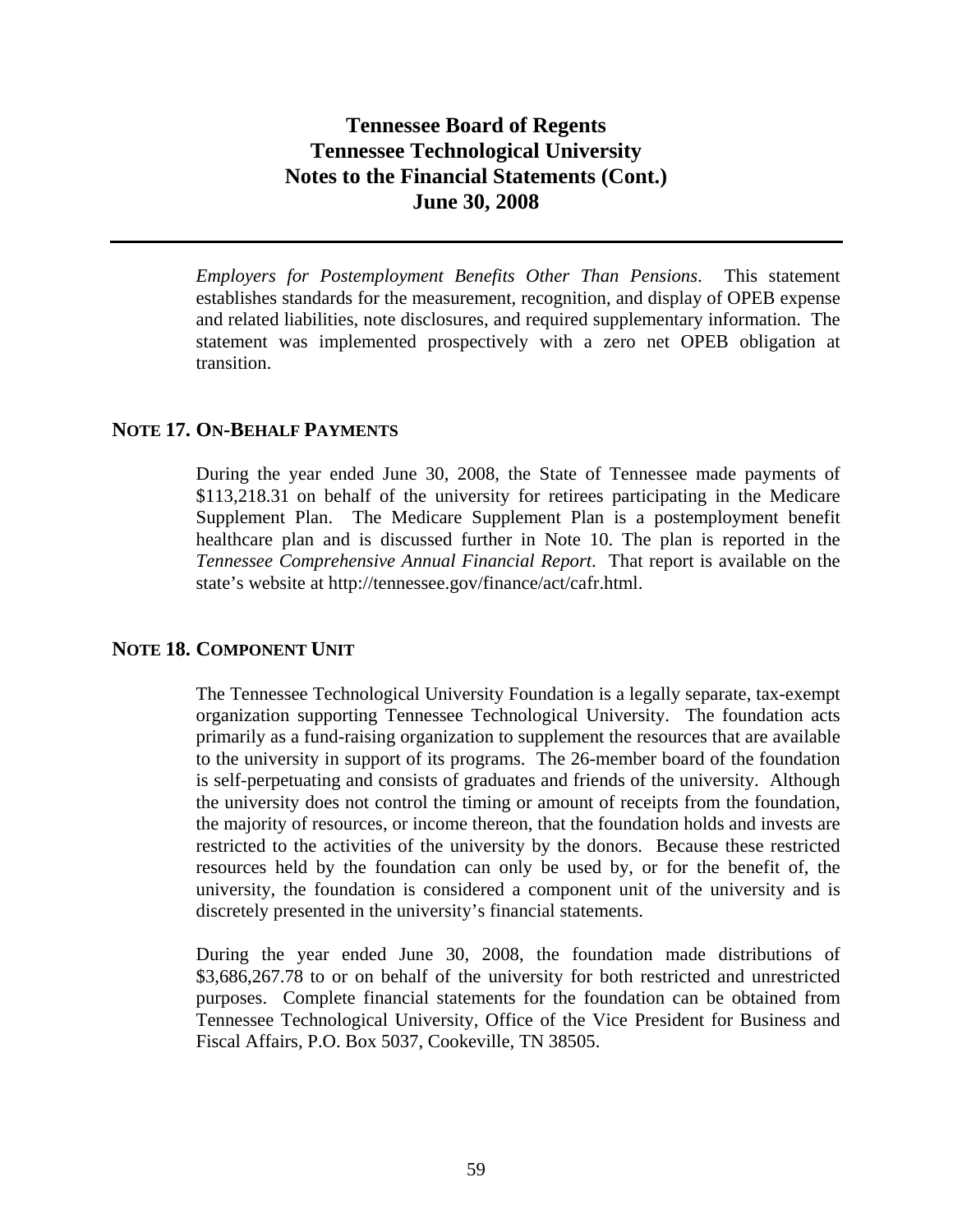*Employers for Postemployment Benefits Other Than Pensions*. This statement establishes standards for the measurement, recognition, and display of OPEB expense and related liabilities, note disclosures, and required supplementary information. The statement was implemented prospectively with a zero net OPEB obligation at transition.

## NOTE 17. ON-BEHALF PAYMENTS

During the year ended June 30, 2008, the State of Tennessee made payments of $113,218.31 on behalf of the university for retirees participating in the Medicare Supplement Plan. The Medicare Supplement Plan is a postemployment benefit healthcare plan and is discussed further in Note 10. The plan is reported in the *Tennessee Comprehensive Annual Financial Report*. That report is available on the state's website at http://tennessee.gov/finance/act/cafr.html.

## NOTE 18. COMPONENT UNIT

The Tennessee Technological University Foundation is a legally separate, tax-exempt organization supporting Tennessee Technological University. The foundation acts primarily as a fund-raising organization to supplement the resources that are available to the university in support of its programs. The 26-member board of the foundation is self-perpetuating and consists of graduates and friends of the university. Although the university does not control the timing or amount of receipts from the foundation, the majority of resources, or income thereon, that the foundation holds and invests are restricted to the activities of the university by the donors. Because these restricted resources held by the foundation can only be used by, or for the benefit of, the university, the foundation is considered a component unit of the university and is discretely presented in the university's financial statements.

During the year ended June 30, 2008, the foundation made distributions of $3,686,267.78 to or on behalf of the university for both restricted and unrestricted purposes. Complete financial statements for the foundation can be obtained from Tennessee Technological University, Office of the Vice President for Business and Fiscal Affairs, P.O. Box 5037, Cookeville, TN 38505.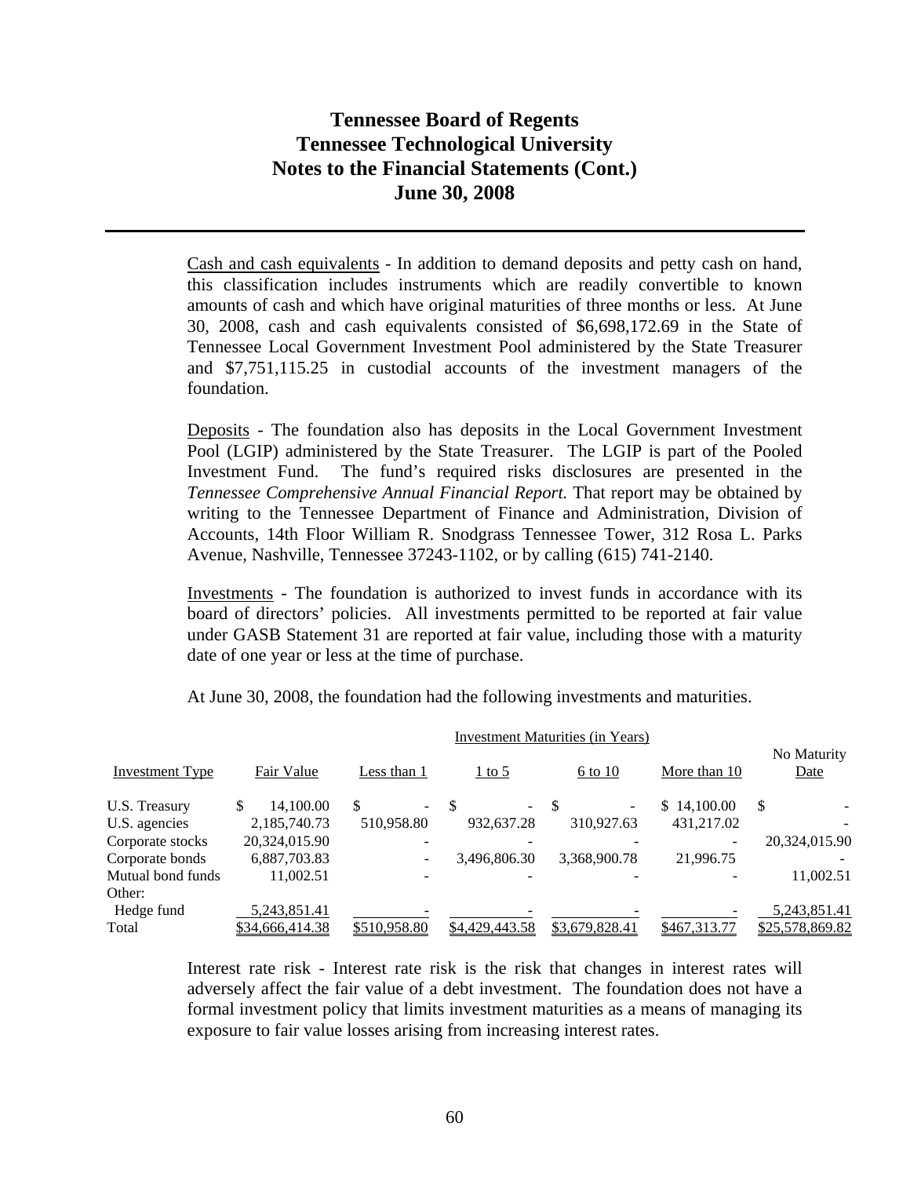# Tennessee Board of Regents
# Tennessee Technological University
# Notes to the Financial Statements (Cont.)
# June 30, 2008

Cash and cash equivalents - In addition to demand deposits and petty cash on hand, this classification includes instruments which are readily convertible to known amounts of cash and which have original maturities of three months or less. At June 30, 2008, cash and cash equivalents consisted of $6,698,172.69 in the State of Tennessee Local Government Investment Pool administered by the State Treasurer and $7,751,115.25 in custodial accounts of the investment managers of the foundation.

Deposits - The foundation also has deposits in the Local Government Investment Pool (LGIP) administered by the State Treasurer. The LGIP is part of the Pooled Investment Fund. The fund's required risks disclosures are presented in the *Tennessee Comprehensive Annual Financial Report.* That report may be obtained by writing to the Tennessee Department of Finance and Administration, Division of Accounts, 14th Floor William R. Snodgrass Tennessee Tower, 312 Rosa L. Parks Avenue, Nashville, Tennessee 37243-1102, or by calling (615) 741-2140.

Investments - The foundation is authorized to invest funds in accordance with its board of directors' policies. All investments permitted to be reported at fair value under GASB Statement 31 are reported at fair value, including those with a maturity date of one year or less at the time of purchase.

At June 30, 2008, the foundation had the following investments and maturities.

| | | Investment Maturities (in Years) | | | | |
|---|---|---|---|---|---|---|
| Investment Type | Fair Value | Less than 1 | 1 to 5 | 6 to 10 | More than 10 | No Maturity Date |
| U.S. Treasury | $ 14,100.00 | $ - | $ - | $ - | $ 14,100.00 | $ - |
| U.S. agencies | 2,185,740.73 | 510,958.80 | 932,637.28 | 310,927.63 | 431,217.02 | - |
| Corporate stocks | 20,324,015.90 | - | - | - | - | 20,324,015.90 |
| Corporate bonds | 6,887,703.83 | - | 3,496,806.30 | 3,368,900.78 | 21,996.75 | - |
| Mutual bond funds | 11,002.51 | - | - | - | - | 11,002.51 |
| Other: | | | | | | |
| Hedge fund | 5,243,851.41 | - | - | - | - | 5,243,851.41 |
| Total | $34,666,414.38 | $510,958.80 | $4,429,443.58 | $3,679,828.41 | $467,313.77 | $25,578,869.82 |

Interest rate risk - Interest rate risk is the risk that changes in interest rates will adversely affect the fair value of a debt investment. The foundation does not have a formal investment policy that limits investment maturities as a means of managing its exposure to fair value losses arising from increasing interest rates.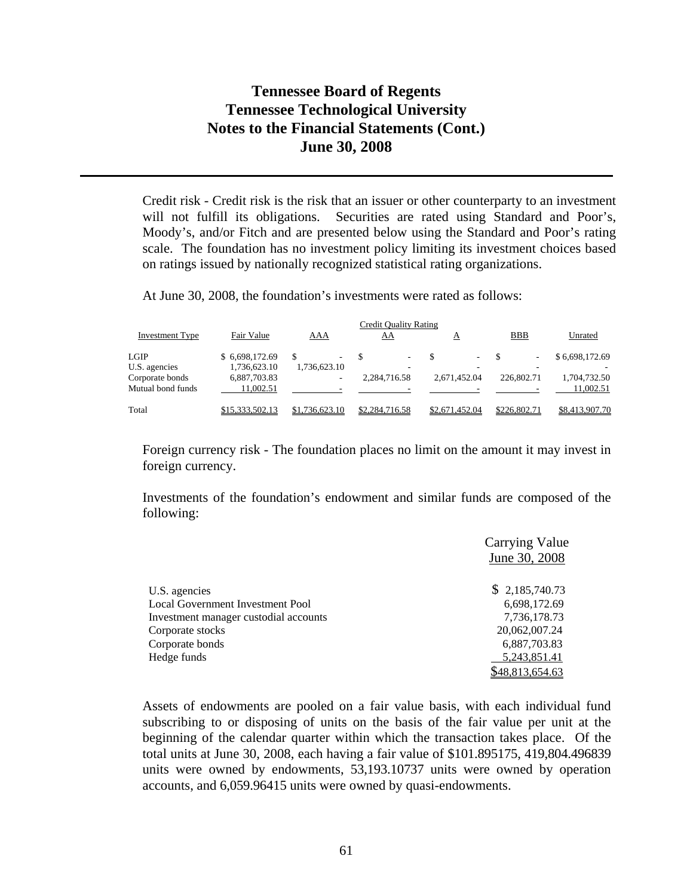# Tennessee Board of Regents
# Tennessee Technological University
# Notes to the Financial Statements (Cont.)
# June 30, 2008

Credit risk - Credit risk is the risk that an issuer or other counterparty to an investment will not fulfill its obligations. Securities are rated using Standard and Poor's, Moody's, and/or Fitch and are presented below using the Standard and Poor's rating scale. The foundation has no investment policy limiting its investment choices based on ratings issued by nationally recognized statistical rating organizations.

At June 30, 2008, the foundation's investments were rated as follows:

| | | Credit Quality Rating | | | | |
|---|---|---|---|---|---|---|
| Investment Type | Fair Value | AAA | AA | A | BBB | Unrated |
| LGIP | $ 6,698,172.69 | $ - | $ - | $ - | $ - | $ 6,698,172.69 |
| U.S. agencies | 1,736,623.10 | 1,736,623.10 | - | - | - | - |
| Corporate bonds | 6,887,703.83 | - | 2,284,716.58 | 2,671,452.04 | 226,802.71 | 1,704,732.50 |
| Mutual bond funds | 11,002.51 | - | - | - | - | 11,002.51 |
| Total | $15,333,502.13 | $1,736,623.10 | $2,284,716.58 | $2,671,452.04 | $226,802.71 | $8,413,907.70 |

Foreign currency risk - The foundation places no limit on the amount it may invest in foreign currency.

Investments of the foundation's endowment and similar funds are composed of the following:

| | Carrying Value June 30, 2008 |
|---|---|
| U.S. agencies | $ 2,185,740.73 |
| Local Government Investment Pool | 6,698,172.69 |
| Investment manager custodial accounts | 7,736,178.73 |
| Corporate stocks | 20,062,007.24 |
| Corporate bonds | 6,887,703.83 |
| Hedge funds | 5,243,851.41 |
| | $48,813,654.63 |

Assets of endowments are pooled on a fair value basis, with each individual fund subscribing to or disposing of units on the basis of the fair value per unit at the beginning of the calendar quarter within which the transaction takes place. Of the total units at June 30, 2008, each having a fair value of $101.895175, 419,804.496839 units were owned by endowments, 53,193.10737 units were owned by operation accounts, and 6,059.96415 units were owned by quasi-endowments.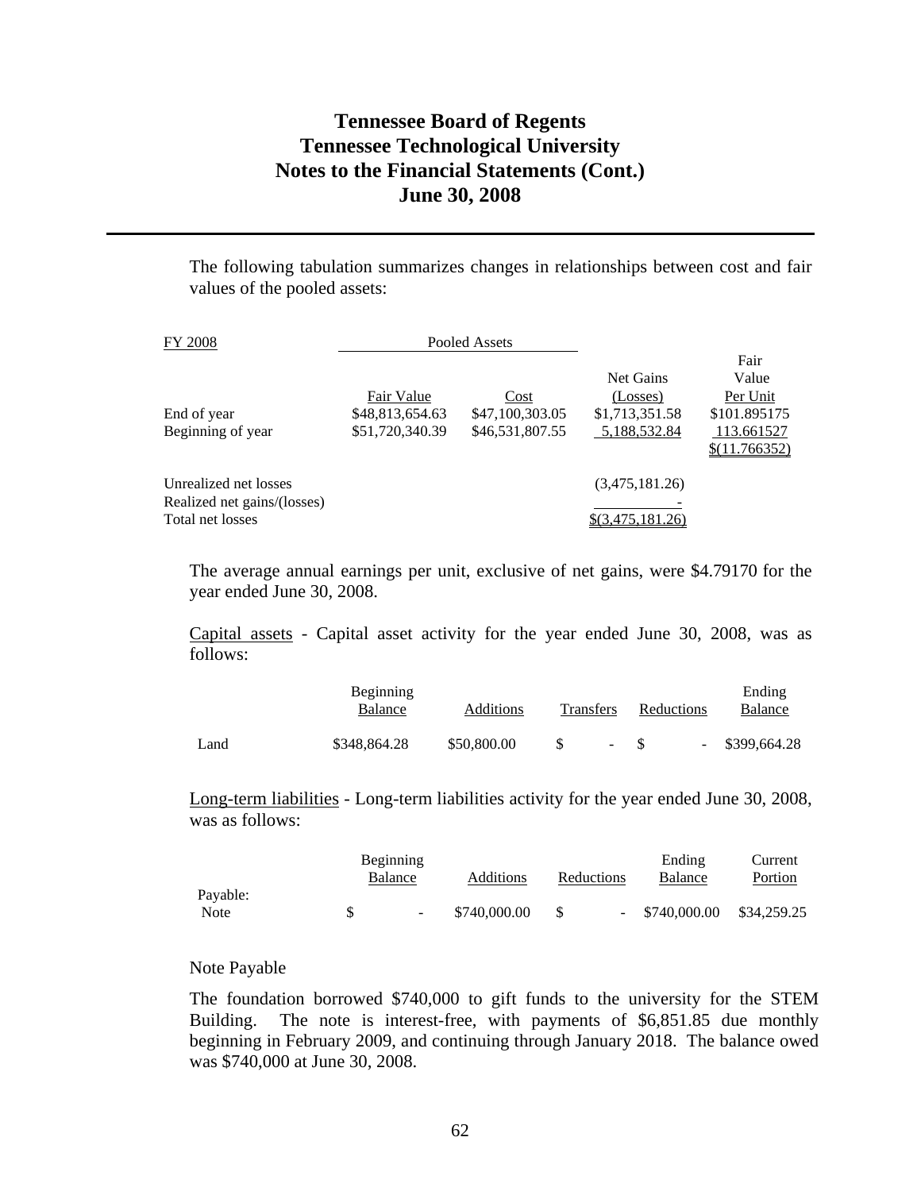# Tennessee Board of Regents
# Tennessee Technological University
# Notes to the Financial Statements (Cont.)
# June 30, 2008

The following tabulation summarizes changes in relationships between cost and fair values of the pooled assets:

| FY 2008 | Pooled Assets | | | |
|---|---|---|---|---|
| | Fair Value | Cost | Net Gains (Losses) | Fair Value Per Unit |
| End of year | $48,813,654.63 | $47,100,303.05 | $1,713,351.58 | $101.895175 |
| Beginning of year | $51,720,340.39 | $46,531,807.55 | 5,188,532.84 | 113.661527 |
| | | | | $(11.766352) |
| Unrealized net losses | | | (3,475,181.26) | |
| Realized net gains/(losses) | | | - | |
| Total net losses | | | $(3,475,181.26) | |

The average annual earnings per unit, exclusive of net gains, were $4.79170 for the year ended June 30, 2008.

Capital assets - Capital asset activity for the year ended June 30, 2008, was as follows:

| | Beginning Balance | Additions | Transfers | Reductions | Ending Balance |
|---|---|---|---|---|---|
| Land | $348,864.28 | $50,800.00 | $ - | $ - | $399,664.28 |

Long-term liabilities - Long-term liabilities activity for the year ended June 30, 2008, was as follows:

| | Beginning Balance | Additions | Reductions | Ending Balance | Current Portion |
|---|---|---|---|---|---|
| Payable: | | | | | |
| Note | $ - | $740,000.00 | $ - | $740,000.00 | $34,259.25 |

Note Payable

The foundation borrowed $740,000 to gift funds to the university for the STEM Building. The note is interest-free, with payments of $6,851.85 due monthly beginning in February 2009, and continuing through January 2018. The balance owed was $740,000 at June 30, 2008.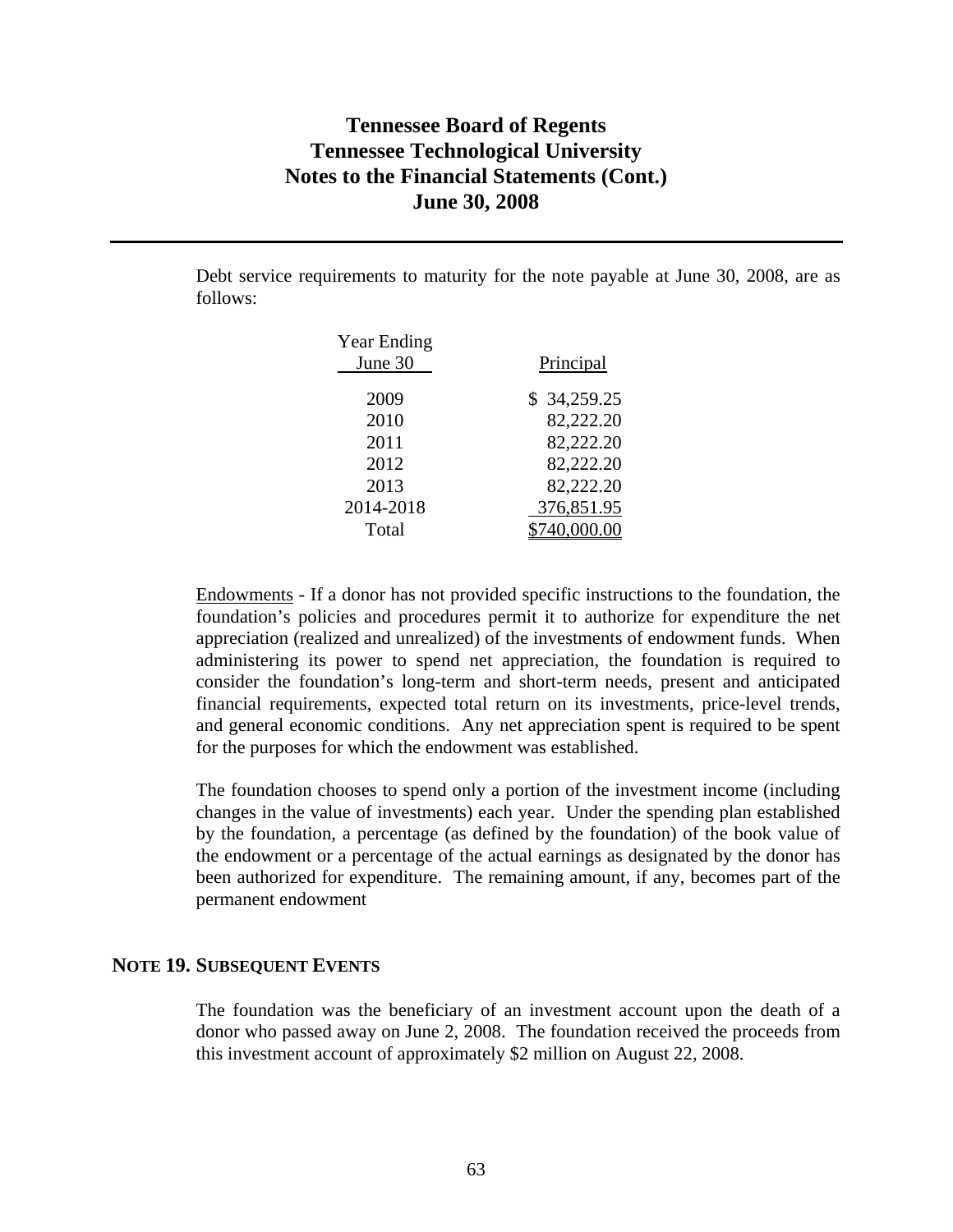Debt service requirements to maturity for the note payable at June 30, 2008, are as follows:

| Year Ending June 30 | Principal |
|---|---|
| 2009 | $ 34,259.25 |
| 2010 | 82,222.20 |
| 2011 | 82,222.20 |
| 2012 | 82,222.20 |
| 2013 | 82,222.20 |
| 2014-2018 | 376,851.95 |
| Total | $740,000.00 |

Endowments - If a donor has not provided specific instructions to the foundation, the foundation's policies and procedures permit it to authorize for expenditure the net appreciation (realized and unrealized) of the investments of endowment funds. When administering its power to spend net appreciation, the foundation is required to consider the foundation's long-term and short-term needs, present and anticipated financial requirements, expected total return on its investments, price-level trends, and general economic conditions. Any net appreciation spent is required to be spent for the purposes for which the endowment was established.

The foundation chooses to spend only a portion of the investment income (including changes in the value of investments) each year. Under the spending plan established by the foundation, a percentage (as defined by the foundation) of the book value of the endowment or a percentage of the actual earnings as designated by the donor has been authorized for expenditure. The remaining amount, if any, becomes part of the permanent endowment

## NOTE 19. SUBSEQUENT EVENTS

The foundation was the beneficiary of an investment account upon the death of a donor who passed away on June 2, 2008. The foundation received the proceeds from this investment account of approximately $2 million on August 22, 2008.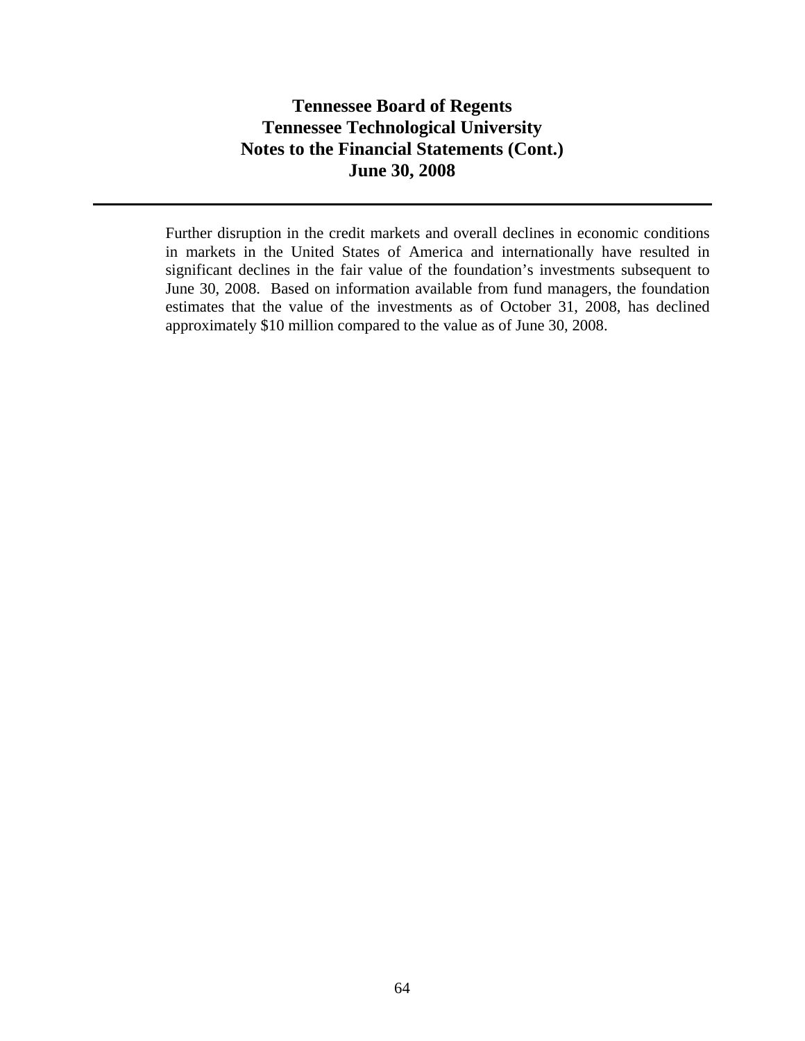Further disruption in the credit markets and overall declines in economic conditions in markets in the United States of America and internationally have resulted in significant declines in the fair value of the foundation's investments subsequent to June 30, 2008. Based on information available from fund managers, the foundation estimates that the value of the investments as of October 31, 2008, has declined approximately $10 million compared to the value as of June 30, 2008.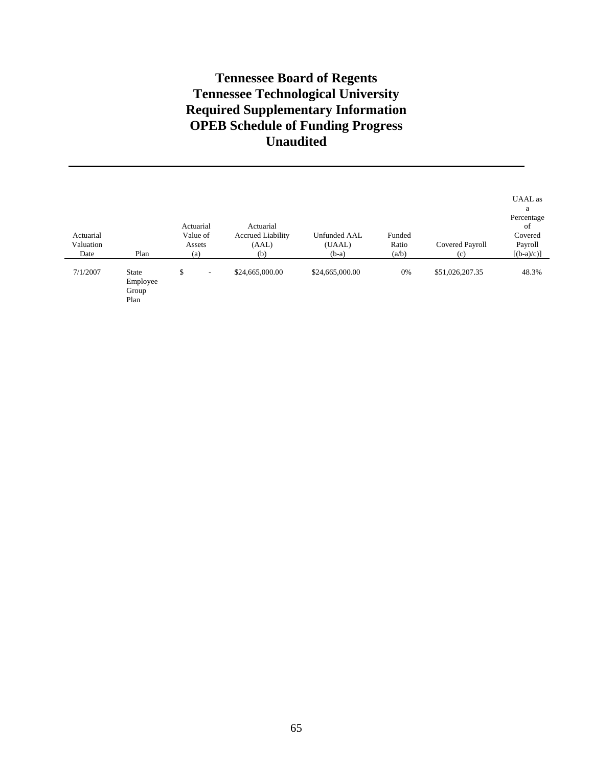# Tennessee Board of Regents
# Tennessee Technological University
# Required Supplementary Information
# OPEB Schedule of Funding Progress
# Unaudited

| Actuarial Valuation Date | Plan | Actuarial Value of Assets (a) | Actuarial Accrued Liability (AAL) (b) | Unfunded AAL (UAAL) (b-a) | Funded Ratio (a/b) | Covered Payroll (c) | UAAL as a Percentage of Covered Payroll [(b-a)/c)] |
|---|---|---|---|---|---|---|---|
| 7/1/2007 | State Employee Group Plan | $ - | $24,665,000.00 | $24,665,000.00 | 0% | $51,026,207.35 | 48.3% |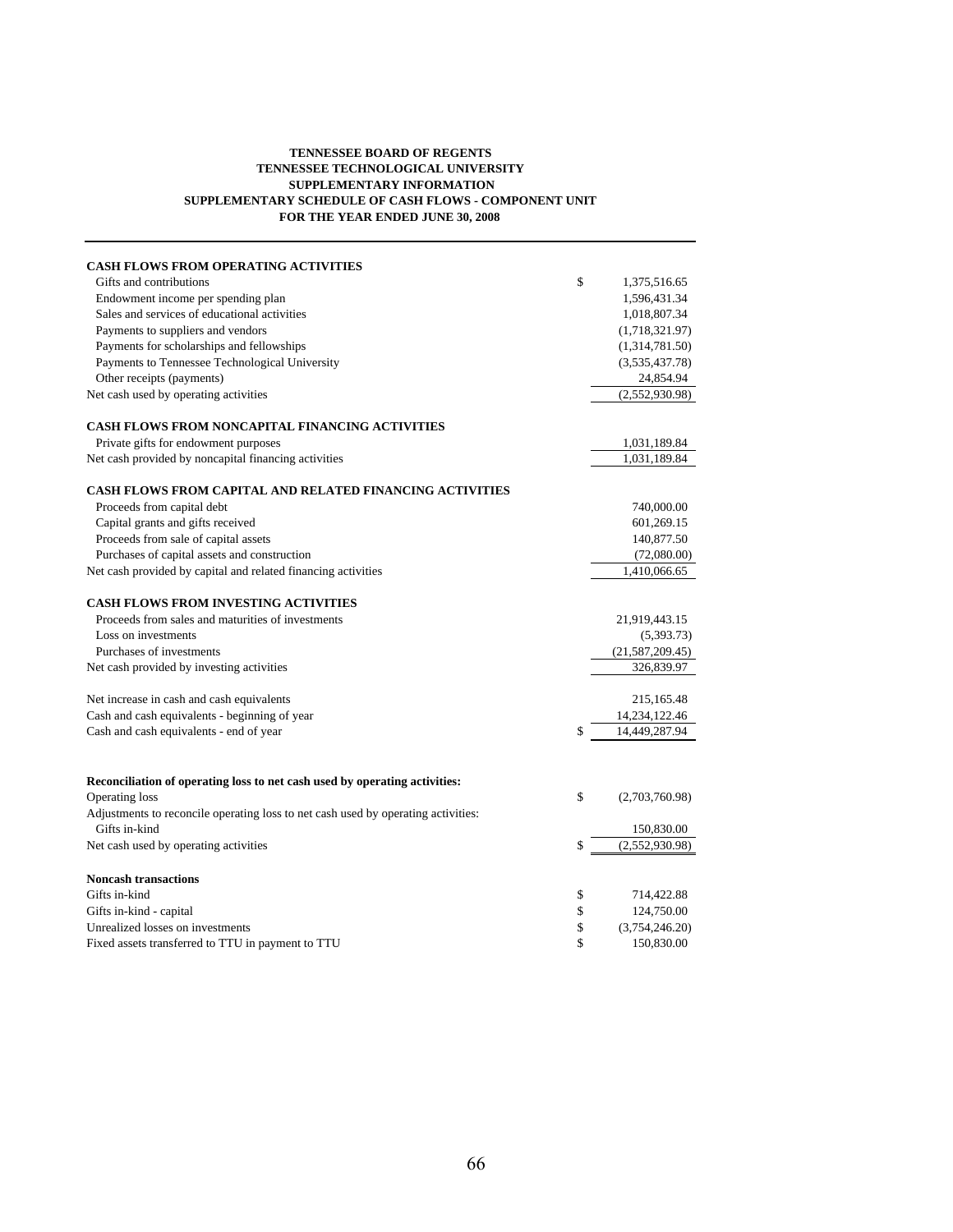**TENNESSEE BOARD OF REGENTS**
**TENNESSEE TECHNOLOGICAL UNIVERSITY**
**SUPPLEMENTARY INFORMATION**
**SUPPLEMENTARY SCHEDULE OF CASH FLOWS - COMPONENT UNIT**
**FOR THE YEAR ENDED JUNE 30, 2008**

| | | |
|---|---|---|
| **CASH FLOWS FROM OPERATING ACTIVITIES** | | |
| Gifts and contributions | $ | 1,375,516.65 |
| Endowment income per spending plan | | 1,596,431.34 |
| Sales and services of educational activities | | 1,018,807.34 |
| Payments to suppliers and vendors | | (1,718,321.97) |
| Payments for scholarships and fellowships | | (1,314,781.50) |
| Payments to Tennessee Technological University | | (3,535,437.78) |
| Other receipts (payments) | | 24,854.94 |
| Net cash used by operating activities | | (2,552,930.98) |
| **CASH FLOWS FROM NONCAPITAL FINANCING ACTIVITIES** | | |
| Private gifts for endowment purposes | | 1,031,189.84 |
| Net cash provided by noncapital financing activities | | 1,031,189.84 |
| **CASH FLOWS FROM CAPITAL AND RELATED FINANCING ACTIVITIES** | | |
| Proceeds from capital debt | | 740,000.00 |
| Capital grants and gifts received | | 601,269.15 |
| Proceeds from sale of capital assets | | 140,877.50 |
| Purchases of capital assets and construction | | (72,080.00) |
| Net cash provided by capital and related financing activities | | 1,410,066.65 |
| **CASH FLOWS FROM INVESTING ACTIVITIES** | | |
| Proceeds from sales and maturities of investments | | 21,919,443.15 |
| Loss on investments | | (5,393.73) |
| Purchases of investments | | (21,587,209.45) |
| Net cash provided by investing activities | | 326,839.97 |
| Net increase in cash and cash equivalents | | 215,165.48 |
| Cash and cash equivalents - beginning of year | | 14,234,122.46 |
| Cash and cash equivalents - end of year | $ | 14,449,287.94 |
| **Reconciliation of operating loss to net cash used by operating activities:** | | |
| Operating loss | $ | (2,703,760.98) |
| Adjustments to reconcile operating loss to net cash used by operating activities: | | |
| Gifts in-kind | | 150,830.00 |
| Net cash used by operating activities | $ | (2,552,930.98) |
| **Noncash transactions** | | |
| Gifts in-kind | $ | 714,422.88 |
| Gifts in-kind - capital | $ | 124,750.00 |
| Unrealized losses on investments | $ | (3,754,246.20) |
| Fixed assets transferred to TTU in payment to TTU | $ | 150,830.00 |